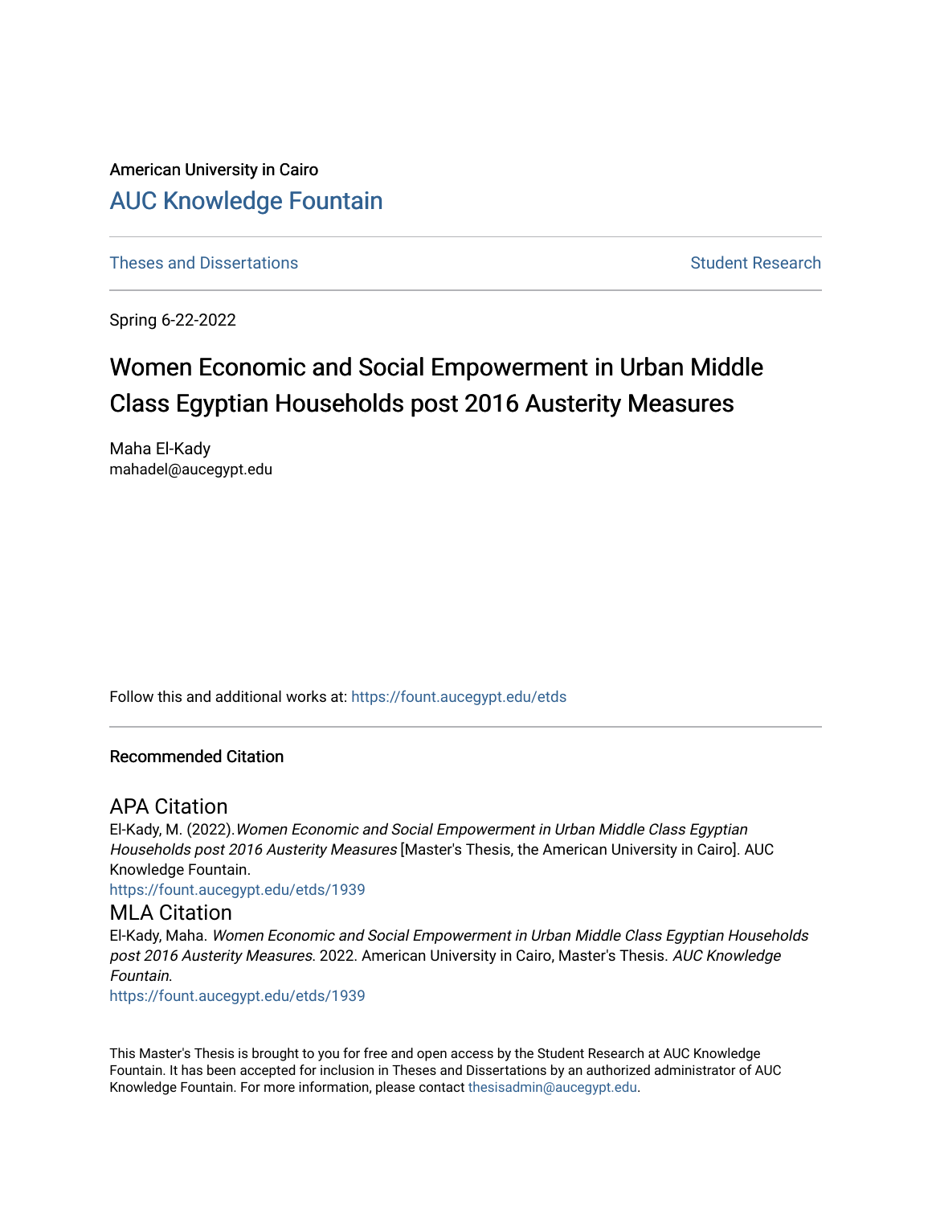American University in Cairo

## AUC Knowledge Fountain

Theses and Dissertations | Student Research

Spring 6-22-2022

# Women Economic and Social Empowerment in Urban Middle Class Egyptian Households post 2016 Austerity Measures

Maha El-Kady
mahadel@aucegypt.edu

Follow this and additional works at: https://fount.aucegypt.edu/etds

### Recommended Citation

## APA Citation

El-Kady, M. (2022).*Women Economic and Social Empowerment in Urban Middle Class Egyptian Households post 2016 Austerity Measures* [Master's Thesis, the American University in Cairo]. AUC Knowledge Fountain.
https://fount.aucegypt.edu/etds/1939

## MLA Citation

El-Kady, Maha. *Women Economic and Social Empowerment in Urban Middle Class Egyptian Households post 2016 Austerity Measures*. 2022. American University in Cairo, Master's Thesis. *AUC Knowledge Fountain*.
https://fount.aucegypt.edu/etds/1939

This Master's Thesis is brought to you for free and open access by the Student Research at AUC Knowledge Fountain. It has been accepted for inclusion in Theses and Dissertations by an authorized administrator of AUC Knowledge Fountain. For more information, please contact thesisadmin@aucegypt.edu.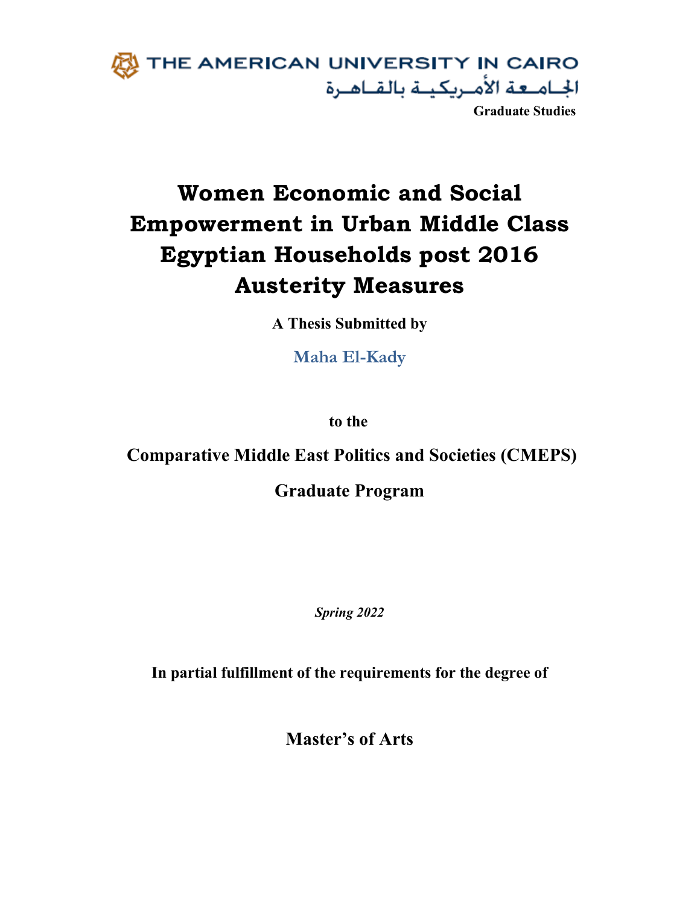THE AMERICAN UNIVERSITY IN CAIRO

الجامعة الأمريكية بالقاهرة

**Graduate Studies**

# Women Economic and Social Empowerment in Urban Middle Class Egyptian Households post 2016 Austerity Measures

**A Thesis Submitted by**

**Maha El-Kady**

**to the**

**Comparative Middle East Politics and Societies (CMEPS)**

**Graduate Program**

***Spring 2022***

**In partial fulfillment of the requirements for the degree of**

**Master's of Arts**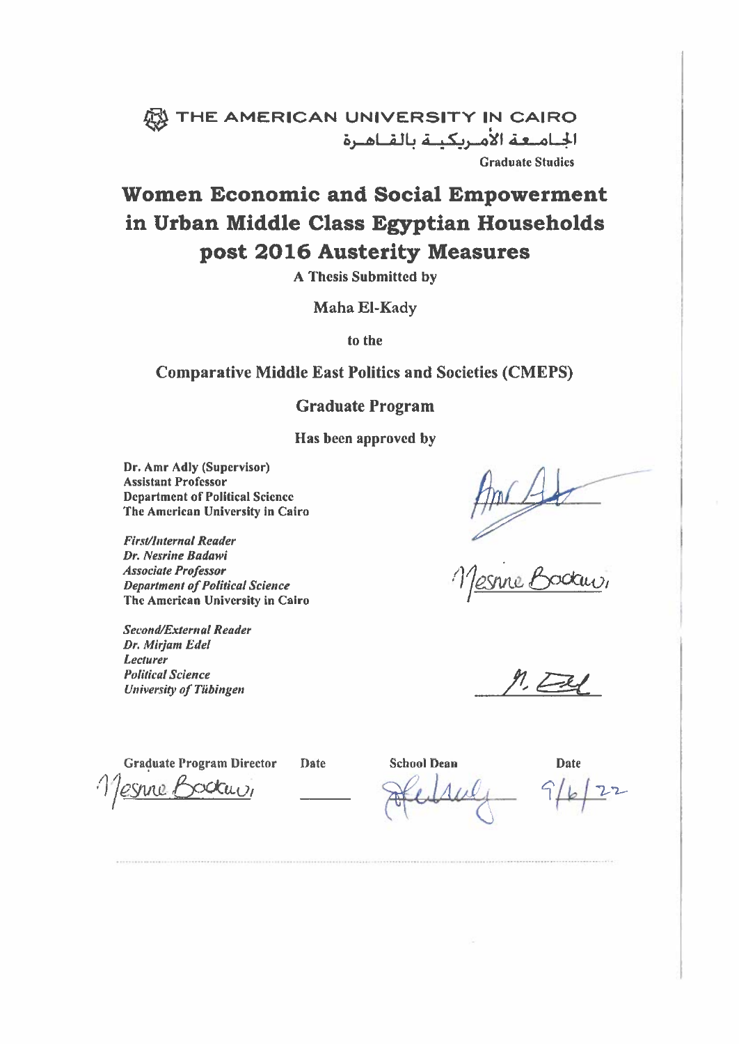THE AMERICAN UNIVERSITY IN CAIRO

الجامعة الأمريكية بالقاهرة

Graduate Studies

# Women Economic and Social Empowerment in Urban Middle Class Egyptian Households post 2016 Austerity Measures

**A Thesis Submitted by**

Maha El-Kady

**to the**

**Comparative Middle East Politics and Societies (CMEPS)**

**Graduate Program**

**Has been approved by**

**Dr. Amr Adly (Supervisor)**
**Assistant Professor**
**Department of Political Science**
**The American University in Cairo**

***First/Internal Reader***
***Dr. Nesrine Badawi***
***Associate Professor***
***Department of Political Science***
**The American University in Cairo**

***Second/External Reader***
***Dr. Mirjam Edel***
***Lecturer***
***Political Science***
***University of Tübingen***

| Graduate Program Director | Date | School Dean | Date |
|---|---|---|---|
| Nesrine Badawi | | | 9/6/22 |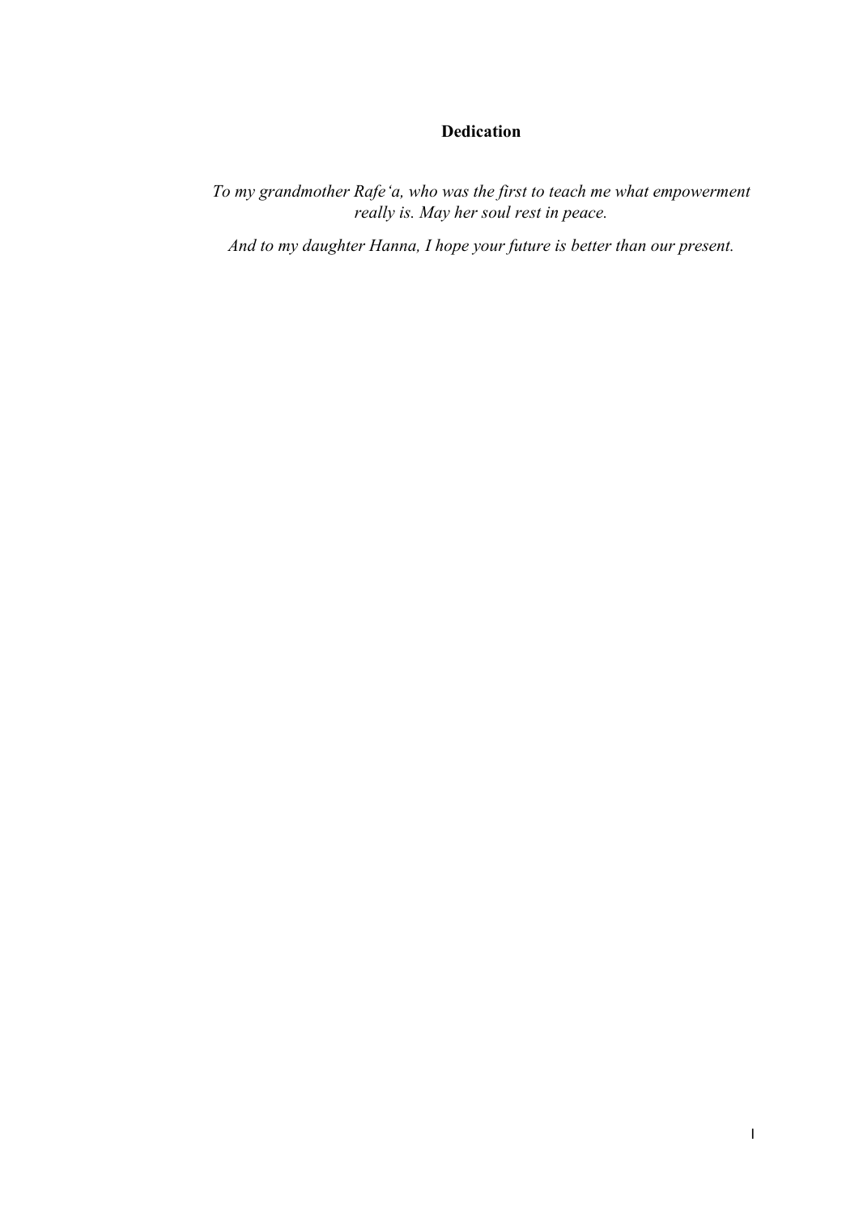# Dedication

*To my grandmother Rafe'a, who was the first to teach me what empowerment really is. May her soul rest in peace.*

*And to my daughter Hanna, I hope your future is better than our present.*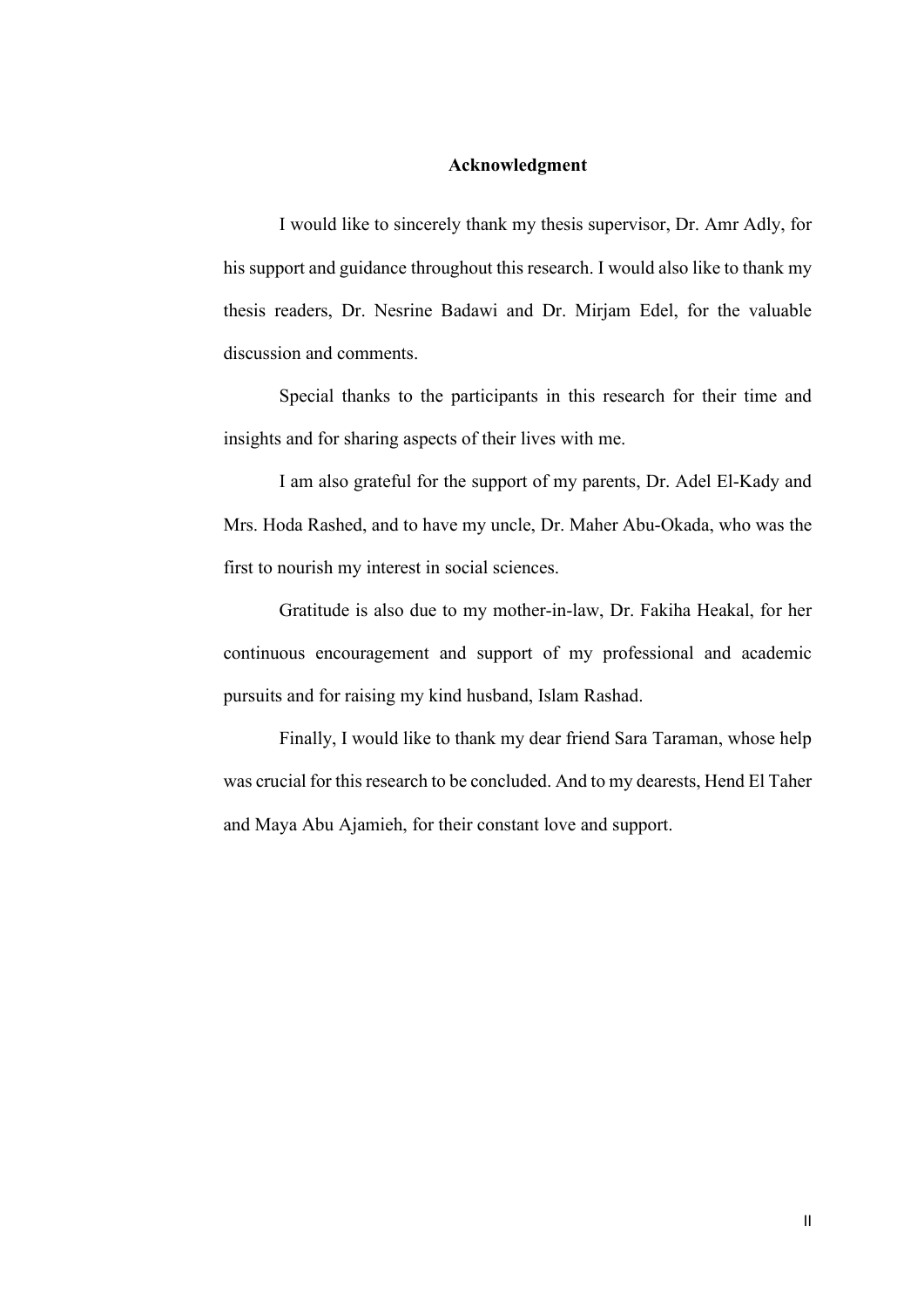## Acknowledgment

I would like to sincerely thank my thesis supervisor, Dr. Amr Adly, for his support and guidance throughout this research. I would also like to thank my thesis readers, Dr. Nesrine Badawi and Dr. Mirjam Edel, for the valuable discussion and comments.

Special thanks to the participants in this research for their time and insights and for sharing aspects of their lives with me.

I am also grateful for the support of my parents, Dr. Adel El-Kady and Mrs. Hoda Rashed, and to have my uncle, Dr. Maher Abu-Okada, who was the first to nourish my interest in social sciences.

Gratitude is also due to my mother-in-law, Dr. Fakiha Heakal, for her continuous encouragement and support of my professional and academic pursuits and for raising my kind husband, Islam Rashad.

Finally, I would like to thank my dear friend Sara Taraman, whose help was crucial for this research to be concluded. And to my dearests, Hend El Taher and Maya Abu Ajamieh, for their constant love and support.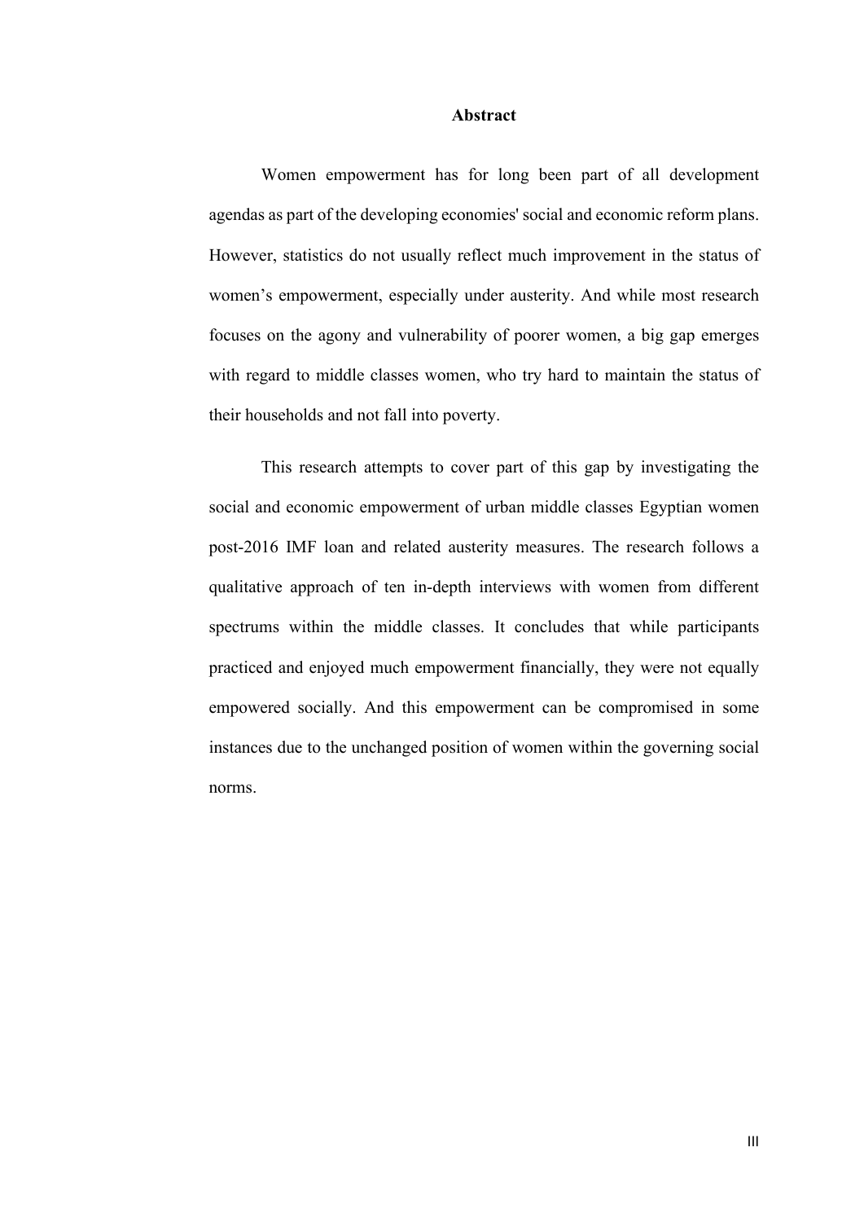# Abstract

Women empowerment has for long been part of all development agendas as part of the developing economies' social and economic reform plans. However, statistics do not usually reflect much improvement in the status of women's empowerment, especially under austerity. And while most research focuses on the agony and vulnerability of poorer women, a big gap emerges with regard to middle classes women, who try hard to maintain the status of their households and not fall into poverty.

This research attempts to cover part of this gap by investigating the social and economic empowerment of urban middle classes Egyptian women post-2016 IMF loan and related austerity measures. The research follows a qualitative approach of ten in-depth interviews with women from different spectrums within the middle classes. It concludes that while participants practiced and enjoyed much empowerment financially, they were not equally empowered socially. And this empowerment can be compromised in some instances due to the unchanged position of women within the governing social norms.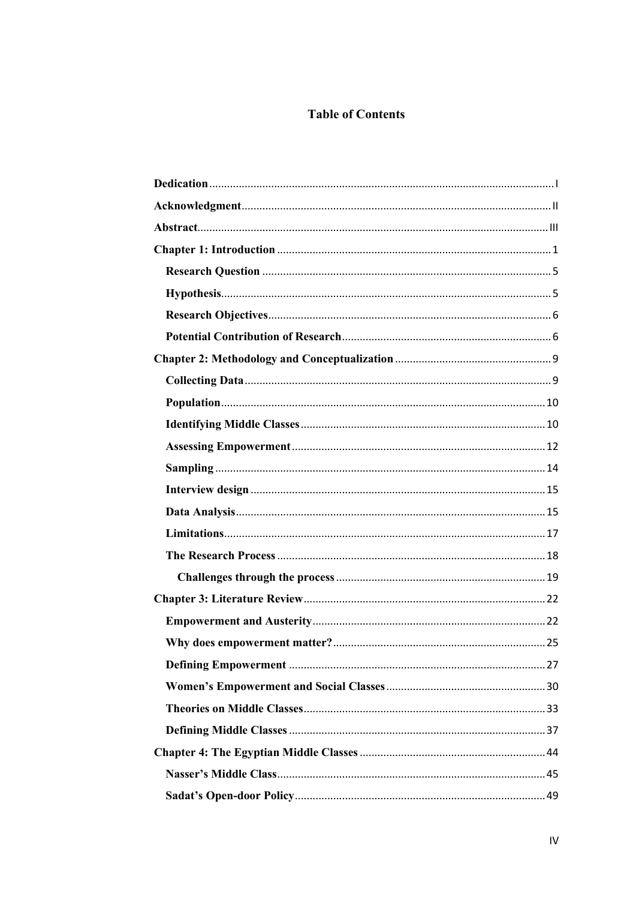# Table of Contents

**Dedication** .................................................................................................................... I

**Acknowledgment** ........................................................................................................ II

**Abstract** ...................................................................................................................... III

**Chapter 1: Introduction** ............................................................................................ 1

- **Research Question** ................................................................................................ 5
- **Hypothesis** .............................................................................................................. 5
- **Research Objectives** ............................................................................................... 6
- **Potential Contribution of Research** ....................................................................... 6

**Chapter 2: Methodology and Conceptualization** ..................................................... 9

- **Collecting Data** ...................................................................................................... 9
- **Population** ............................................................................................................. 10
- **Identifying Middle Classes** .................................................................................. 10
- **Assessing Empowerment** ..................................................................................... 12
- **Sampling** ............................................................................................................... 14
- **Interview design** ................................................................................................... 15
- **Data Analysis** ........................................................................................................ 15
- **Limitations** ............................................................................................................ 17
- **The Research Process** .......................................................................................... 18
  - **Challenges through the process** ....................................................................... 19

**Chapter 3: Literature Review** ................................................................................... 22

- **Empowerment and Austerity** ............................................................................... 22
- **Why does empowerment matter?** ........................................................................ 25
- **Defining Empowerment** ....................................................................................... 27
- **Women's Empowerment and Social Classes** ...................................................... 30
- **Theories on Middle Classes** ................................................................................. 33
- **Defining Middle Classes** ...................................................................................... 37

**Chapter 4: The Egyptian Middle Classes** ............................................................... 44

- **Nasser's Middle Class** .......................................................................................... 45
- **Sadat's Open-door Policy** .................................................................................... 49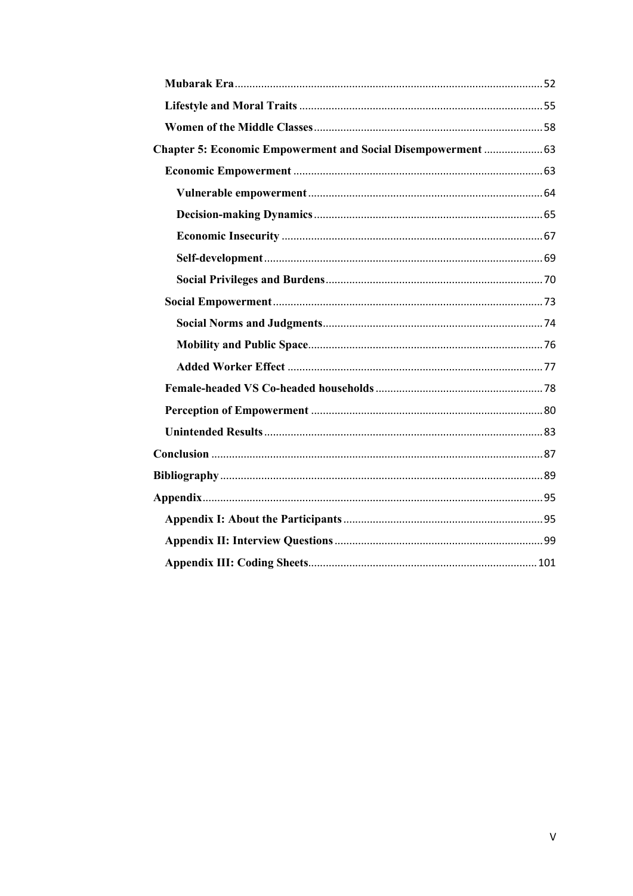Mubarak Era ........................................................................................................ 52

Lifestyle and Moral Traits ................................................................................. 55

Women of the Middle Classes ............................................................................ 58

**Chapter 5: Economic Empowerment and Social Disempowerment** .................... 63

Economic Empowerment .................................................................................... 63

Vulnerable empowerment ............................................................................... 64

Decision-making Dynamics ............................................................................ 65

Economic Insecurity ....................................................................................... 67

Self-development ............................................................................................. 69

Social Privileges and Burdens ......................................................................... 70

Social Empowerment .......................................................................................... 73

Social Norms and Judgments .......................................................................... 74

Mobility and Public Space ............................................................................... 76

Added Worker Effect ...................................................................................... 77

Female-headed VS Co-headed households ......................................................... 78

Perception of Empowerment .............................................................................. 80

Unintended Results ............................................................................................. 83

**Conclusion** ........................................................................................................ 87

**Bibliography** ..................................................................................................... 89

**Appendix** ........................................................................................................... 95

Appendix I: About the Participants .................................................................... 95

Appendix II: Interview Questions ....................................................................... 99

Appendix III: Coding Sheets ............................................................................... 101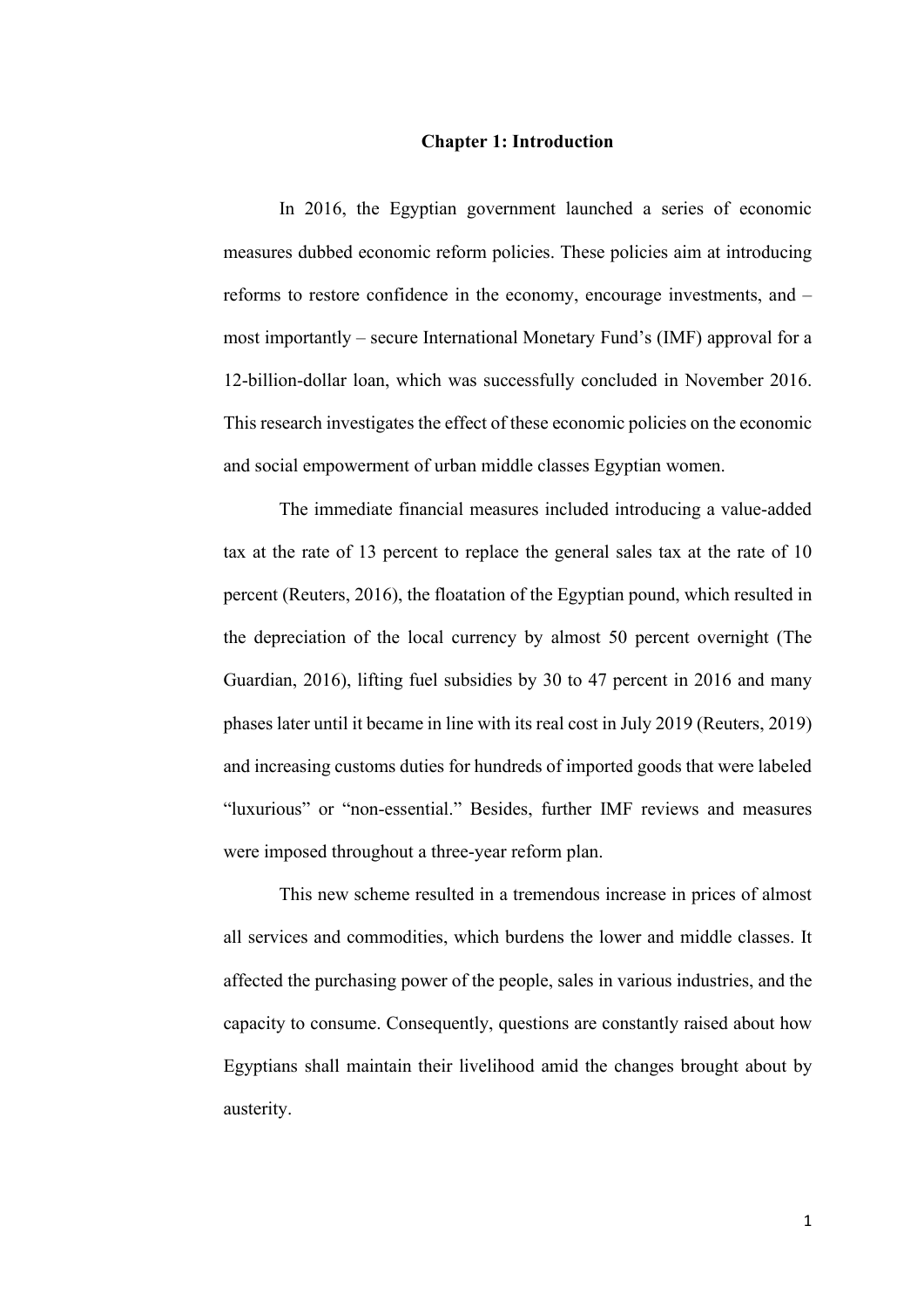# Chapter 1: Introduction

In 2016, the Egyptian government launched a series of economic measures dubbed economic reform policies. These policies aim at introducing reforms to restore confidence in the economy, encourage investments, and – most importantly – secure International Monetary Fund's (IMF) approval for a 12-billion-dollar loan, which was successfully concluded in November 2016. This research investigates the effect of these economic policies on the economic and social empowerment of urban middle classes Egyptian women.

The immediate financial measures included introducing a value-added tax at the rate of 13 percent to replace the general sales tax at the rate of 10 percent (Reuters, 2016), the floatation of the Egyptian pound, which resulted in the depreciation of the local currency by almost 50 percent overnight (The Guardian, 2016), lifting fuel subsidies by 30 to 47 percent in 2016 and many phases later until it became in line with its real cost in July 2019 (Reuters, 2019) and increasing customs duties for hundreds of imported goods that were labeled "luxurious" or "non-essential." Besides, further IMF reviews and measures were imposed throughout a three-year reform plan.

This new scheme resulted in a tremendous increase in prices of almost all services and commodities, which burdens the lower and middle classes. It affected the purchasing power of the people, sales in various industries, and the capacity to consume. Consequently, questions are constantly raised about how Egyptians shall maintain their livelihood amid the changes brought about by austerity.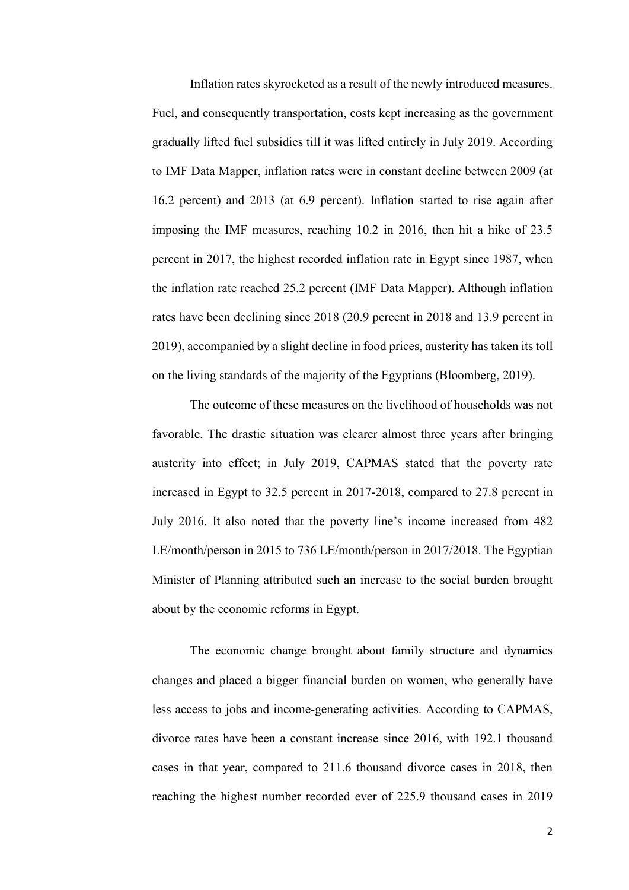Inflation rates skyrocketed as a result of the newly introduced measures. Fuel, and consequently transportation, costs kept increasing as the government gradually lifted fuel subsidies till it was lifted entirely in July 2019. According to IMF Data Mapper, inflation rates were in constant decline between 2009 (at 16.2 percent) and 2013 (at 6.9 percent). Inflation started to rise again after imposing the IMF measures, reaching 10.2 in 2016, then hit a hike of 23.5 percent in 2017, the highest recorded inflation rate in Egypt since 1987, when the inflation rate reached 25.2 percent (IMF Data Mapper). Although inflation rates have been declining since 2018 (20.9 percent in 2018 and 13.9 percent in 2019), accompanied by a slight decline in food prices, austerity has taken its toll on the living standards of the majority of the Egyptians (Bloomberg, 2019).

The outcome of these measures on the livelihood of households was not favorable. The drastic situation was clearer almost three years after bringing austerity into effect; in July 2019, CAPMAS stated that the poverty rate increased in Egypt to 32.5 percent in 2017-2018, compared to 27.8 percent in July 2016. It also noted that the poverty line's income increased from 482 LE/month/person in 2015 to 736 LE/month/person in 2017/2018. The Egyptian Minister of Planning attributed such an increase to the social burden brought about by the economic reforms in Egypt.

The economic change brought about family structure and dynamics changes and placed a bigger financial burden on women, who generally have less access to jobs and income-generating activities. According to CAPMAS, divorce rates have been a constant increase since 2016, with 192.1 thousand cases in that year, compared to 211.6 thousand divorce cases in 2018, then reaching the highest number recorded ever of 225.9 thousand cases in 2019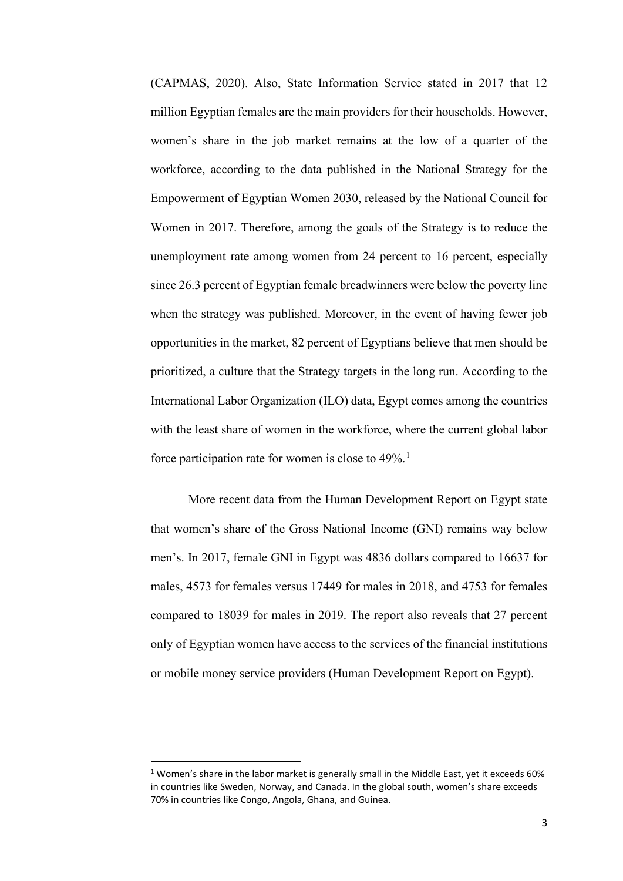(CAPMAS, 2020). Also, State Information Service stated in 2017 that 12 million Egyptian females are the main providers for their households. However, women's share in the job market remains at the low of a quarter of the workforce, according to the data published in the National Strategy for the Empowerment of Egyptian Women 2030, released by the National Council for Women in 2017. Therefore, among the goals of the Strategy is to reduce the unemployment rate among women from 24 percent to 16 percent, especially since 26.3 percent of Egyptian female breadwinners were below the poverty line when the strategy was published. Moreover, in the event of having fewer job opportunities in the market, 82 percent of Egyptians believe that men should be prioritized, a culture that the Strategy targets in the long run. According to the International Labor Organization (ILO) data, Egypt comes among the countries with the least share of women in the workforce, where the current global labor force participation rate for women is close to 49%.[1]

More recent data from the Human Development Report on Egypt state that women's share of the Gross National Income (GNI) remains way below men's. In 2017, female GNI in Egypt was 4836 dollars compared to 16637 for males, 4573 for females versus 17449 for males in 2018, and 4753 for females compared to 18039 for males in 2019. The report also reveals that 27 percent only of Egyptian women have access to the services of the financial institutions or mobile money service providers (Human Development Report on Egypt).

---

[1] Women's share in the labor market is generally small in the Middle East, yet it exceeds 60% in countries like Sweden, Norway, and Canada. In the global south, women's share exceeds 70% in countries like Congo, Angola, Ghana, and Guinea.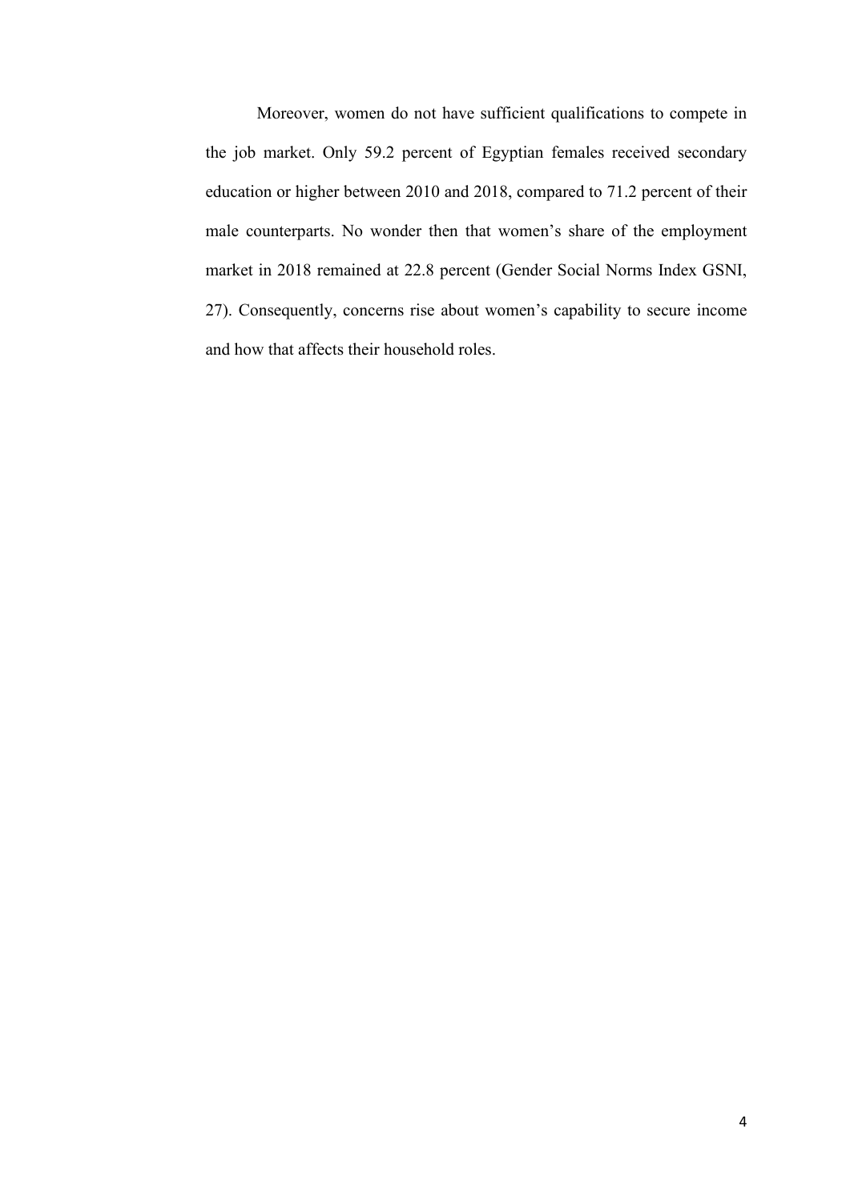Moreover, women do not have sufficient qualifications to compete in the job market. Only 59.2 percent of Egyptian females received secondary education or higher between 2010 and 2018, compared to 71.2 percent of their male counterparts. No wonder then that women's share of the employment market in 2018 remained at 22.8 percent (Gender Social Norms Index GSNI, 27). Consequently, concerns rise about women's capability to secure income and how that affects their household roles.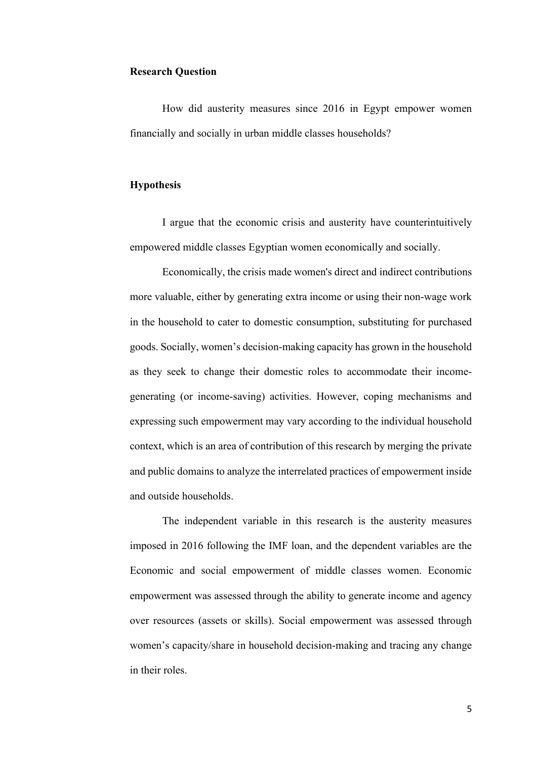**Research Question**

How did austerity measures since 2016 in Egypt empower women financially and socially in urban middle classes households?

**Hypothesis**

I argue that the economic crisis and austerity have counterintuitively empowered middle classes Egyptian women economically and socially.

Economically, the crisis made women's direct and indirect contributions more valuable, either by generating extra income or using their non-wage work in the household to cater to domestic consumption, substituting for purchased goods. Socially, women's decision-making capacity has grown in the household as they seek to change their domestic roles to accommodate their income-generating (or income-saving) activities. However, coping mechanisms and expressing such empowerment may vary according to the individual household context, which is an area of contribution of this research by merging the private and public domains to analyze the interrelated practices of empowerment inside and outside households.

The independent variable in this research is the austerity measures imposed in 2016 following the IMF loan, and the dependent variables are the Economic and social empowerment of middle classes women. Economic empowerment was assessed through the ability to generate income and agency over resources (assets or skills). Social empowerment was assessed through women's capacity/share in household decision-making and tracing any change in their roles.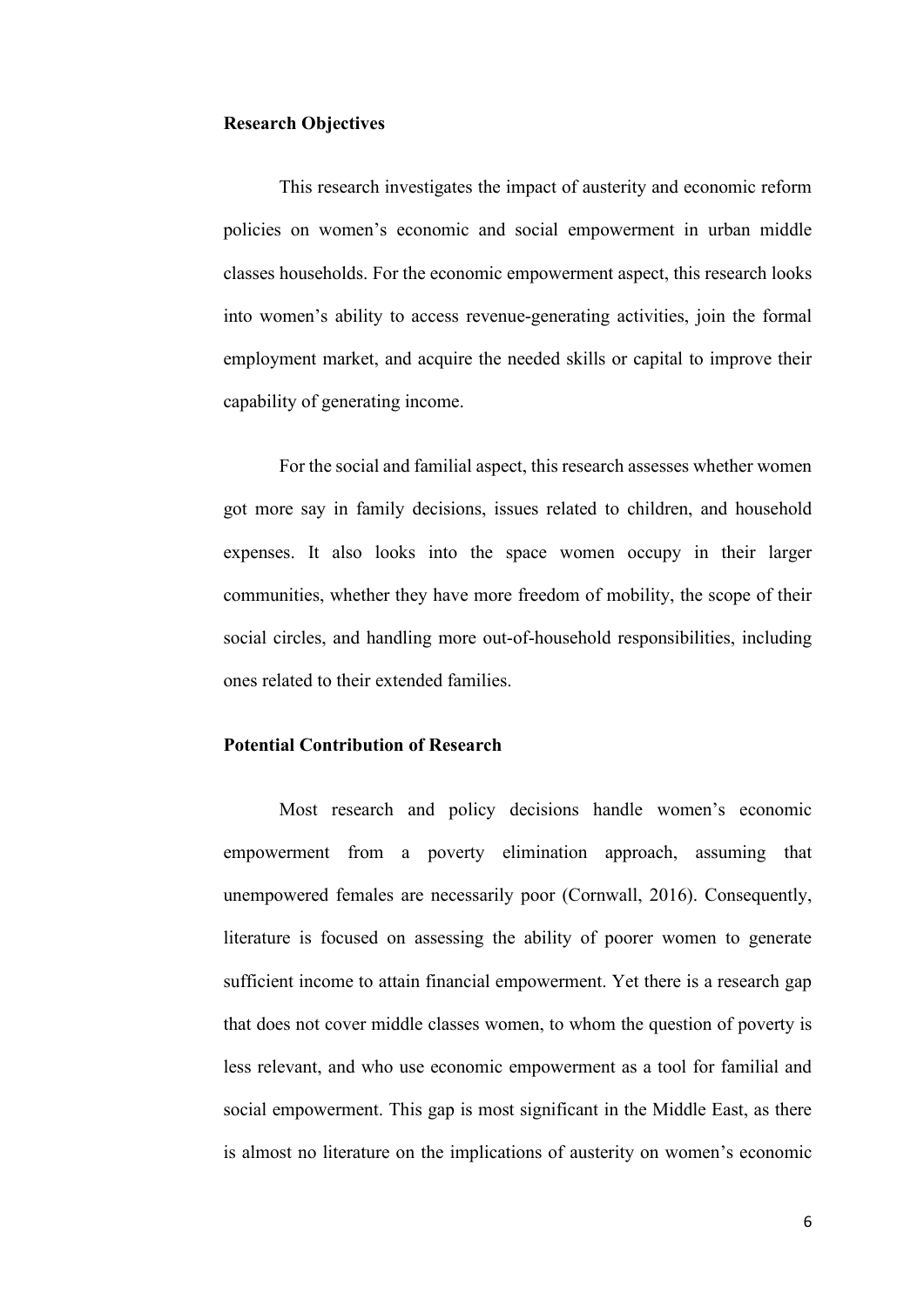**Research Objectives**

This research investigates the impact of austerity and economic reform policies on women's economic and social empowerment in urban middle classes households. For the economic empowerment aspect, this research looks into women's ability to access revenue-generating activities, join the formal employment market, and acquire the needed skills or capital to improve their capability of generating income.

For the social and familial aspect, this research assesses whether women got more say in family decisions, issues related to children, and household expenses. It also looks into the space women occupy in their larger communities, whether they have more freedom of mobility, the scope of their social circles, and handling more out-of-household responsibilities, including ones related to their extended families.

**Potential Contribution of Research**

Most research and policy decisions handle women's economic empowerment from a poverty elimination approach, assuming that unempowered females are necessarily poor (Cornwall, 2016). Consequently, literature is focused on assessing the ability of poorer women to generate sufficient income to attain financial empowerment. Yet there is a research gap that does not cover middle classes women, to whom the question of poverty is less relevant, and who use economic empowerment as a tool for familial and social empowerment. This gap is most significant in the Middle East, as there is almost no literature on the implications of austerity on women's economic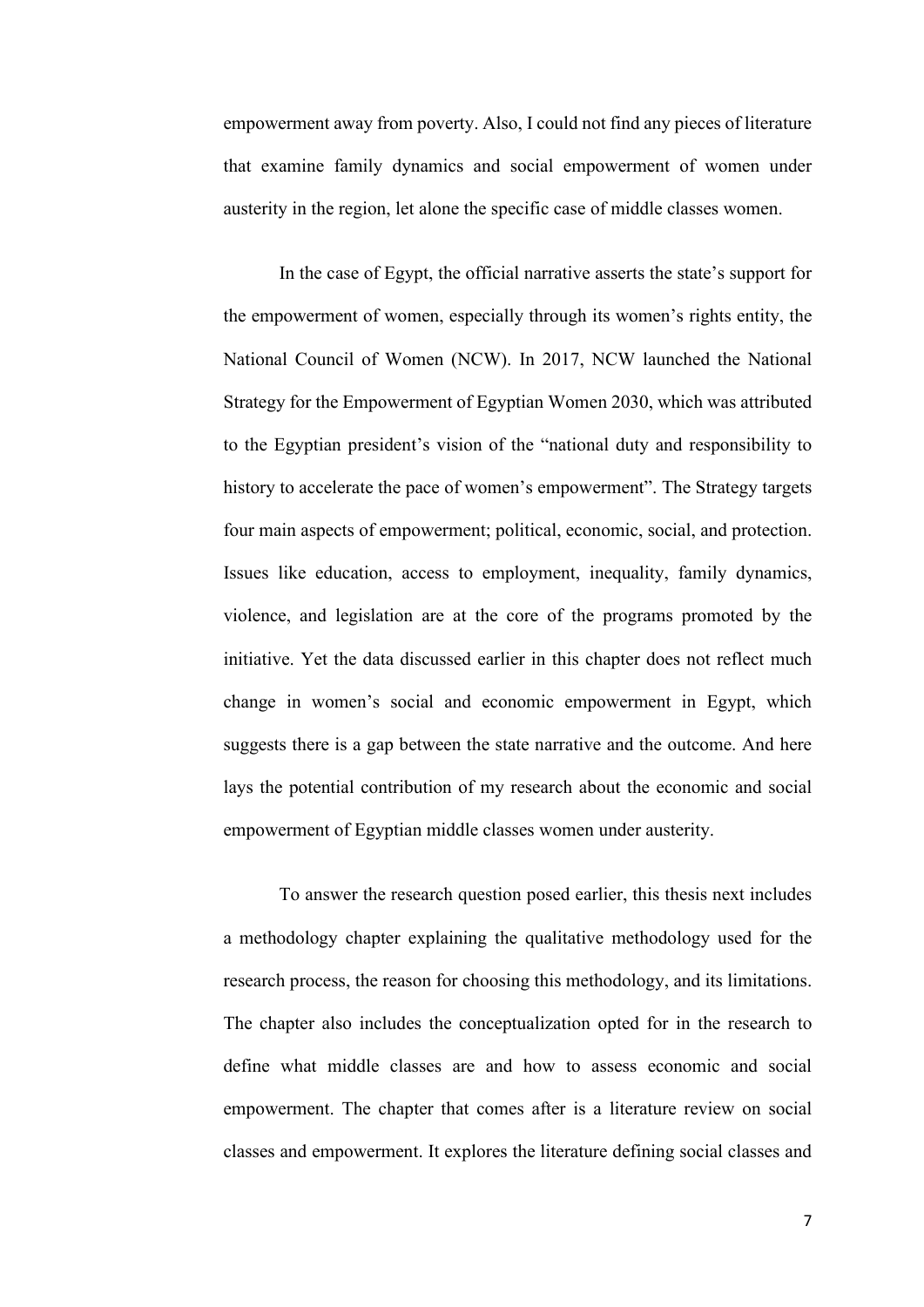empowerment away from poverty. Also, I could not find any pieces of literature that examine family dynamics and social empowerment of women under austerity in the region, let alone the specific case of middle classes women.

In the case of Egypt, the official narrative asserts the state's support for the empowerment of women, especially through its women's rights entity, the National Council of Women (NCW). In 2017, NCW launched the National Strategy for the Empowerment of Egyptian Women 2030, which was attributed to the Egyptian president's vision of the "national duty and responsibility to history to accelerate the pace of women's empowerment". The Strategy targets four main aspects of empowerment; political, economic, social, and protection. Issues like education, access to employment, inequality, family dynamics, violence, and legislation are at the core of the programs promoted by the initiative. Yet the data discussed earlier in this chapter does not reflect much change in women's social and economic empowerment in Egypt, which suggests there is a gap between the state narrative and the outcome. And here lays the potential contribution of my research about the economic and social empowerment of Egyptian middle classes women under austerity.

To answer the research question posed earlier, this thesis next includes a methodology chapter explaining the qualitative methodology used for the research process, the reason for choosing this methodology, and its limitations. The chapter also includes the conceptualization opted for in the research to define what middle classes are and how to assess economic and social empowerment. The chapter that comes after is a literature review on social classes and empowerment. It explores the literature defining social classes and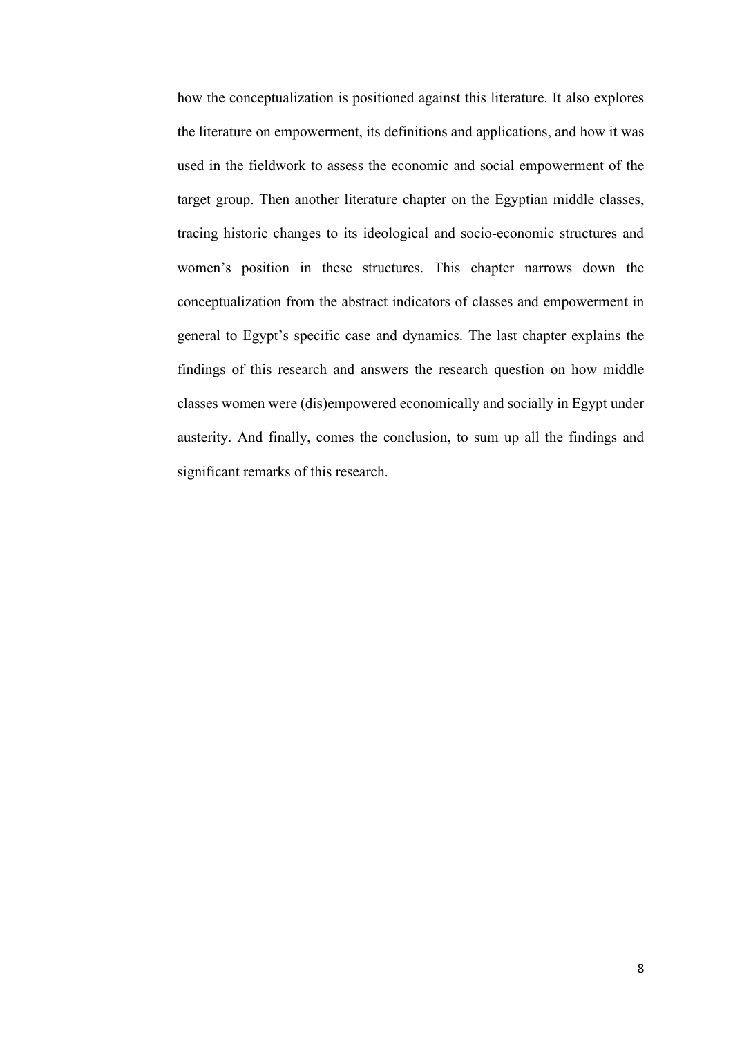how the conceptualization is positioned against this literature. It also explores the literature on empowerment, its definitions and applications, and how it was used in the fieldwork to assess the economic and social empowerment of the target group. Then another literature chapter on the Egyptian middle classes, tracing historic changes to its ideological and socio-economic structures and women's position in these structures. This chapter narrows down the conceptualization from the abstract indicators of classes and empowerment in general to Egypt's specific case and dynamics. The last chapter explains the findings of this research and answers the research question on how middle classes women were (dis)empowered economically and socially in Egypt under austerity. And finally, comes the conclusion, to sum up all the findings and significant remarks of this research.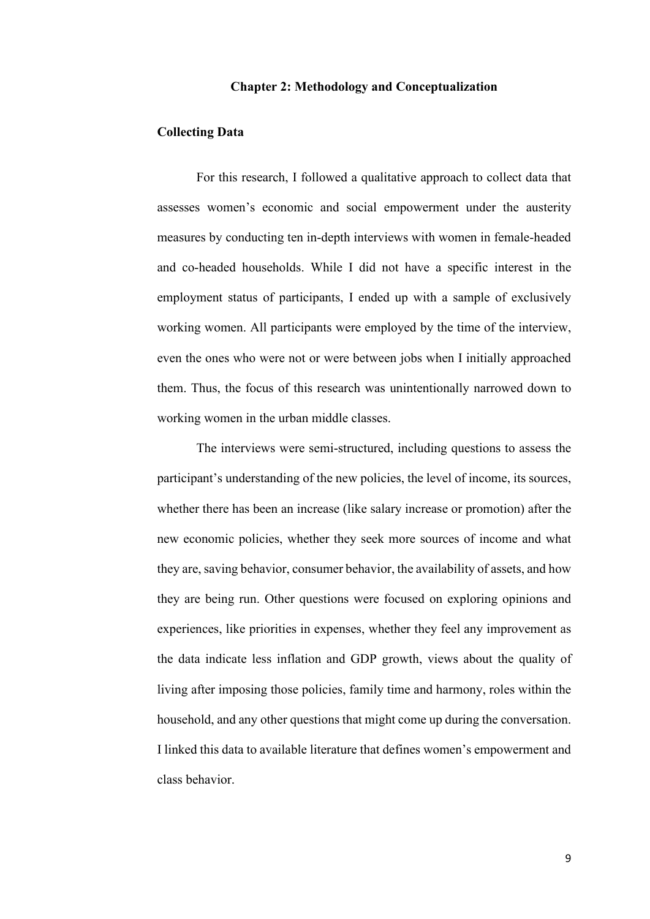## Chapter 2: Methodology and Conceptualization

### Collecting Data

For this research, I followed a qualitative approach to collect data that assesses women's economic and social empowerment under the austerity measures by conducting ten in-depth interviews with women in female-headed and co-headed households. While I did not have a specific interest in the employment status of participants, I ended up with a sample of exclusively working women. All participants were employed by the time of the interview, even the ones who were not or were between jobs when I initially approached them. Thus, the focus of this research was unintentionally narrowed down to working women in the urban middle classes.

The interviews were semi-structured, including questions to assess the participant's understanding of the new policies, the level of income, its sources, whether there has been an increase (like salary increase or promotion) after the new economic policies, whether they seek more sources of income and what they are, saving behavior, consumer behavior, the availability of assets, and how they are being run. Other questions were focused on exploring opinions and experiences, like priorities in expenses, whether they feel any improvement as the data indicate less inflation and GDP growth, views about the quality of living after imposing those policies, family time and harmony, roles within the household, and any other questions that might come up during the conversation. I linked this data to available literature that defines women's empowerment and class behavior.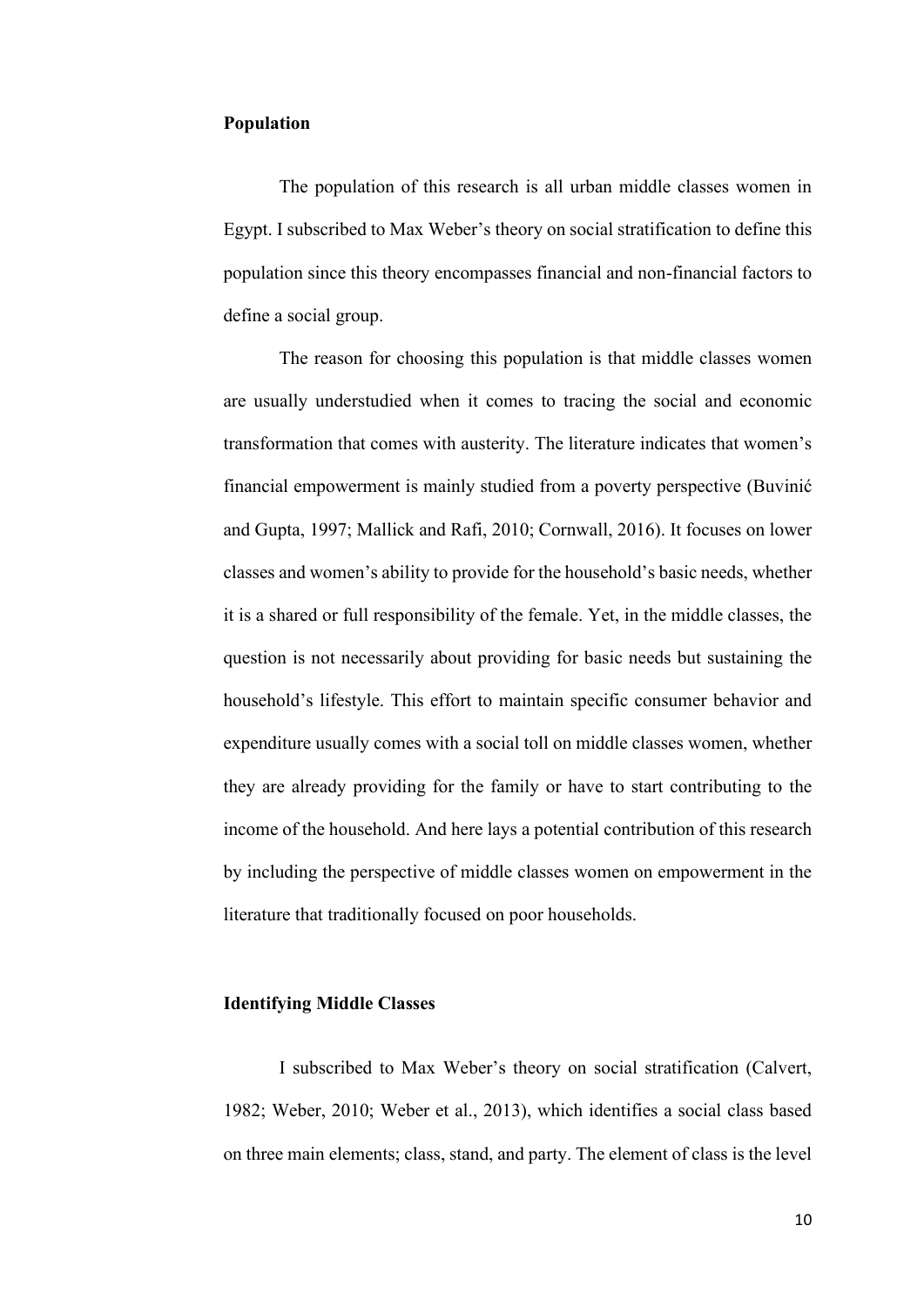**Population**

The population of this research is all urban middle classes women in Egypt. I subscribed to Max Weber's theory on social stratification to define this population since this theory encompasses financial and non-financial factors to define a social group.

The reason for choosing this population is that middle classes women are usually understudied when it comes to tracing the social and economic transformation that comes with austerity. The literature indicates that women's financial empowerment is mainly studied from a poverty perspective (Buvinić and Gupta, 1997; Mallick and Rafi, 2010; Cornwall, 2016). It focuses on lower classes and women's ability to provide for the household's basic needs, whether it is a shared or full responsibility of the female. Yet, in the middle classes, the question is not necessarily about providing for basic needs but sustaining the household's lifestyle. This effort to maintain specific consumer behavior and expenditure usually comes with a social toll on middle classes women, whether they are already providing for the family or have to start contributing to the income of the household. And here lays a potential contribution of this research by including the perspective of middle classes women on empowerment in the literature that traditionally focused on poor households.

**Identifying Middle Classes**

I subscribed to Max Weber's theory on social stratification (Calvert, 1982; Weber, 2010; Weber et al., 2013), which identifies a social class based on three main elements; class, stand, and party. The element of class is the level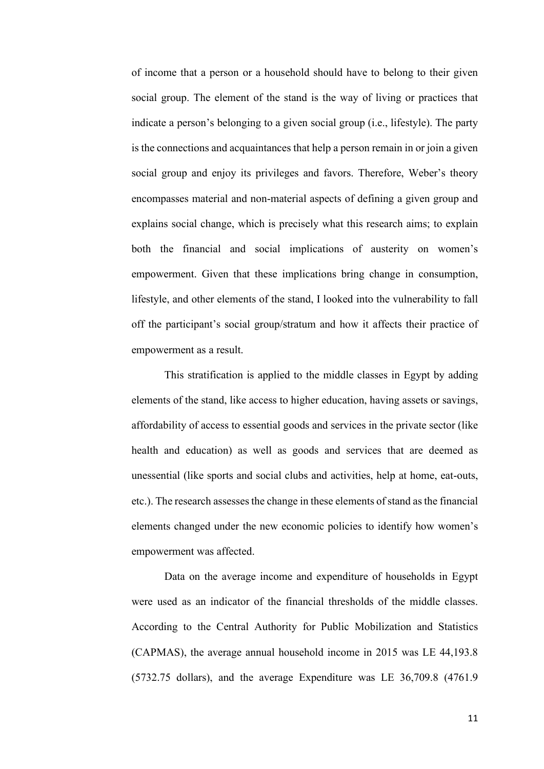of income that a person or a household should have to belong to their given social group. The element of the stand is the way of living or practices that indicate a person's belonging to a given social group (i.e., lifestyle). The party is the connections and acquaintances that help a person remain in or join a given social group and enjoy its privileges and favors. Therefore, Weber's theory encompasses material and non-material aspects of defining a given group and explains social change, which is precisely what this research aims; to explain both the financial and social implications of austerity on women's empowerment. Given that these implications bring change in consumption, lifestyle, and other elements of the stand, I looked into the vulnerability to fall off the participant's social group/stratum and how it affects their practice of empowerment as a result.

This stratification is applied to the middle classes in Egypt by adding elements of the stand, like access to higher education, having assets or savings, affordability of access to essential goods and services in the private sector (like health and education) as well as goods and services that are deemed as unessential (like sports and social clubs and activities, help at home, eat-outs, etc.). The research assesses the change in these elements of stand as the financial elements changed under the new economic policies to identify how women's empowerment was affected.

Data on the average income and expenditure of households in Egypt were used as an indicator of the financial thresholds of the middle classes. According to the Central Authority for Public Mobilization and Statistics (CAPMAS), the average annual household income in 2015 was LE 44,193.8 (5732.75 dollars), and the average Expenditure was LE 36,709.8 (4761.9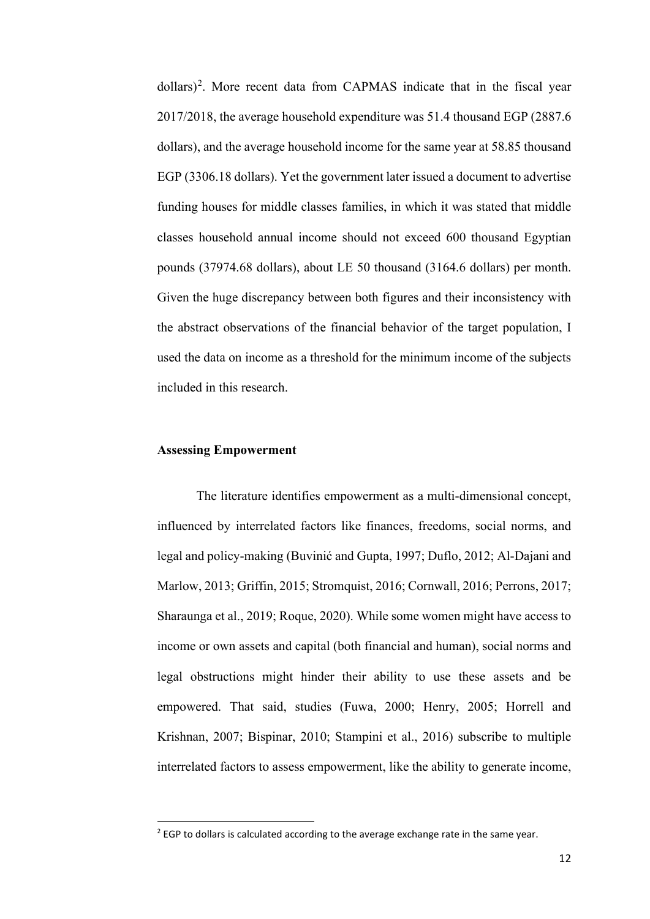dollars)[2]. More recent data from CAPMAS indicate that in the fiscal year 2017/2018, the average household expenditure was 51.4 thousand EGP (2887.6 dollars), and the average household income for the same year at 58.85 thousand EGP (3306.18 dollars). Yet the government later issued a document to advertise funding houses for middle classes families, in which it was stated that middle classes household annual income should not exceed 600 thousand Egyptian pounds (37974.68 dollars), about LE 50 thousand (3164.6 dollars) per month. Given the huge discrepancy between both figures and their inconsistency with the abstract observations of the financial behavior of the target population, I used the data on income as a threshold for the minimum income of the subjects included in this research.

**Assessing Empowerment**

The literature identifies empowerment as a multi-dimensional concept, influenced by interrelated factors like finances, freedoms, social norms, and legal and policy-making (Buvinić and Gupta, 1997; Duflo, 2012; Al-Dajani and Marlow, 2013; Griffin, 2015; Stromquist, 2016; Cornwall, 2016; Perrons, 2017; Sharaunga et al., 2019; Roque, 2020). While some women might have access to income or own assets and capital (both financial and human), social norms and legal obstructions might hinder their ability to use these assets and be empowered. That said, studies (Fuwa, 2000; Henry, 2005; Horrell and Krishnan, 2007; Bispinar, 2010; Stampini et al., 2016) subscribe to multiple interrelated factors to assess empowerment, like the ability to generate income,

[2] EGP to dollars is calculated according to the average exchange rate in the same year.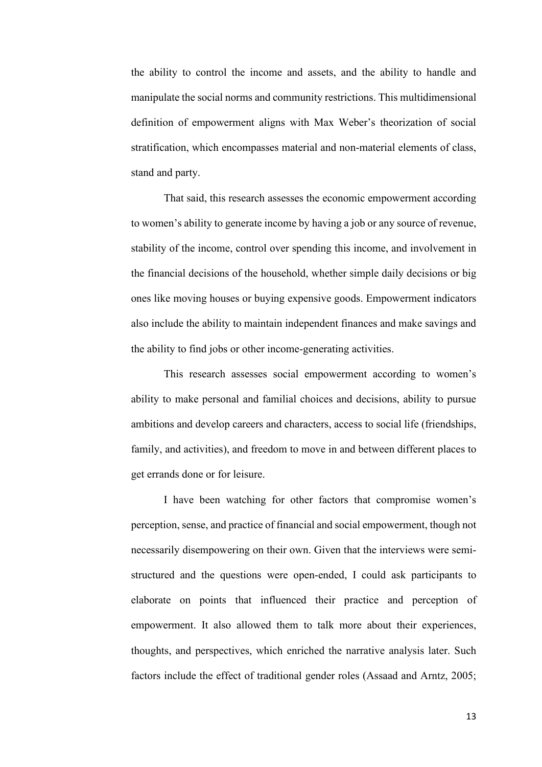the ability to control the income and assets, and the ability to handle and manipulate the social norms and community restrictions. This multidimensional definition of empowerment aligns with Max Weber's theorization of social stratification, which encompasses material and non-material elements of class, stand and party.

That said, this research assesses the economic empowerment according to women's ability to generate income by having a job or any source of revenue, stability of the income, control over spending this income, and involvement in the financial decisions of the household, whether simple daily decisions or big ones like moving houses or buying expensive goods. Empowerment indicators also include the ability to maintain independent finances and make savings and the ability to find jobs or other income-generating activities.

This research assesses social empowerment according to women's ability to make personal and familial choices and decisions, ability to pursue ambitions and develop careers and characters, access to social life (friendships, family, and activities), and freedom to move in and between different places to get errands done or for leisure.

I have been watching for other factors that compromise women's perception, sense, and practice of financial and social empowerment, though not necessarily disempowering on their own. Given that the interviews were semi-structured and the questions were open-ended, I could ask participants to elaborate on points that influenced their practice and perception of empowerment. It also allowed them to talk more about their experiences, thoughts, and perspectives, which enriched the narrative analysis later. Such factors include the effect of traditional gender roles (Assaad and Arntz, 2005;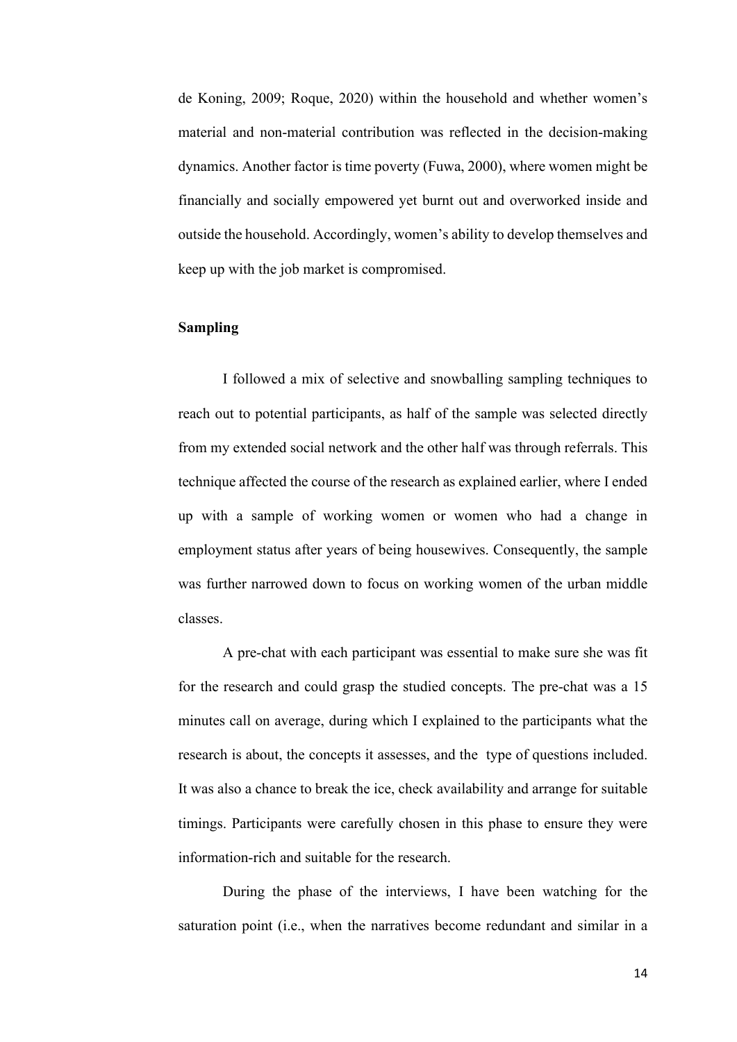de Koning, 2009; Roque, 2020) within the household and whether women's material and non-material contribution was reflected in the decision-making dynamics. Another factor is time poverty (Fuwa, 2000), where women might be financially and socially empowered yet burnt out and overworked inside and outside the household. Accordingly, women's ability to develop themselves and keep up with the job market is compromised.

**Sampling**

I followed a mix of selective and snowballing sampling techniques to reach out to potential participants, as half of the sample was selected directly from my extended social network and the other half was through referrals. This technique affected the course of the research as explained earlier, where I ended up with a sample of working women or women who had a change in employment status after years of being housewives. Consequently, the sample was further narrowed down to focus on working women of the urban middle classes.

A pre-chat with each participant was essential to make sure she was fit for the research and could grasp the studied concepts. The pre-chat was a 15 minutes call on average, during which I explained to the participants what the research is about, the concepts it assesses, and the type of questions included. It was also a chance to break the ice, check availability and arrange for suitable timings. Participants were carefully chosen in this phase to ensure they were information-rich and suitable for the research.

During the phase of the interviews, I have been watching for the saturation point (i.e., when the narratives become redundant and similar in a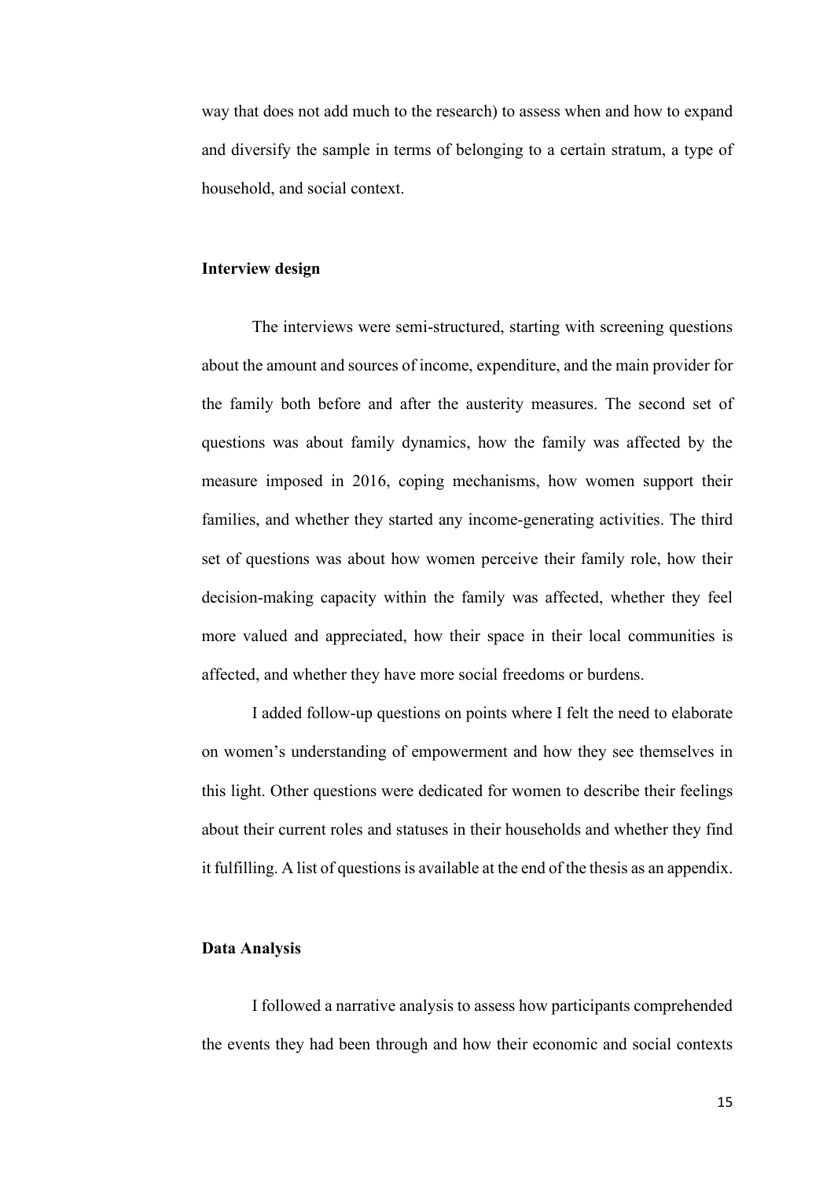way that does not add much to the research) to assess when and how to expand and diversify the sample in terms of belonging to a certain stratum, a type of household, and social context.

### Interview design

The interviews were semi-structured, starting with screening questions about the amount and sources of income, expenditure, and the main provider for the family both before and after the austerity measures. The second set of questions was about family dynamics, how the family was affected by the measure imposed in 2016, coping mechanisms, how women support their families, and whether they started any income-generating activities. The third set of questions was about how women perceive their family role, how their decision-making capacity within the family was affected, whether they feel more valued and appreciated, how their space in their local communities is affected, and whether they have more social freedoms or burdens.

I added follow-up questions on points where I felt the need to elaborate on women's understanding of empowerment and how they see themselves in this light. Other questions were dedicated for women to describe their feelings about their current roles and statuses in their households and whether they find it fulfilling. A list of questions is available at the end of the thesis as an appendix.

### Data Analysis

I followed a narrative analysis to assess how participants comprehended the events they had been through and how their economic and social contexts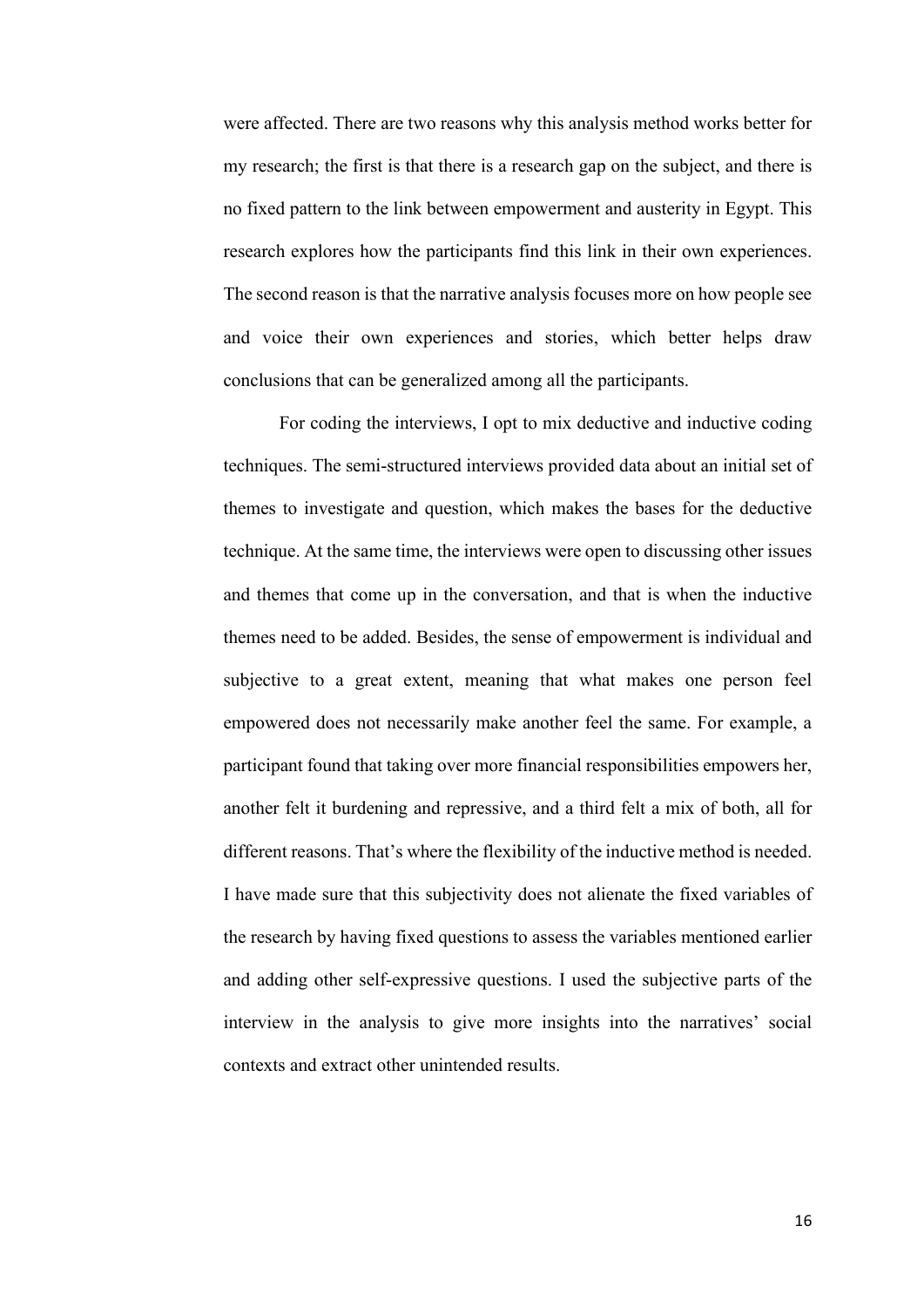were affected. There are two reasons why this analysis method works better for my research; the first is that there is a research gap on the subject, and there is no fixed pattern to the link between empowerment and austerity in Egypt. This research explores how the participants find this link in their own experiences. The second reason is that the narrative analysis focuses more on how people see and voice their own experiences and stories, which better helps draw conclusions that can be generalized among all the participants.

For coding the interviews, I opt to mix deductive and inductive coding techniques. The semi-structured interviews provided data about an initial set of themes to investigate and question, which makes the bases for the deductive technique. At the same time, the interviews were open to discussing other issues and themes that come up in the conversation, and that is when the inductive themes need to be added. Besides, the sense of empowerment is individual and subjective to a great extent, meaning that what makes one person feel empowered does not necessarily make another feel the same. For example, a participant found that taking over more financial responsibilities empowers her, another felt it burdening and repressive, and a third felt a mix of both, all for different reasons. That's where the flexibility of the inductive method is needed. I have made sure that this subjectivity does not alienate the fixed variables of the research by having fixed questions to assess the variables mentioned earlier and adding other self-expressive questions. I used the subjective parts of the interview in the analysis to give more insights into the narratives' social contexts and extract other unintended results.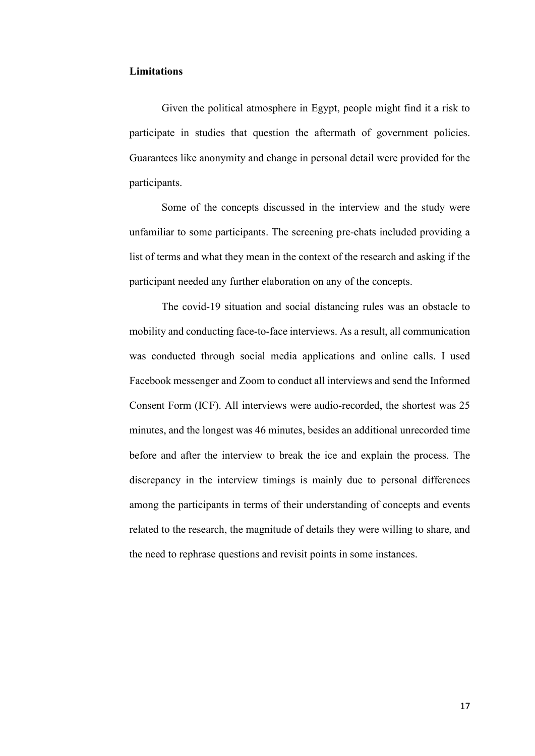**Limitations**

Given the political atmosphere in Egypt, people might find it a risk to participate in studies that question the aftermath of government policies. Guarantees like anonymity and change in personal detail were provided for the participants.

Some of the concepts discussed in the interview and the study were unfamiliar to some participants. The screening pre-chats included providing a list of terms and what they mean in the context of the research and asking if the participant needed any further elaboration on any of the concepts.

The covid-19 situation and social distancing rules was an obstacle to mobility and conducting face-to-face interviews. As a result, all communication was conducted through social media applications and online calls. I used Facebook messenger and Zoom to conduct all interviews and send the Informed Consent Form (ICF). All interviews were audio-recorded, the shortest was 25 minutes, and the longest was 46 minutes, besides an additional unrecorded time before and after the interview to break the ice and explain the process. The discrepancy in the interview timings is mainly due to personal differences among the participants in terms of their understanding of concepts and events related to the research, the magnitude of details they were willing to share, and the need to rephrase questions and revisit points in some instances.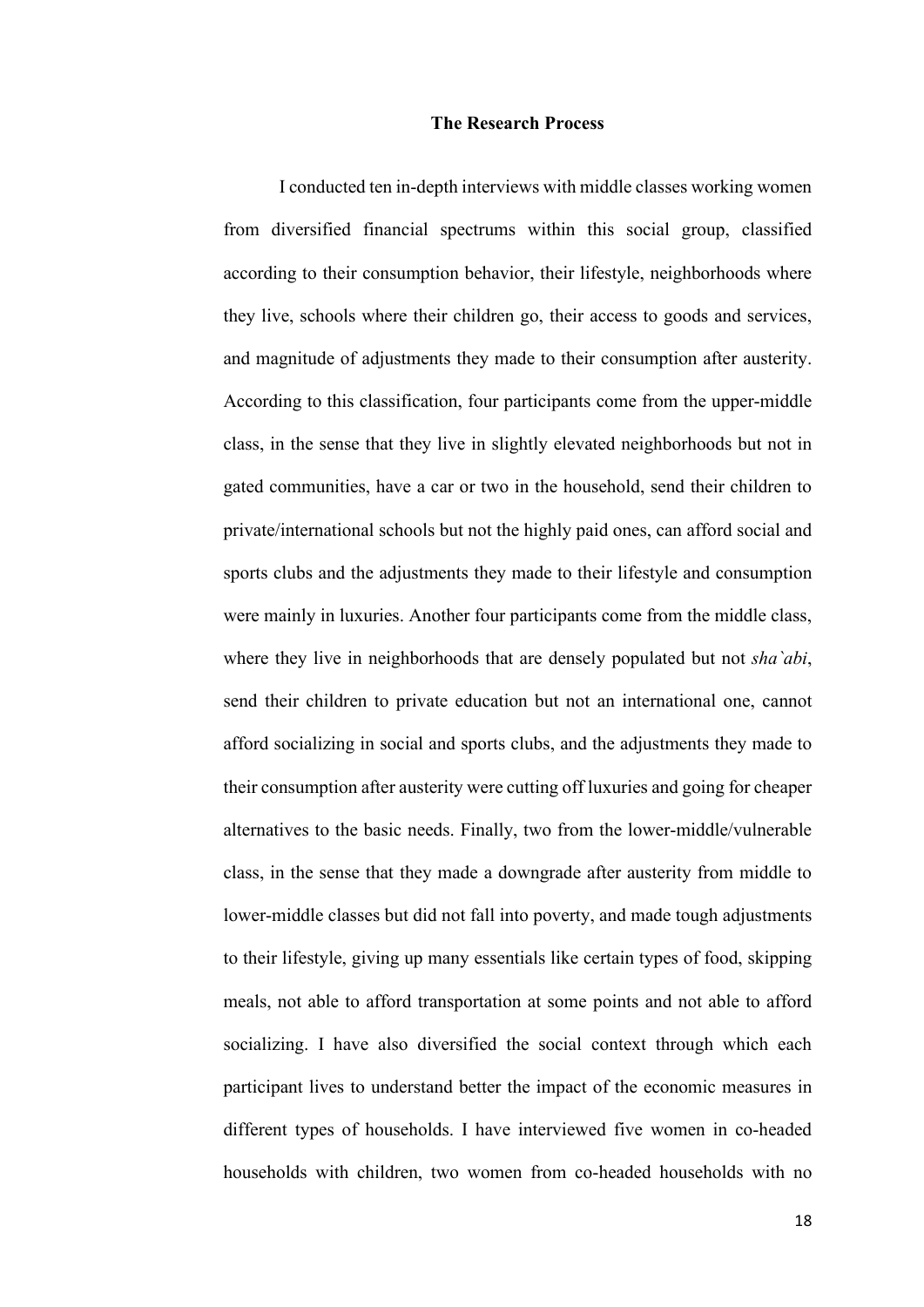## The Research Process

I conducted ten in-depth interviews with middle classes working women from diversified financial spectrums within this social group, classified according to their consumption behavior, their lifestyle, neighborhoods where they live, schools where their children go, their access to goods and services, and magnitude of adjustments they made to their consumption after austerity. According to this classification, four participants come from the upper-middle class, in the sense that they live in slightly elevated neighborhoods but not in gated communities, have a car or two in the household, send their children to private/international schools but not the highly paid ones, can afford social and sports clubs and the adjustments they made to their lifestyle and consumption were mainly in luxuries. Another four participants come from the middle class, where they live in neighborhoods that are densely populated but not *sha`abi*, send their children to private education but not an international one, cannot afford socializing in social and sports clubs, and the adjustments they made to their consumption after austerity were cutting off luxuries and going for cheaper alternatives to the basic needs. Finally, two from the lower-middle/vulnerable class, in the sense that they made a downgrade after austerity from middle to lower-middle classes but did not fall into poverty, and made tough adjustments to their lifestyle, giving up many essentials like certain types of food, skipping meals, not able to afford transportation at some points and not able to afford socializing. I have also diversified the social context through which each participant lives to understand better the impact of the economic measures in different types of households. I have interviewed five women in co-headed households with children, two women from co-headed households with no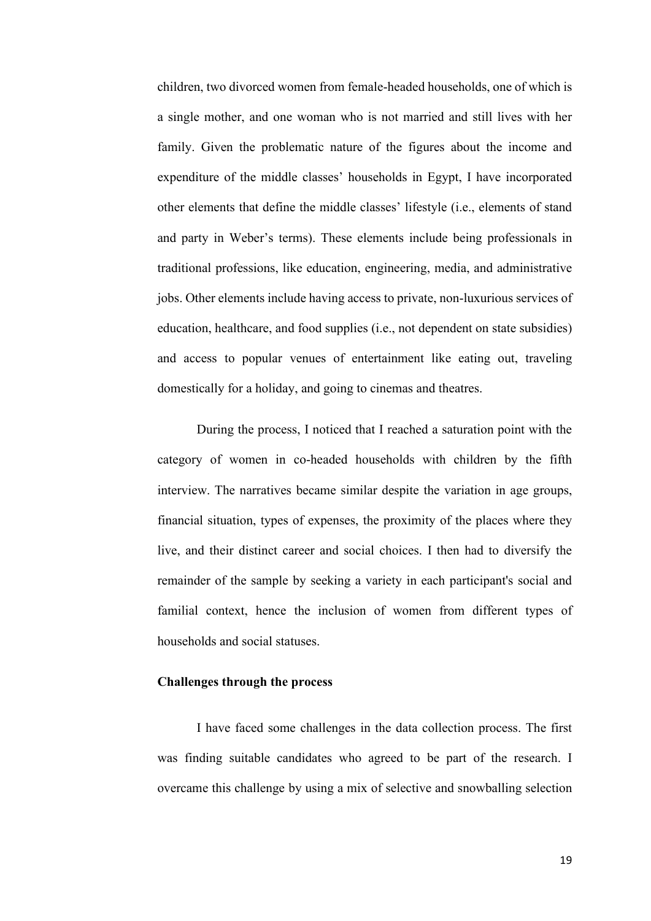children, two divorced women from female-headed households, one of which is a single mother, and one woman who is not married and still lives with her family. Given the problematic nature of the figures about the income and expenditure of the middle classes' households in Egypt, I have incorporated other elements that define the middle classes' lifestyle (i.e., elements of stand and party in Weber's terms). These elements include being professionals in traditional professions, like education, engineering, media, and administrative jobs. Other elements include having access to private, non-luxurious services of education, healthcare, and food supplies (i.e., not dependent on state subsidies) and access to popular venues of entertainment like eating out, traveling domestically for a holiday, and going to cinemas and theatres.

During the process, I noticed that I reached a saturation point with the category of women in co-headed households with children by the fifth interview. The narratives became similar despite the variation in age groups, financial situation, types of expenses, the proximity of the places where they live, and their distinct career and social choices. I then had to diversify the remainder of the sample by seeking a variety in each participant's social and familial context, hence the inclusion of women from different types of households and social statuses.

### Challenges through the process

I have faced some challenges in the data collection process. The first was finding suitable candidates who agreed to be part of the research. I overcame this challenge by using a mix of selective and snowballing selection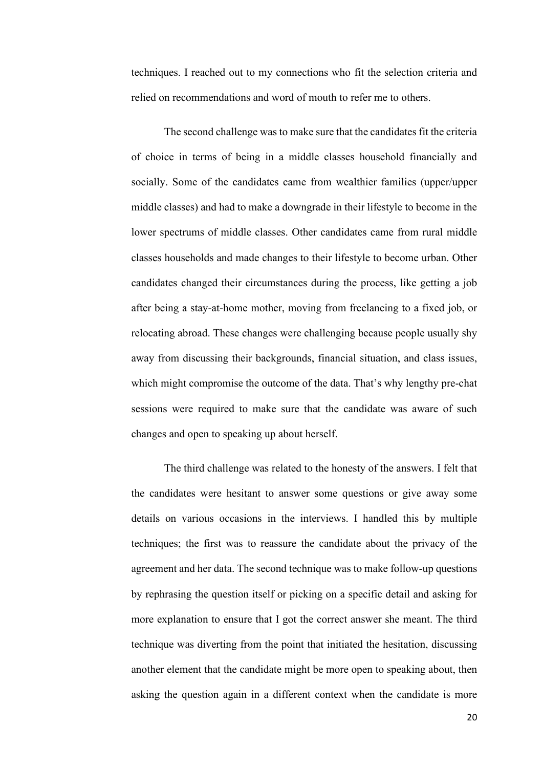techniques. I reached out to my connections who fit the selection criteria and relied on recommendations and word of mouth to refer me to others.

The second challenge was to make sure that the candidates fit the criteria of choice in terms of being in a middle classes household financially and socially. Some of the candidates came from wealthier families (upper/upper middle classes) and had to make a downgrade in their lifestyle to become in the lower spectrums of middle classes. Other candidates came from rural middle classes households and made changes to their lifestyle to become urban. Other candidates changed their circumstances during the process, like getting a job after being a stay-at-home mother, moving from freelancing to a fixed job, or relocating abroad. These changes were challenging because people usually shy away from discussing their backgrounds, financial situation, and class issues, which might compromise the outcome of the data. That's why lengthy pre-chat sessions were required to make sure that the candidate was aware of such changes and open to speaking up about herself.

The third challenge was related to the honesty of the answers. I felt that the candidates were hesitant to answer some questions or give away some details on various occasions in the interviews. I handled this by multiple techniques; the first was to reassure the candidate about the privacy of the agreement and her data. The second technique was to make follow-up questions by rephrasing the question itself or picking on a specific detail and asking for more explanation to ensure that I got the correct answer she meant. The third technique was diverting from the point that initiated the hesitation, discussing another element that the candidate might be more open to speaking about, then asking the question again in a different context when the candidate is more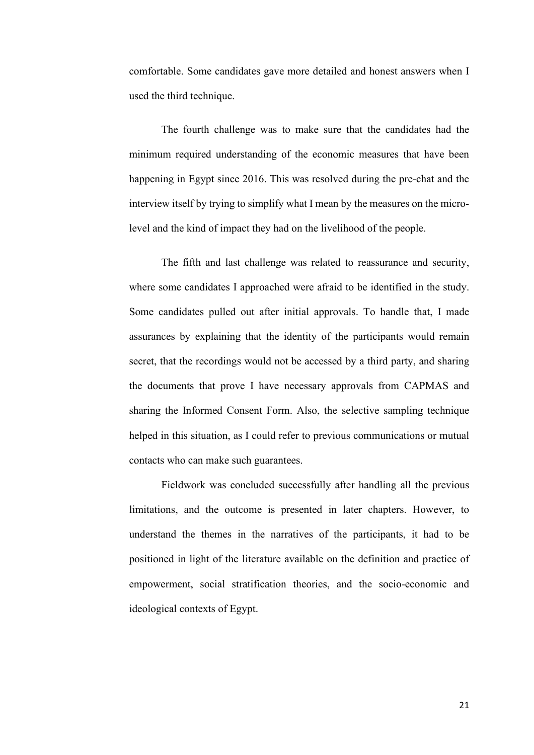comfortable. Some candidates gave more detailed and honest answers when I used the third technique.

The fourth challenge was to make sure that the candidates had the minimum required understanding of the economic measures that have been happening in Egypt since 2016. This was resolved during the pre-chat and the interview itself by trying to simplify what I mean by the measures on the micro-level and the kind of impact they had on the livelihood of the people.

The fifth and last challenge was related to reassurance and security, where some candidates I approached were afraid to be identified in the study. Some candidates pulled out after initial approvals. To handle that, I made assurances by explaining that the identity of the participants would remain secret, that the recordings would not be accessed by a third party, and sharing the documents that prove I have necessary approvals from CAPMAS and sharing the Informed Consent Form. Also, the selective sampling technique helped in this situation, as I could refer to previous communications or mutual contacts who can make such guarantees.

Fieldwork was concluded successfully after handling all the previous limitations, and the outcome is presented in later chapters. However, to understand the themes in the narratives of the participants, it had to be positioned in light of the literature available on the definition and practice of empowerment, social stratification theories, and the socio-economic and ideological contexts of Egypt.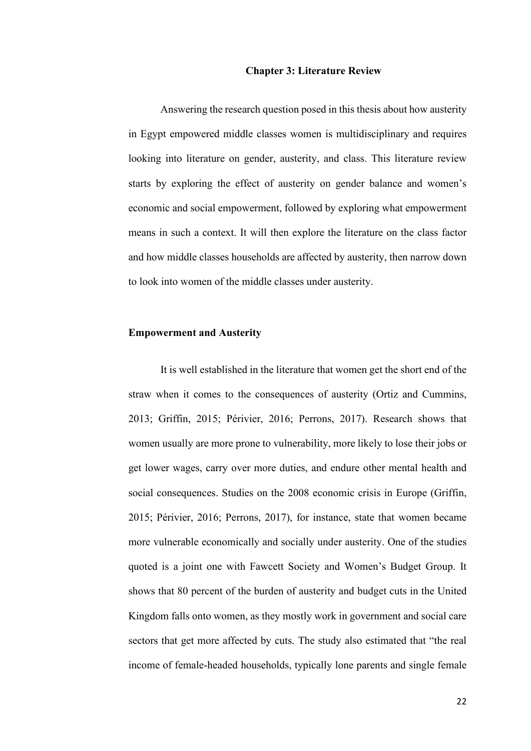# Chapter 3: Literature Review

Answering the research question posed in this thesis about how austerity in Egypt empowered middle classes women is multidisciplinary and requires looking into literature on gender, austerity, and class. This literature review starts by exploring the effect of austerity on gender balance and women's economic and social empowerment, followed by exploring what empowerment means in such a context. It will then explore the literature on the class factor and how middle classes households are affected by austerity, then narrow down to look into women of the middle classes under austerity.

## Empowerment and Austerity

It is well established in the literature that women get the short end of the straw when it comes to the consequences of austerity (Ortiz and Cummins, 2013; Griffin, 2015; Périvier, 2016; Perrons, 2017). Research shows that women usually are more prone to vulnerability, more likely to lose their jobs or get lower wages, carry over more duties, and endure other mental health and social consequences. Studies on the 2008 economic crisis in Europe (Griffin, 2015; Périvier, 2016; Perrons, 2017), for instance, state that women became more vulnerable economically and socially under austerity. One of the studies quoted is a joint one with Fawcett Society and Women's Budget Group. It shows that 80 percent of the burden of austerity and budget cuts in the United Kingdom falls onto women, as they mostly work in government and social care sectors that get more affected by cuts. The study also estimated that "the real income of female-headed households, typically lone parents and single female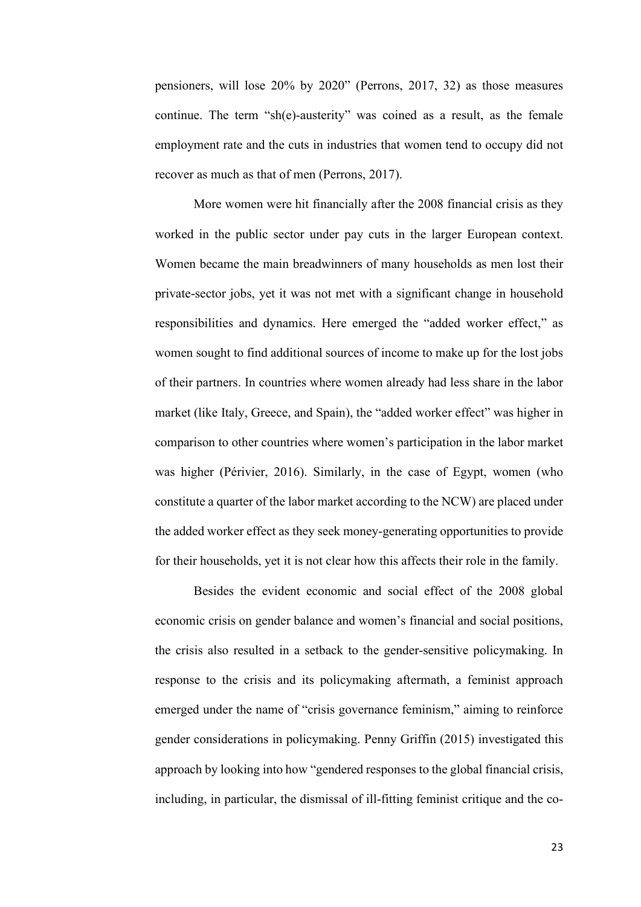pensioners, will lose 20% by 2020" (Perrons, 2017, 32) as those measures continue. The term "sh(e)-austerity" was coined as a result, as the female employment rate and the cuts in industries that women tend to occupy did not recover as much as that of men (Perrons, 2017).

More women were hit financially after the 2008 financial crisis as they worked in the public sector under pay cuts in the larger European context. Women became the main breadwinners of many households as men lost their private-sector jobs, yet it was not met with a significant change in household responsibilities and dynamics. Here emerged the "added worker effect," as women sought to find additional sources of income to make up for the lost jobs of their partners. In countries where women already had less share in the labor market (like Italy, Greece, and Spain), the "added worker effect" was higher in comparison to other countries where women's participation in the labor market was higher (Périvier, 2016). Similarly, in the case of Egypt, women (who constitute a quarter of the labor market according to the NCW) are placed under the added worker effect as they seek money-generating opportunities to provide for their households, yet it is not clear how this affects their role in the family.

Besides the evident economic and social effect of the 2008 global economic crisis on gender balance and women's financial and social positions, the crisis also resulted in a setback to the gender-sensitive policymaking. In response to the crisis and its policymaking aftermath, a feminist approach emerged under the name of "crisis governance feminism," aiming to reinforce gender considerations in policymaking. Penny Griffin (2015) investigated this approach by looking into how "gendered responses to the global financial crisis, including, in particular, the dismissal of ill-fitting feminist critique and the co-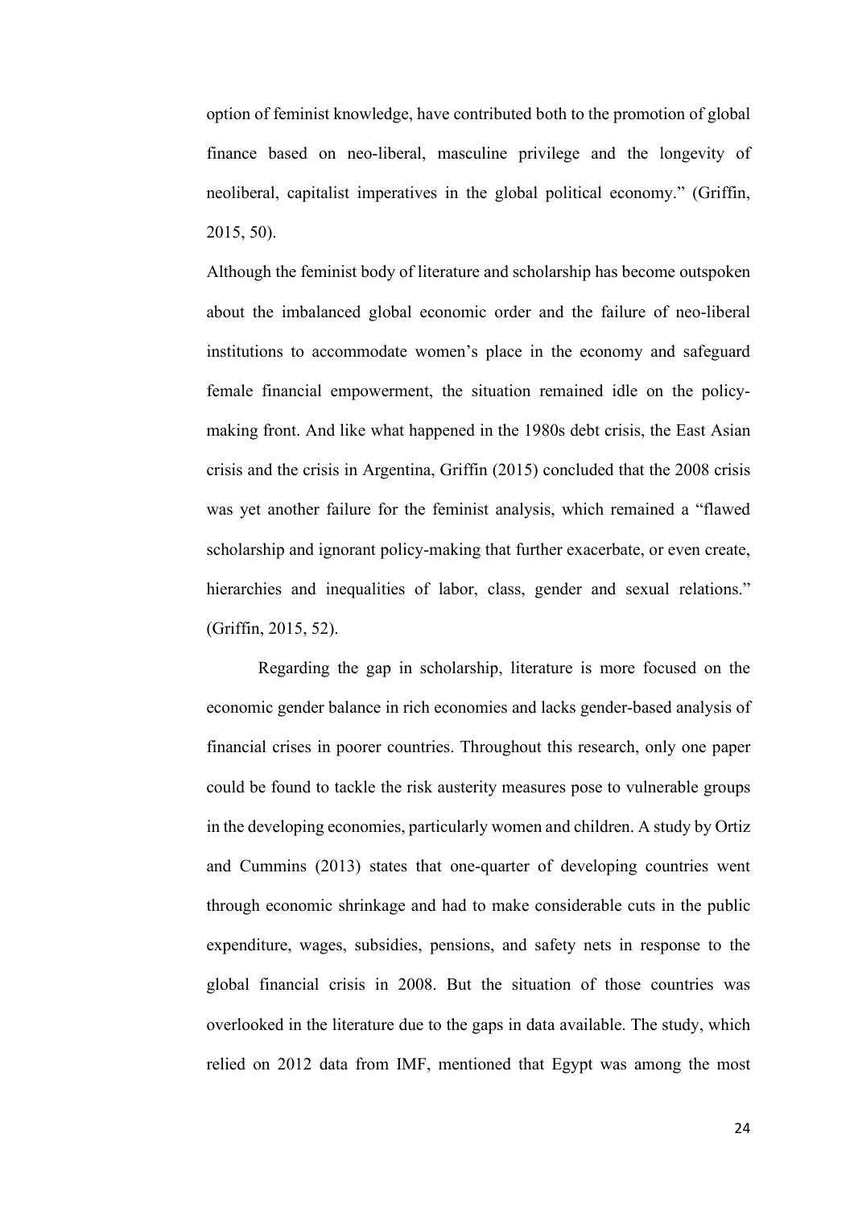option of feminist knowledge, have contributed both to the promotion of global finance based on neo-liberal, masculine privilege and the longevity of neoliberal, capitalist imperatives in the global political economy." (Griffin, 2015, 50).

Although the feminist body of literature and scholarship has become outspoken about the imbalanced global economic order and the failure of neo-liberal institutions to accommodate women's place in the economy and safeguard female financial empowerment, the situation remained idle on the policy-making front. And like what happened in the 1980s debt crisis, the East Asian crisis and the crisis in Argentina, Griffin (2015) concluded that the 2008 crisis was yet another failure for the feminist analysis, which remained a "flawed scholarship and ignorant policy-making that further exacerbate, or even create, hierarchies and inequalities of labor, class, gender and sexual relations." (Griffin, 2015, 52).

Regarding the gap in scholarship, literature is more focused on the economic gender balance in rich economies and lacks gender-based analysis of financial crises in poorer countries. Throughout this research, only one paper could be found to tackle the risk austerity measures pose to vulnerable groups in the developing economies, particularly women and children. A study by Ortiz and Cummins (2013) states that one-quarter of developing countries went through economic shrinkage and had to make considerable cuts in the public expenditure, wages, subsidies, pensions, and safety nets in response to the global financial crisis in 2008. But the situation of those countries was overlooked in the literature due to the gaps in data available. The study, which relied on 2012 data from IMF, mentioned that Egypt was among the most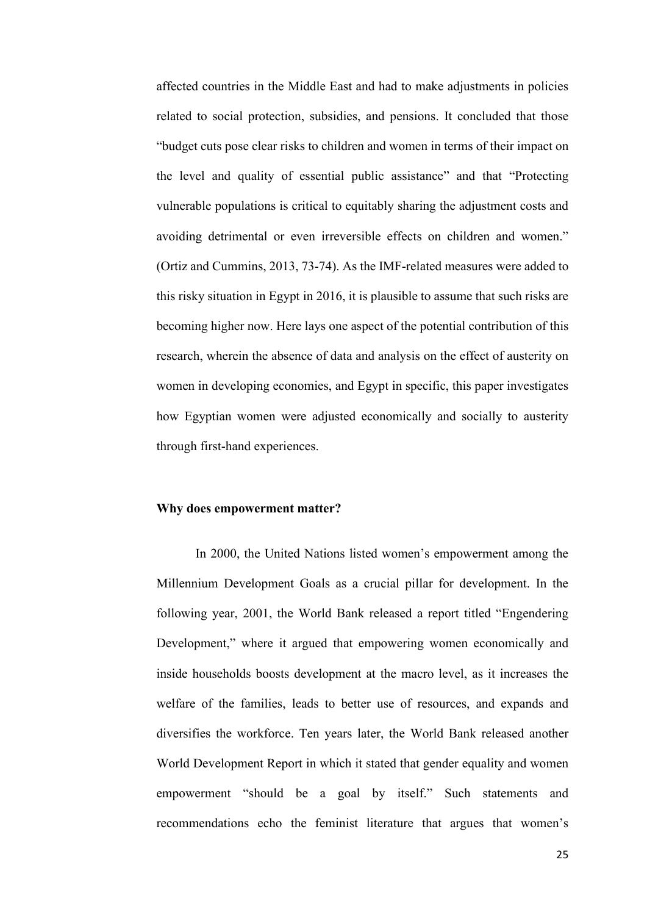affected countries in the Middle East and had to make adjustments in policies related to social protection, subsidies, and pensions. It concluded that those "budget cuts pose clear risks to children and women in terms of their impact on the level and quality of essential public assistance" and that "Protecting vulnerable populations is critical to equitably sharing the adjustment costs and avoiding detrimental or even irreversible effects on children and women." (Ortiz and Cummins, 2013, 73-74). As the IMF-related measures were added to this risky situation in Egypt in 2016, it is plausible to assume that such risks are becoming higher now. Here lays one aspect of the potential contribution of this research, wherein the absence of data and analysis on the effect of austerity on women in developing economies, and Egypt in specific, this paper investigates how Egyptian women were adjusted economically and socially to austerity through first-hand experiences.

**Why does empowerment matter?**

In 2000, the United Nations listed women's empowerment among the Millennium Development Goals as a crucial pillar for development. In the following year, 2001, the World Bank released a report titled "Engendering Development," where it argued that empowering women economically and inside households boosts development at the macro level, as it increases the welfare of the families, leads to better use of resources, and expands and diversifies the workforce. Ten years later, the World Bank released another World Development Report in which it stated that gender equality and women empowerment "should be a goal by itself." Such statements and recommendations echo the feminist literature that argues that women's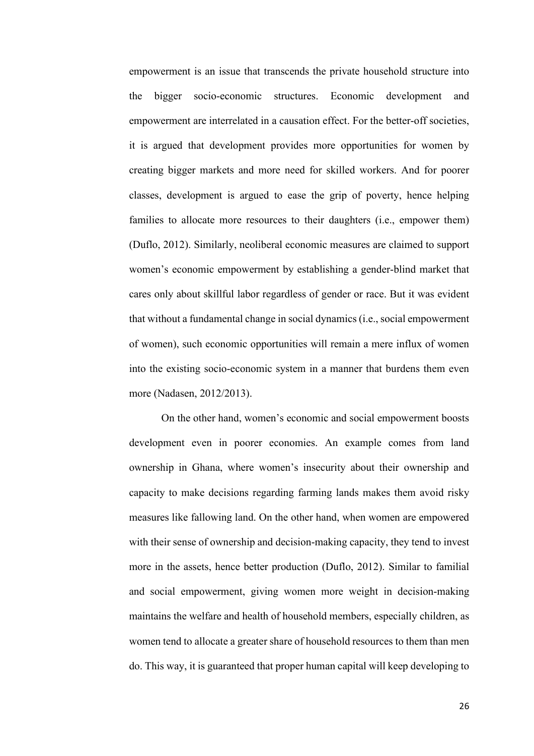empowerment is an issue that transcends the private household structure into the bigger socio-economic structures. Economic development and empowerment are interrelated in a causation effect. For the better-off societies, it is argued that development provides more opportunities for women by creating bigger markets and more need for skilled workers. And for poorer classes, development is argued to ease the grip of poverty, hence helping families to allocate more resources to their daughters (i.e., empower them) (Duflo, 2012). Similarly, neoliberal economic measures are claimed to support women's economic empowerment by establishing a gender-blind market that cares only about skillful labor regardless of gender or race. But it was evident that without a fundamental change in social dynamics (i.e., social empowerment of women), such economic opportunities will remain a mere influx of women into the existing socio-economic system in a manner that burdens them even more (Nadasen, 2012/2013).

On the other hand, women's economic and social empowerment boosts development even in poorer economies. An example comes from land ownership in Ghana, where women's insecurity about their ownership and capacity to make decisions regarding farming lands makes them avoid risky measures like fallowing land. On the other hand, when women are empowered with their sense of ownership and decision-making capacity, they tend to invest more in the assets, hence better production (Duflo, 2012). Similar to familial and social empowerment, giving women more weight in decision-making maintains the welfare and health of household members, especially children, as women tend to allocate a greater share of household resources to them than men do. This way, it is guaranteed that proper human capital will keep developing to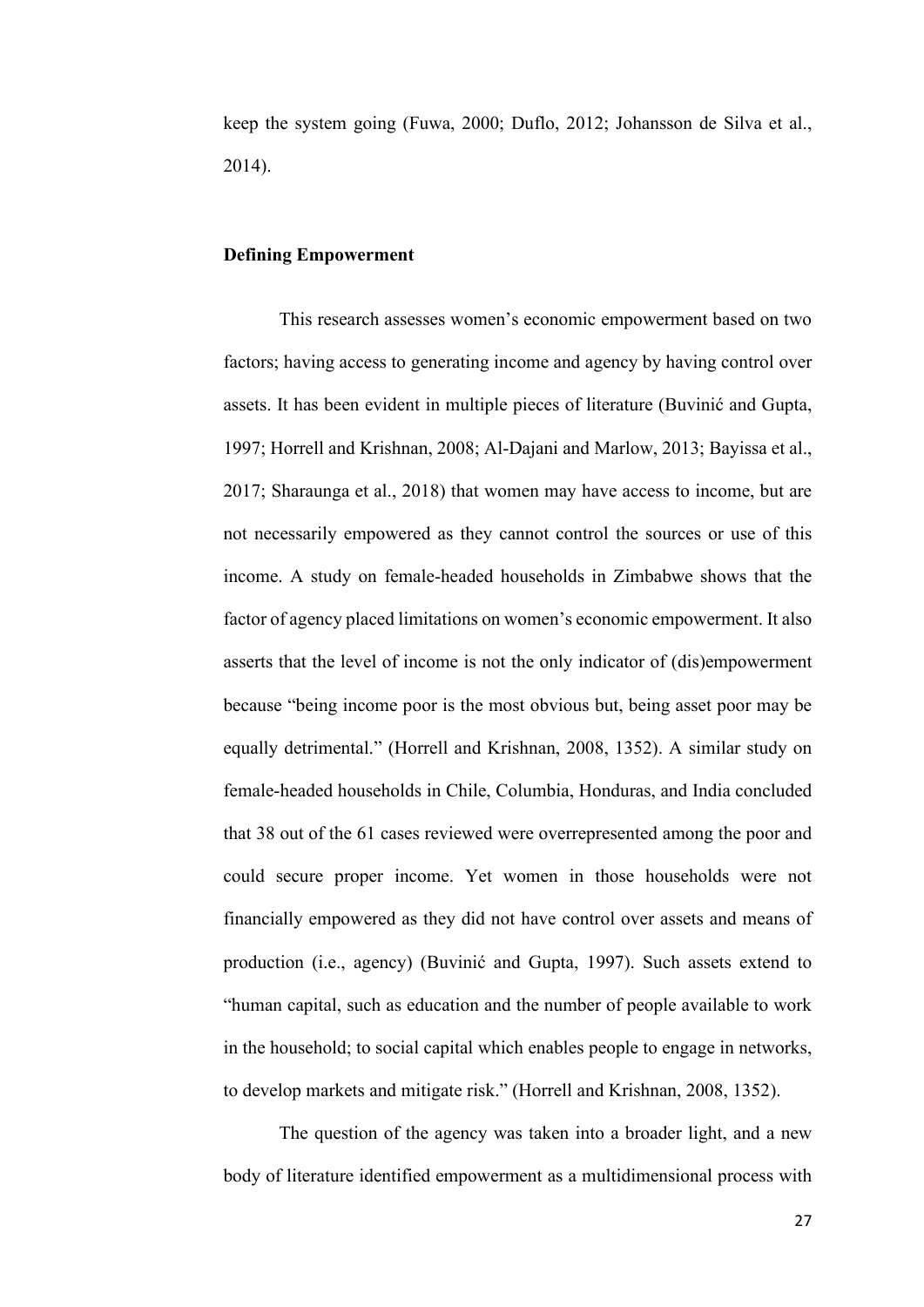keep the system going (Fuwa, 2000; Duflo, 2012; Johansson de Silva et al., 2014).

### Defining Empowerment

This research assesses women's economic empowerment based on two factors; having access to generating income and agency by having control over assets. It has been evident in multiple pieces of literature (Buvinić and Gupta, 1997; Horrell and Krishnan, 2008; Al-Dajani and Marlow, 2013; Bayissa et al., 2017; Sharaunga et al., 2018) that women may have access to income, but are not necessarily empowered as they cannot control the sources or use of this income. A study on female-headed households in Zimbabwe shows that the factor of agency placed limitations on women's economic empowerment. It also asserts that the level of income is not the only indicator of (dis)empowerment because "being income poor is the most obvious but, being asset poor may be equally detrimental." (Horrell and Krishnan, 2008, 1352). A similar study on female-headed households in Chile, Columbia, Honduras, and India concluded that 38 out of the 61 cases reviewed were overrepresented among the poor and could secure proper income. Yet women in those households were not financially empowered as they did not have control over assets and means of production (i.e., agency) (Buvinić and Gupta, 1997). Such assets extend to "human capital, such as education and the number of people available to work in the household; to social capital which enables people to engage in networks, to develop markets and mitigate risk." (Horrell and Krishnan, 2008, 1352).

The question of the agency was taken into a broader light, and a new body of literature identified empowerment as a multidimensional process with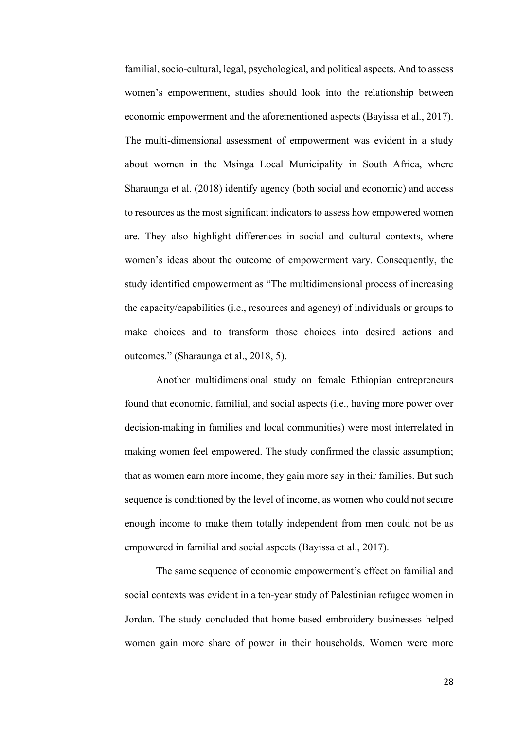familial, socio-cultural, legal, psychological, and political aspects. And to assess women's empowerment, studies should look into the relationship between economic empowerment and the aforementioned aspects (Bayissa et al., 2017). The multi-dimensional assessment of empowerment was evident in a study about women in the Msinga Local Municipality in South Africa, where Sharaunga et al. (2018) identify agency (both social and economic) and access to resources as the most significant indicators to assess how empowered women are. They also highlight differences in social and cultural contexts, where women's ideas about the outcome of empowerment vary. Consequently, the study identified empowerment as "The multidimensional process of increasing the capacity/capabilities (i.e., resources and agency) of individuals or groups to make choices and to transform those choices into desired actions and outcomes." (Sharaunga et al., 2018, 5).

Another multidimensional study on female Ethiopian entrepreneurs found that economic, familial, and social aspects (i.e., having more power over decision-making in families and local communities) were most interrelated in making women feel empowered. The study confirmed the classic assumption; that as women earn more income, they gain more say in their families. But such sequence is conditioned by the level of income, as women who could not secure enough income to make them totally independent from men could not be as empowered in familial and social aspects (Bayissa et al., 2017).

The same sequence of economic empowerment's effect on familial and social contexts was evident in a ten-year study of Palestinian refugee women in Jordan. The study concluded that home-based embroidery businesses helped women gain more share of power in their households. Women were more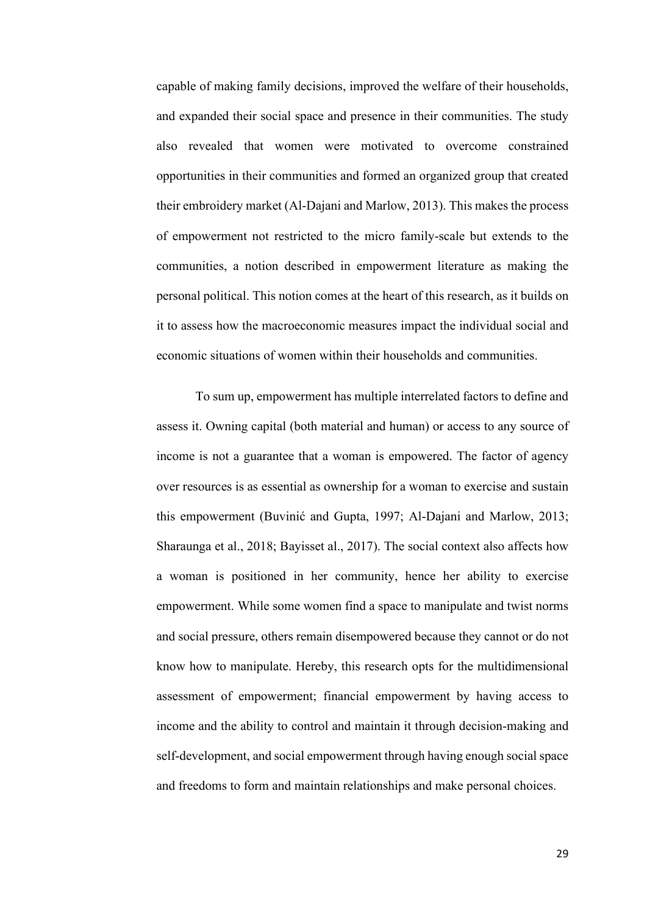capable of making family decisions, improved the welfare of their households, and expanded their social space and presence in their communities. The study also revealed that women were motivated to overcome constrained opportunities in their communities and formed an organized group that created their embroidery market (Al-Dajani and Marlow, 2013). This makes the process of empowerment not restricted to the micro family-scale but extends to the communities, a notion described in empowerment literature as making the personal political. This notion comes at the heart of this research, as it builds on it to assess how the macroeconomic measures impact the individual social and economic situations of women within their households and communities.

To sum up, empowerment has multiple interrelated factors to define and assess it. Owning capital (both material and human) or access to any source of income is not a guarantee that a woman is empowered. The factor of agency over resources is as essential as ownership for a woman to exercise and sustain this empowerment (Buvinić and Gupta, 1997; Al-Dajani and Marlow, 2013; Sharaunga et al., 2018; Bayisset al., 2017). The social context also affects how a woman is positioned in her community, hence her ability to exercise empowerment. While some women find a space to manipulate and twist norms and social pressure, others remain disempowered because they cannot or do not know how to manipulate. Hereby, this research opts for the multidimensional assessment of empowerment; financial empowerment by having access to income and the ability to control and maintain it through decision-making and self-development, and social empowerment through having enough social space and freedoms to form and maintain relationships and make personal choices.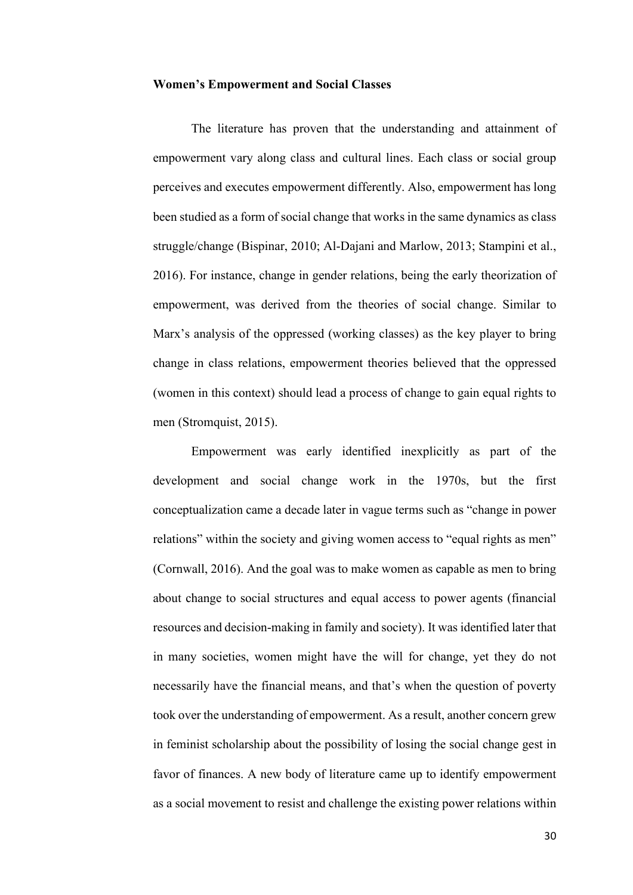**Women's Empowerment and Social Classes**

The literature has proven that the understanding and attainment of empowerment vary along class and cultural lines. Each class or social group perceives and executes empowerment differently. Also, empowerment has long been studied as a form of social change that works in the same dynamics as class struggle/change (Bispinar, 2010; Al-Dajani and Marlow, 2013; Stampini et al., 2016). For instance, change in gender relations, being the early theorization of empowerment, was derived from the theories of social change. Similar to Marx's analysis of the oppressed (working classes) as the key player to bring change in class relations, empowerment theories believed that the oppressed (women in this context) should lead a process of change to gain equal rights to men (Stromquist, 2015).

Empowerment was early identified inexplicitly as part of the development and social change work in the 1970s, but the first conceptualization came a decade later in vague terms such as "change in power relations" within the society and giving women access to "equal rights as men" (Cornwall, 2016). And the goal was to make women as capable as men to bring about change to social structures and equal access to power agents (financial resources and decision-making in family and society). It was identified later that in many societies, women might have the will for change, yet they do not necessarily have the financial means, and that's when the question of poverty took over the understanding of empowerment. As a result, another concern grew in feminist scholarship about the possibility of losing the social change gest in favor of finances. A new body of literature came up to identify empowerment as a social movement to resist and challenge the existing power relations within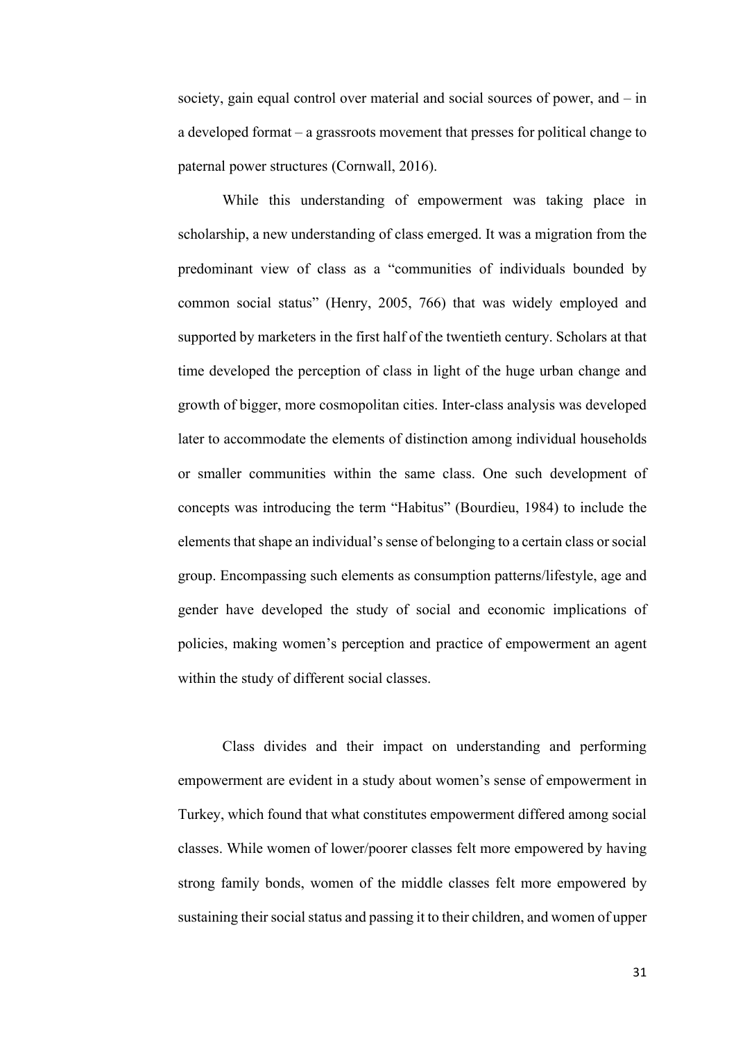society, gain equal control over material and social sources of power, and – in a developed format – a grassroots movement that presses for political change to paternal power structures (Cornwall, 2016).

While this understanding of empowerment was taking place in scholarship, a new understanding of class emerged. It was a migration from the predominant view of class as a "communities of individuals bounded by common social status" (Henry, 2005, 766) that was widely employed and supported by marketers in the first half of the twentieth century. Scholars at that time developed the perception of class in light of the huge urban change and growth of bigger, more cosmopolitan cities. Inter-class analysis was developed later to accommodate the elements of distinction among individual households or smaller communities within the same class. One such development of concepts was introducing the term "Habitus" (Bourdieu, 1984) to include the elements that shape an individual's sense of belonging to a certain class or social group. Encompassing such elements as consumption patterns/lifestyle, age and gender have developed the study of social and economic implications of policies, making women's perception and practice of empowerment an agent within the study of different social classes.

Class divides and their impact on understanding and performing empowerment are evident in a study about women's sense of empowerment in Turkey, which found that what constitutes empowerment differed among social classes. While women of lower/poorer classes felt more empowered by having strong family bonds, women of the middle classes felt more empowered by sustaining their social status and passing it to their children, and women of upper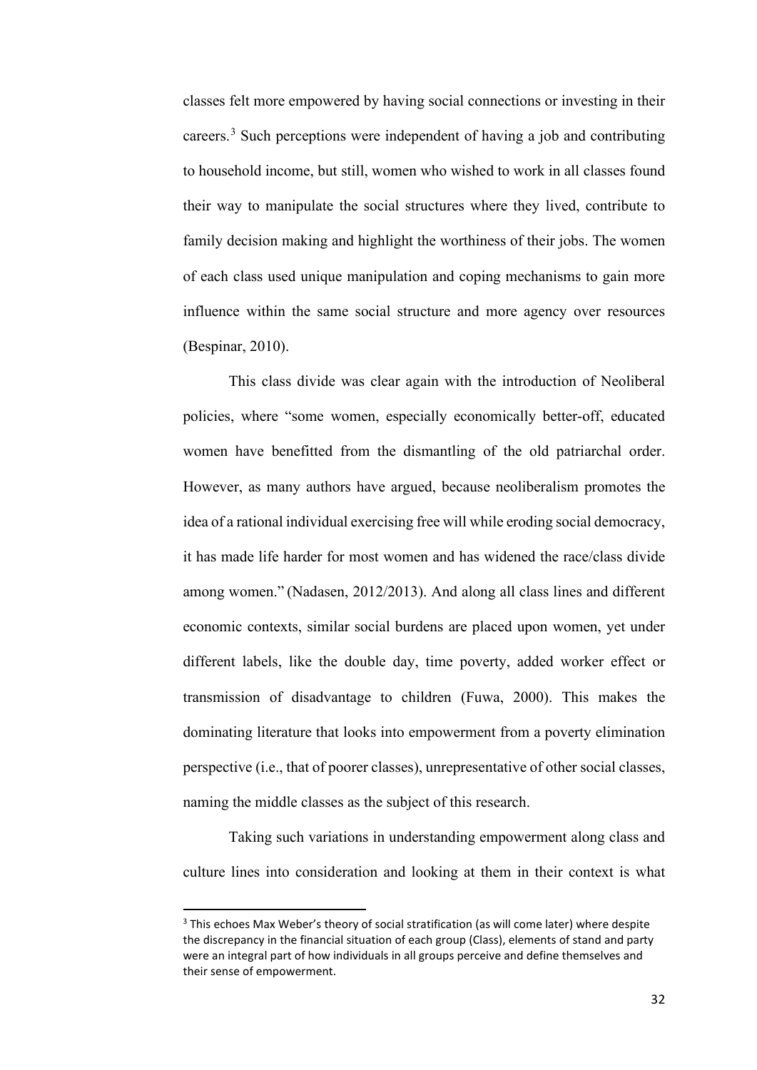classes felt more empowered by having social connections or investing in their careers.[3] Such perceptions were independent of having a job and contributing to household income, but still, women who wished to work in all classes found their way to manipulate the social structures where they lived, contribute to family decision making and highlight the worthiness of their jobs. The women of each class used unique manipulation and coping mechanisms to gain more influence within the same social structure and more agency over resources (Bespinar, 2010).

This class divide was clear again with the introduction of Neoliberal policies, where "some women, especially economically better-off, educated women have benefitted from the dismantling of the old patriarchal order. However, as many authors have argued, because neoliberalism promotes the idea of a rational individual exercising free will while eroding social democracy, it has made life harder for most women and has widened the race/class divide among women." (Nadasen, 2012/2013). And along all class lines and different economic contexts, similar social burdens are placed upon women, yet under different labels, like the double day, time poverty, added worker effect or transmission of disadvantage to children (Fuwa, 2000). This makes the dominating literature that looks into empowerment from a poverty elimination perspective (i.e., that of poorer classes), unrepresentative of other social classes, naming the middle classes as the subject of this research.

Taking such variations in understanding empowerment along class and culture lines into consideration and looking at them in their context is what

[3] This echoes Max Weber's theory of social stratification (as will come later) where despite the discrepancy in the financial situation of each group (Class), elements of stand and party were an integral part of how individuals in all groups perceive and define themselves and their sense of empowerment.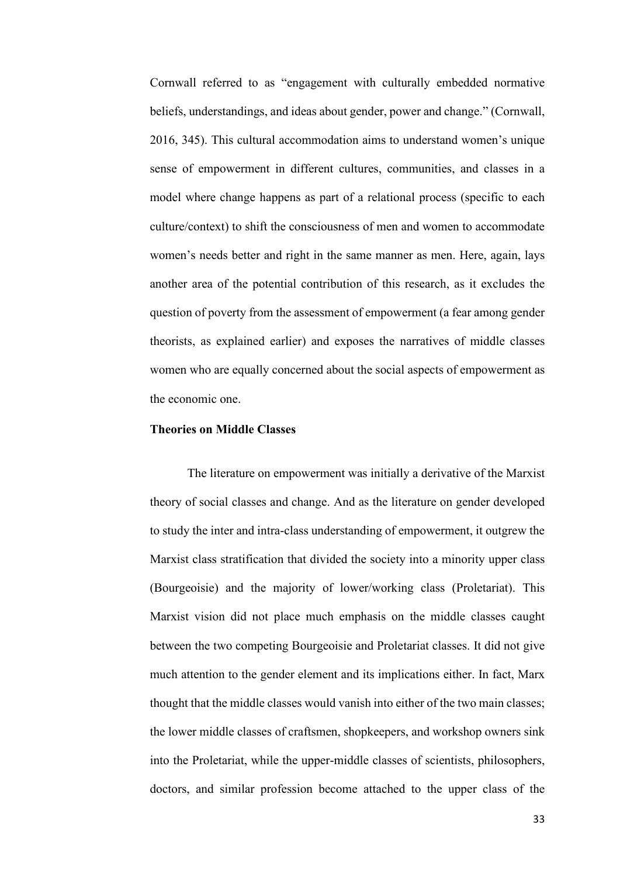Cornwall referred to as "engagement with culturally embedded normative beliefs, understandings, and ideas about gender, power and change." (Cornwall, 2016, 345). This cultural accommodation aims to understand women's unique sense of empowerment in different cultures, communities, and classes in a model where change happens as part of a relational process (specific to each culture/context) to shift the consciousness of men and women to accommodate women's needs better and right in the same manner as men. Here, again, lays another area of the potential contribution of this research, as it excludes the question of poverty from the assessment of empowerment (a fear among gender theorists, as explained earlier) and exposes the narratives of middle classes women who are equally concerned about the social aspects of empowerment as the economic one.

**Theories on Middle Classes**

The literature on empowerment was initially a derivative of the Marxist theory of social classes and change. And as the literature on gender developed to study the inter and intra-class understanding of empowerment, it outgrew the Marxist class stratification that divided the society into a minority upper class (Bourgeoisie) and the majority of lower/working class (Proletariat). This Marxist vision did not place much emphasis on the middle classes caught between the two competing Bourgeoisie and Proletariat classes. It did not give much attention to the gender element and its implications either. In fact, Marx thought that the middle classes would vanish into either of the two main classes; the lower middle classes of craftsmen, shopkeepers, and workshop owners sink into the Proletariat, while the upper-middle classes of scientists, philosophers, doctors, and similar profession become attached to the upper class of the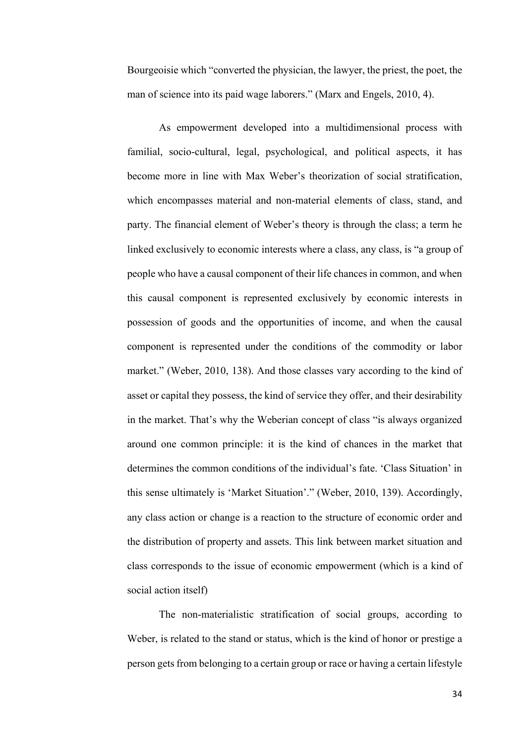Bourgeoisie which "converted the physician, the lawyer, the priest, the poet, the man of science into its paid wage laborers." (Marx and Engels, 2010, 4).

As empowerment developed into a multidimensional process with familial, socio-cultural, legal, psychological, and political aspects, it has become more in line with Max Weber's theorization of social stratification, which encompasses material and non-material elements of class, stand, and party. The financial element of Weber's theory is through the class; a term he linked exclusively to economic interests where a class, any class, is "a group of people who have a causal component of their life chances in common, and when this causal component is represented exclusively by economic interests in possession of goods and the opportunities of income, and when the causal component is represented under the conditions of the commodity or labor market." (Weber, 2010, 138). And those classes vary according to the kind of asset or capital they possess, the kind of service they offer, and their desirability in the market. That's why the Weberian concept of class "is always organized around one common principle: it is the kind of chances in the market that determines the common conditions of the individual's fate. 'Class Situation' in this sense ultimately is 'Market Situation'." (Weber, 2010, 139). Accordingly, any class action or change is a reaction to the structure of economic order and the distribution of property and assets. This link between market situation and class corresponds to the issue of economic empowerment (which is a kind of social action itself)

The non-materialistic stratification of social groups, according to Weber, is related to the stand or status, which is the kind of honor or prestige a person gets from belonging to a certain group or race or having a certain lifestyle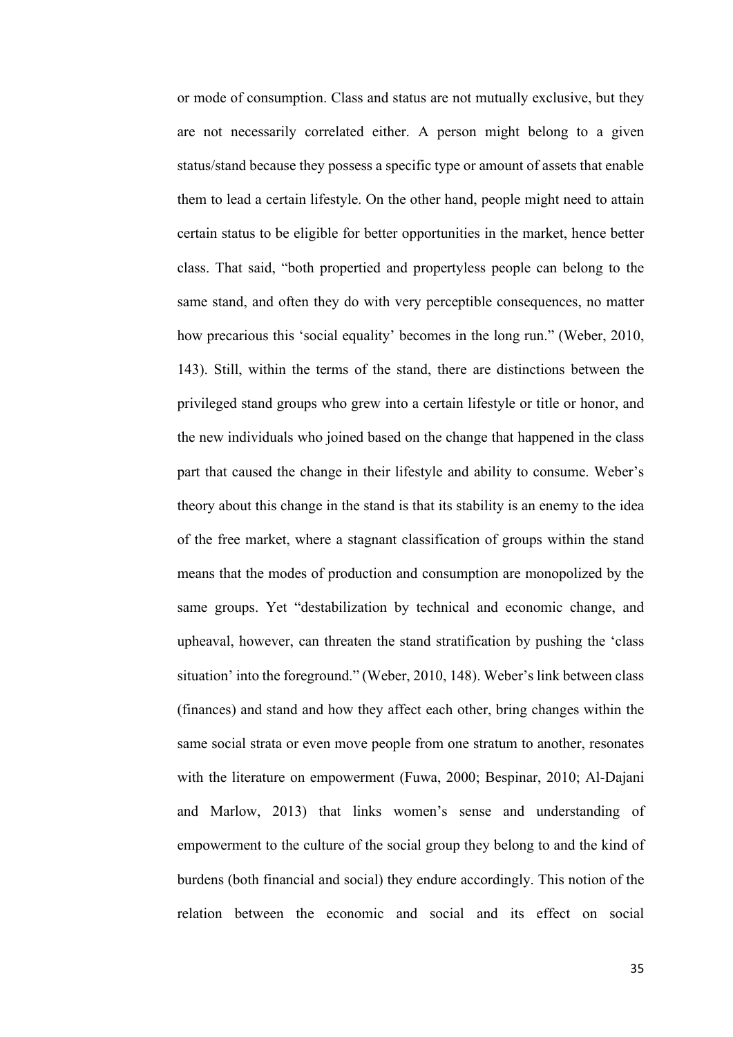or mode of consumption. Class and status are not mutually exclusive, but they are not necessarily correlated either. A person might belong to a given status/stand because they possess a specific type or amount of assets that enable them to lead a certain lifestyle. On the other hand, people might need to attain certain status to be eligible for better opportunities in the market, hence better class. That said, "both propertied and propertyless people can belong to the same stand, and often they do with very perceptible consequences, no matter how precarious this 'social equality' becomes in the long run." (Weber, 2010, 143). Still, within the terms of the stand, there are distinctions between the privileged stand groups who grew into a certain lifestyle or title or honor, and the new individuals who joined based on the change that happened in the class part that caused the change in their lifestyle and ability to consume. Weber's theory about this change in the stand is that its stability is an enemy to the idea of the free market, where a stagnant classification of groups within the stand means that the modes of production and consumption are monopolized by the same groups. Yet "destabilization by technical and economic change, and upheaval, however, can threaten the stand stratification by pushing the 'class situation' into the foreground." (Weber, 2010, 148). Weber's link between class (finances) and stand and how they affect each other, bring changes within the same social strata or even move people from one stratum to another, resonates with the literature on empowerment (Fuwa, 2000; Bespinar, 2010; Al-Dajani and Marlow, 2013) that links women's sense and understanding of empowerment to the culture of the social group they belong to and the kind of burdens (both financial and social) they endure accordingly. This notion of the relation between the economic and social and its effect on social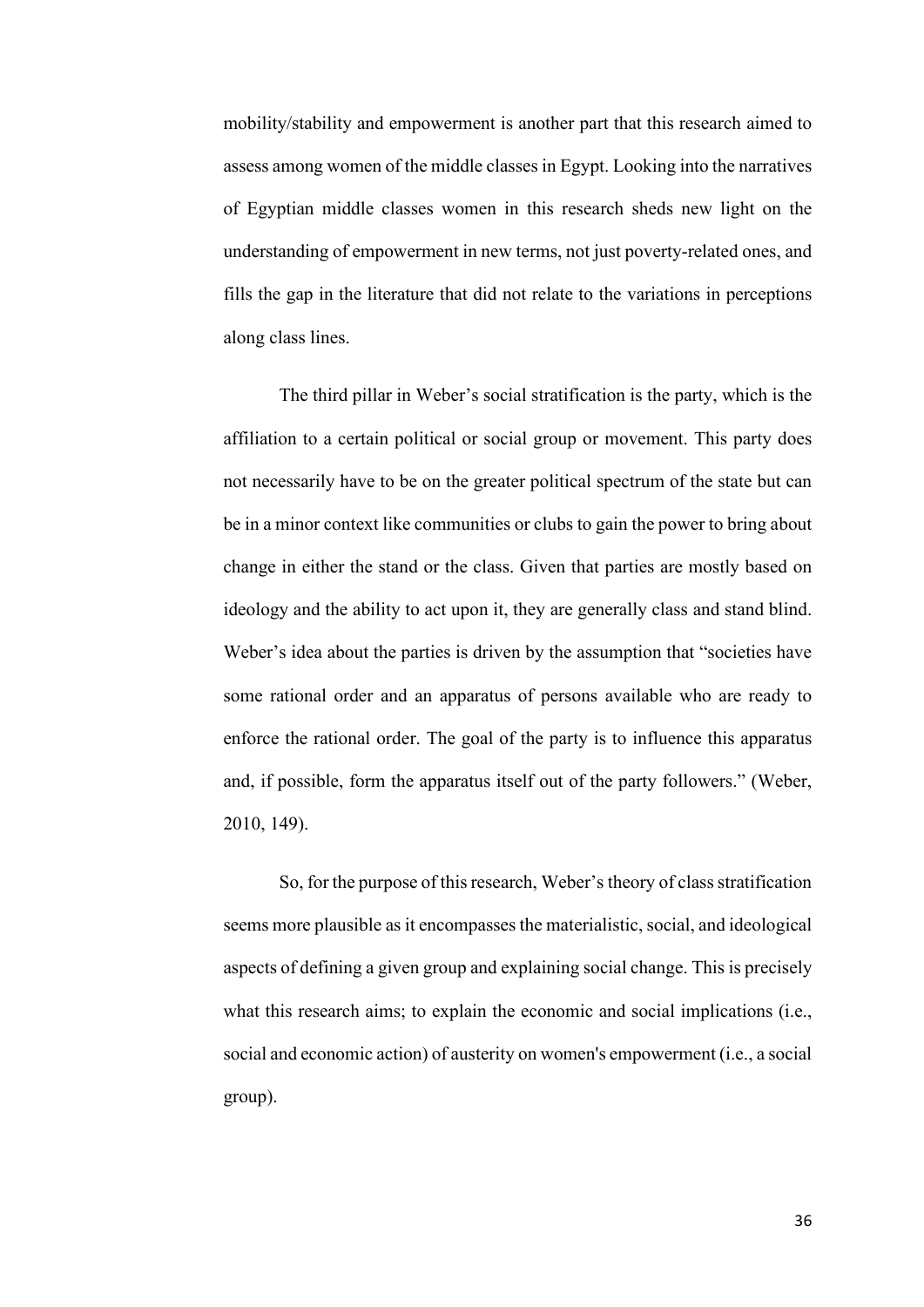mobility/stability and empowerment is another part that this research aimed to assess among women of the middle classes in Egypt. Looking into the narratives of Egyptian middle classes women in this research sheds new light on the understanding of empowerment in new terms, not just poverty-related ones, and fills the gap in the literature that did not relate to the variations in perceptions along class lines.

The third pillar in Weber's social stratification is the party, which is the affiliation to a certain political or social group or movement. This party does not necessarily have to be on the greater political spectrum of the state but can be in a minor context like communities or clubs to gain the power to bring about change in either the stand or the class. Given that parties are mostly based on ideology and the ability to act upon it, they are generally class and stand blind. Weber's idea about the parties is driven by the assumption that "societies have some rational order and an apparatus of persons available who are ready to enforce the rational order. The goal of the party is to influence this apparatus and, if possible, form the apparatus itself out of the party followers." (Weber, 2010, 149).

So, for the purpose of this research, Weber's theory of class stratification seems more plausible as it encompasses the materialistic, social, and ideological aspects of defining a given group and explaining social change. This is precisely what this research aims; to explain the economic and social implications (i.e., social and economic action) of austerity on women's empowerment (i.e., a social group).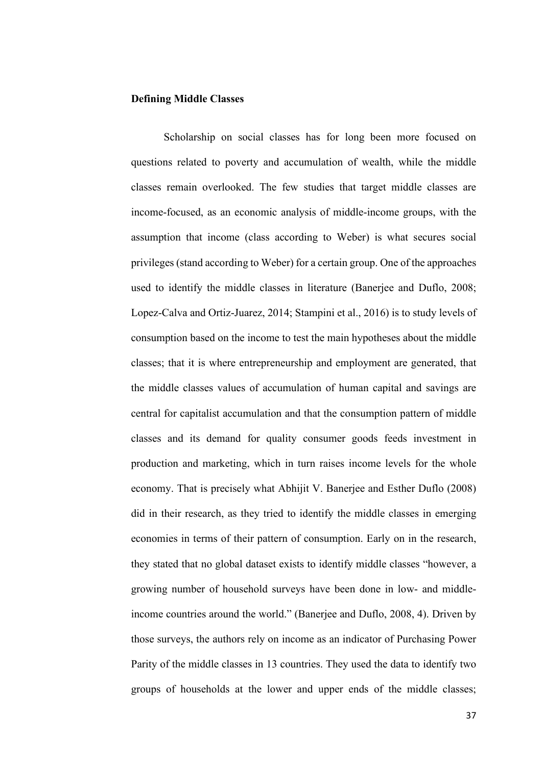### Defining Middle Classes

Scholarship on social classes has for long been more focused on questions related to poverty and accumulation of wealth, while the middle classes remain overlooked. The few studies that target middle classes are income-focused, as an economic analysis of middle-income groups, with the assumption that income (class according to Weber) is what secures social privileges (stand according to Weber) for a certain group. One of the approaches used to identify the middle classes in literature (Banerjee and Duflo, 2008; Lopez-Calva and Ortiz-Juarez, 2014; Stampini et al., 2016) is to study levels of consumption based on the income to test the main hypotheses about the middle classes; that it is where entrepreneurship and employment are generated, that the middle classes values of accumulation of human capital and savings are central for capitalist accumulation and that the consumption pattern of middle classes and its demand for quality consumer goods feeds investment in production and marketing, which in turn raises income levels for the whole economy. That is precisely what Abhijit V. Banerjee and Esther Duflo (2008) did in their research, as they tried to identify the middle classes in emerging economies in terms of their pattern of consumption. Early on in the research, they stated that no global dataset exists to identify middle classes "however, a growing number of household surveys have been done in low- and middle-income countries around the world." (Banerjee and Duflo, 2008, 4). Driven by those surveys, the authors rely on income as an indicator of Purchasing Power Parity of the middle classes in 13 countries. They used the data to identify two groups of households at the lower and upper ends of the middle classes;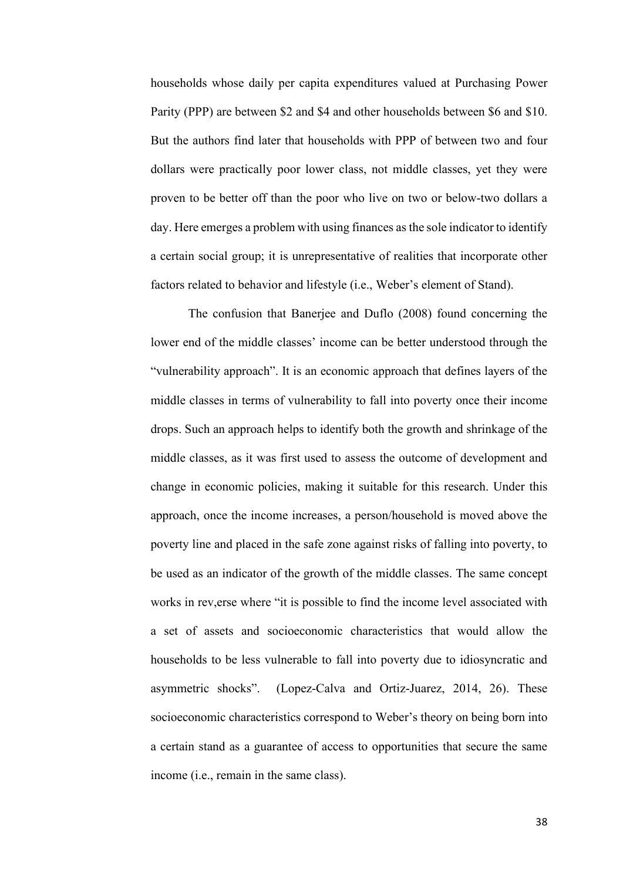households whose daily per capita expenditures valued at Purchasing Power Parity (PPP) are between $2 and $4 and other households between $6 and $10. But the authors find later that households with PPP of between two and four dollars were practically poor lower class, not middle classes, yet they were proven to be better off than the poor who live on two or below-two dollars a day. Here emerges a problem with using finances as the sole indicator to identify a certain social group; it is unrepresentative of realities that incorporate other factors related to behavior and lifestyle (i.e., Weber's element of Stand).

The confusion that Banerjee and Duflo (2008) found concerning the lower end of the middle classes' income can be better understood through the "vulnerability approach". It is an economic approach that defines layers of the middle classes in terms of vulnerability to fall into poverty once their income drops. Such an approach helps to identify both the growth and shrinkage of the middle classes, as it was first used to assess the outcome of development and change in economic policies, making it suitable for this research. Under this approach, once the income increases, a person/household is moved above the poverty line and placed in the safe zone against risks of falling into poverty, to be used as an indicator of the growth of the middle classes. The same concept works in rev,erse where "it is possible to find the income level associated with a set of assets and socioeconomic characteristics that would allow the households to be less vulnerable to fall into poverty due to idiosyncratic and asymmetric shocks". (Lopez-Calva and Ortiz-Juarez, 2014, 26). These socioeconomic characteristics correspond to Weber's theory on being born into a certain stand as a guarantee of access to opportunities that secure the same income (i.e., remain in the same class).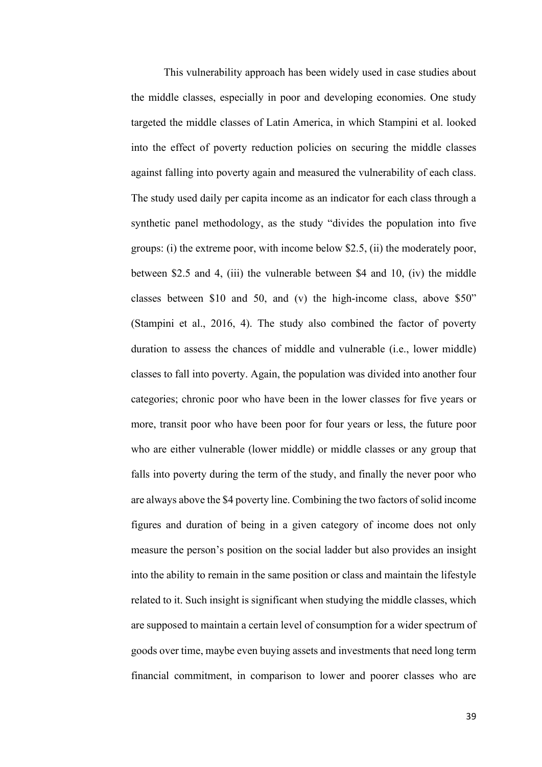This vulnerability approach has been widely used in case studies about the middle classes, especially in poor and developing economies. One study targeted the middle classes of Latin America, in which Stampini et al. looked into the effect of poverty reduction policies on securing the middle classes against falling into poverty again and measured the vulnerability of each class. The study used daily per capita income as an indicator for each class through a synthetic panel methodology, as the study "divides the population into five groups: (i) the extreme poor, with income below $2.5, (ii) the moderately poor, between $2.5 and 4, (iii) the vulnerable between $4 and 10, (iv) the middle classes between $10 and 50, and (v) the high-income class, above $50" (Stampini et al., 2016, 4). The study also combined the factor of poverty duration to assess the chances of middle and vulnerable (i.e., lower middle) classes to fall into poverty. Again, the population was divided into another four categories; chronic poor who have been in the lower classes for five years or more, transit poor who have been poor for four years or less, the future poor who are either vulnerable (lower middle) or middle classes or any group that falls into poverty during the term of the study, and finally the never poor who are always above the $4 poverty line. Combining the two factors of solid income figures and duration of being in a given category of income does not only measure the person's position on the social ladder but also provides an insight into the ability to remain in the same position or class and maintain the lifestyle related to it. Such insight is significant when studying the middle classes, which are supposed to maintain a certain level of consumption for a wider spectrum of goods over time, maybe even buying assets and investments that need long term financial commitment, in comparison to lower and poorer classes who are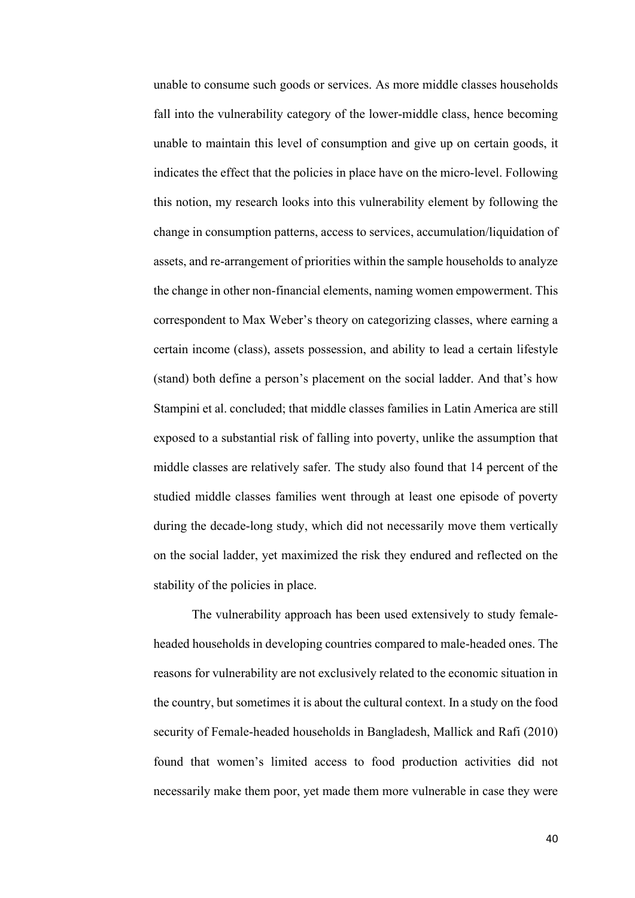unable to consume such goods or services. As more middle classes households fall into the vulnerability category of the lower-middle class, hence becoming unable to maintain this level of consumption and give up on certain goods, it indicates the effect that the policies in place have on the micro-level. Following this notion, my research looks into this vulnerability element by following the change in consumption patterns, access to services, accumulation/liquidation of assets, and re-arrangement of priorities within the sample households to analyze the change in other non-financial elements, naming women empowerment. This correspondent to Max Weber's theory on categorizing classes, where earning a certain income (class), assets possession, and ability to lead a certain lifestyle (stand) both define a person's placement on the social ladder. And that's how Stampini et al. concluded; that middle classes families in Latin America are still exposed to a substantial risk of falling into poverty, unlike the assumption that middle classes are relatively safer. The study also found that 14 percent of the studied middle classes families went through at least one episode of poverty during the decade-long study, which did not necessarily move them vertically on the social ladder, yet maximized the risk they endured and reflected on the stability of the policies in place.

The vulnerability approach has been used extensively to study female-headed households in developing countries compared to male-headed ones. The reasons for vulnerability are not exclusively related to the economic situation in the country, but sometimes it is about the cultural context. In a study on the food security of Female-headed households in Bangladesh, Mallick and Rafi (2010) found that women's limited access to food production activities did not necessarily make them poor, yet made them more vulnerable in case they were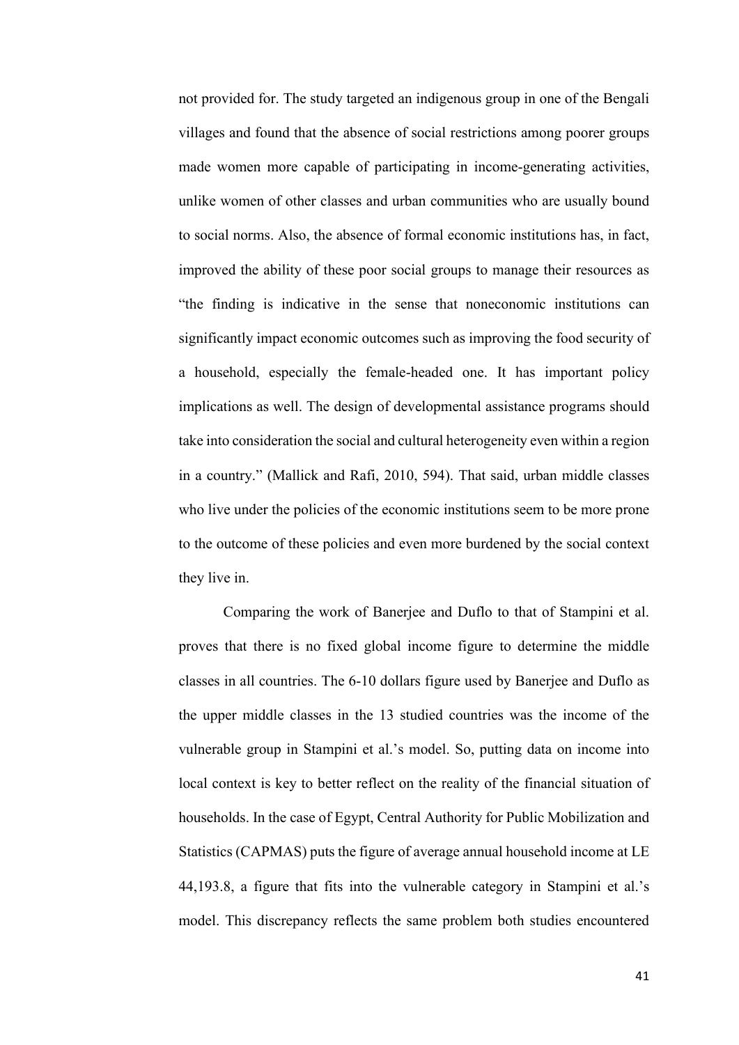not provided for. The study targeted an indigenous group in one of the Bengali villages and found that the absence of social restrictions among poorer groups made women more capable of participating in income-generating activities, unlike women of other classes and urban communities who are usually bound to social norms. Also, the absence of formal economic institutions has, in fact, improved the ability of these poor social groups to manage their resources as "the finding is indicative in the sense that noneconomic institutions can significantly impact economic outcomes such as improving the food security of a household, especially the female-headed one. It has important policy implications as well. The design of developmental assistance programs should take into consideration the social and cultural heterogeneity even within a region in a country." (Mallick and Rafi, 2010, 594). That said, urban middle classes who live under the policies of the economic institutions seem to be more prone to the outcome of these policies and even more burdened by the social context they live in.

Comparing the work of Banerjee and Duflo to that of Stampini et al. proves that there is no fixed global income figure to determine the middle classes in all countries. The 6-10 dollars figure used by Banerjee and Duflo as the upper middle classes in the 13 studied countries was the income of the vulnerable group in Stampini et al.'s model. So, putting data on income into local context is key to better reflect on the reality of the financial situation of households. In the case of Egypt, Central Authority for Public Mobilization and Statistics (CAPMAS) puts the figure of average annual household income at LE 44,193.8, a figure that fits into the vulnerable category in Stampini et al.'s model. This discrepancy reflects the same problem both studies encountered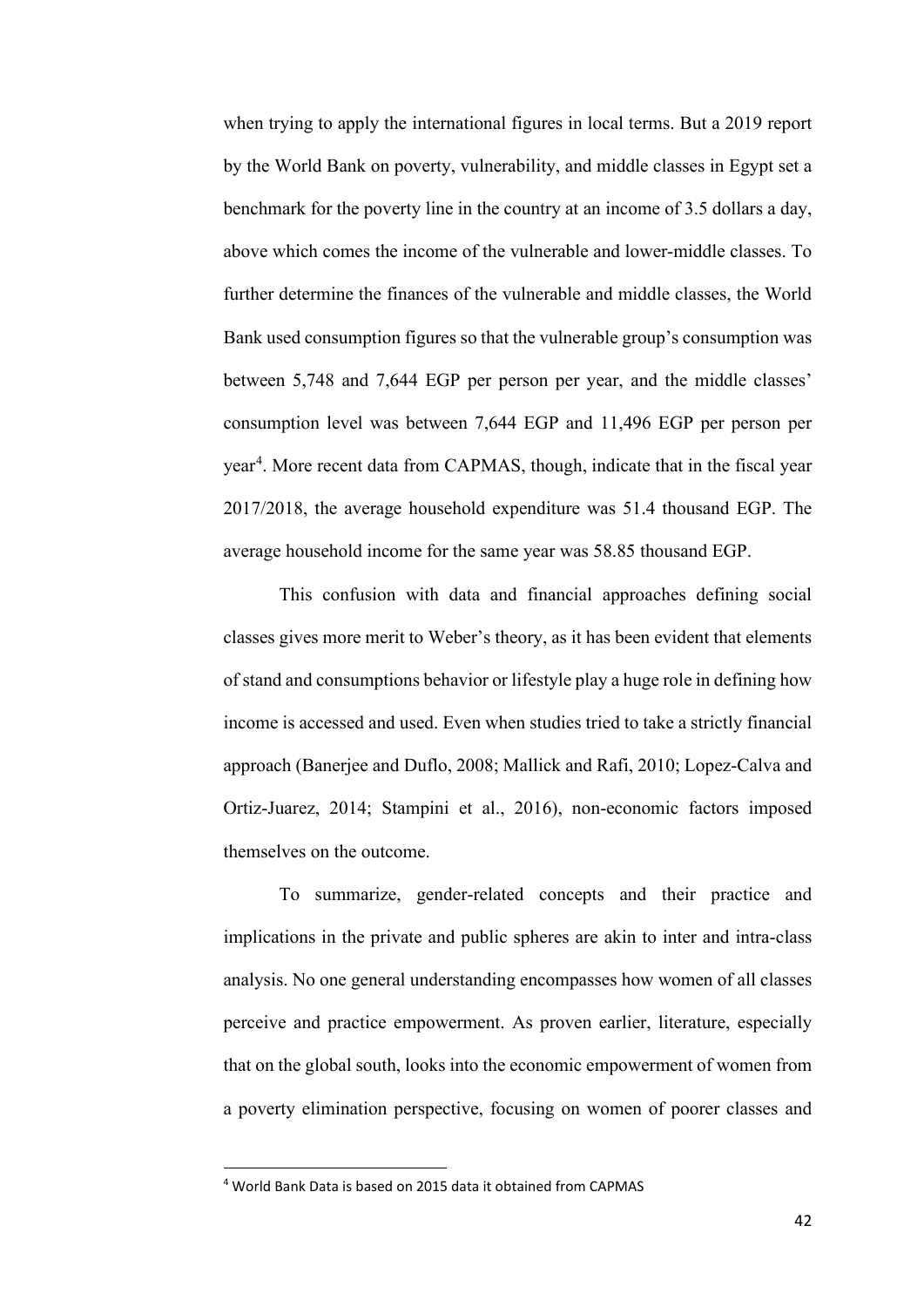when trying to apply the international figures in local terms. But a 2019 report by the World Bank on poverty, vulnerability, and middle classes in Egypt set a benchmark for the poverty line in the country at an income of 3.5 dollars a day, above which comes the income of the vulnerable and lower-middle classes. To further determine the finances of the vulnerable and middle classes, the World Bank used consumption figures so that the vulnerable group's consumption was between 5,748 and 7,644 EGP per person per year, and the middle classes' consumption level was between 7,644 EGP and 11,496 EGP per person per year[4]. More recent data from CAPMAS, though, indicate that in the fiscal year 2017/2018, the average household expenditure was 51.4 thousand EGP. The average household income for the same year was 58.85 thousand EGP.

This confusion with data and financial approaches defining social classes gives more merit to Weber's theory, as it has been evident that elements of stand and consumptions behavior or lifestyle play a huge role in defining how income is accessed and used. Even when studies tried to take a strictly financial approach (Banerjee and Duflo, 2008; Mallick and Rafi, 2010; Lopez-Calva and Ortiz-Juarez, 2014; Stampini et al., 2016), non-economic factors imposed themselves on the outcome.

To summarize, gender-related concepts and their practice and implications in the private and public spheres are akin to inter and intra-class analysis. No one general understanding encompasses how women of all classes perceive and practice empowerment. As proven earlier, literature, especially that on the global south, looks into the economic empowerment of women from a poverty elimination perspective, focusing on women of poorer classes and

[4] World Bank Data is based on 2015 data it obtained from CAPMAS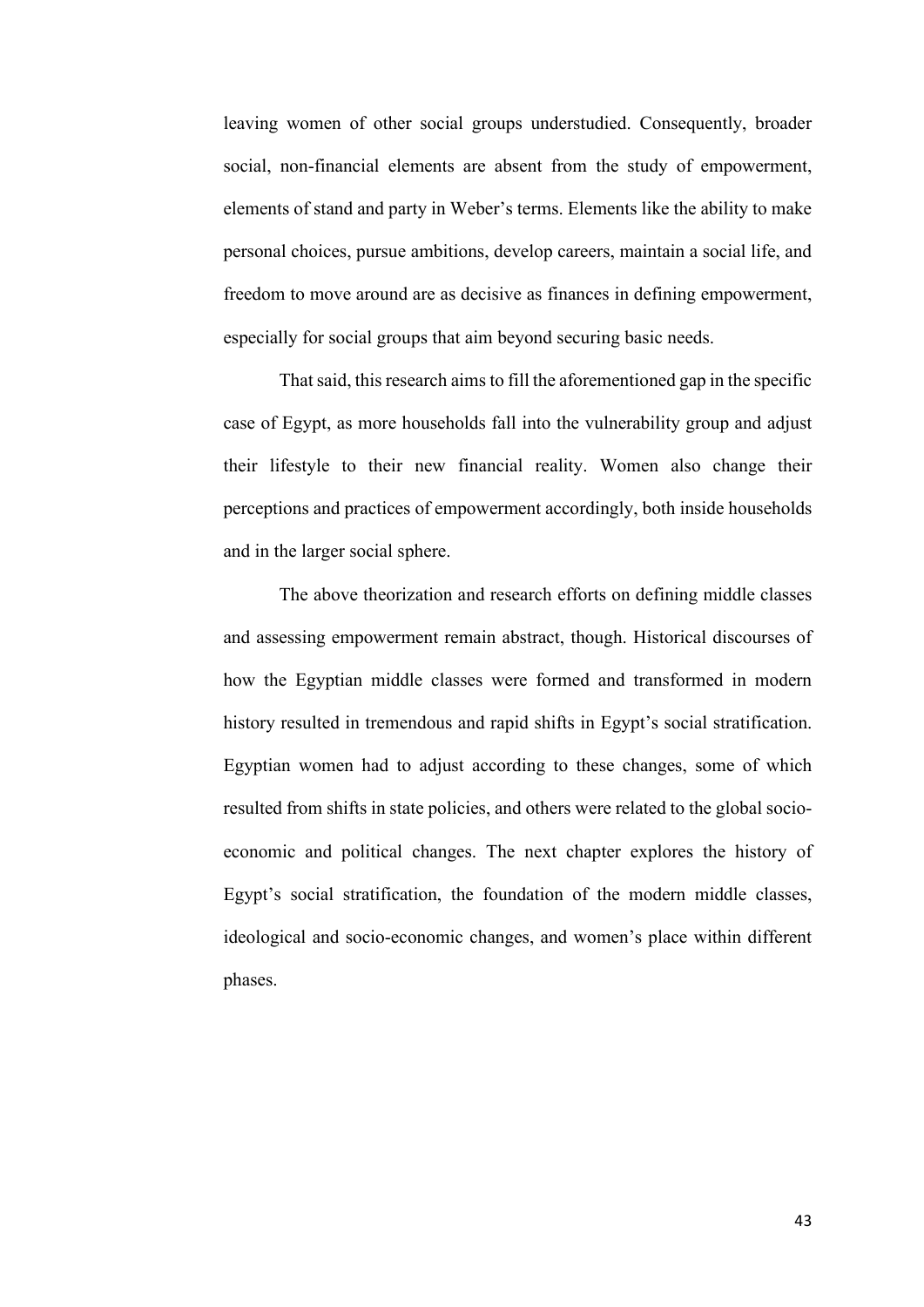leaving women of other social groups understudied. Consequently, broader social, non-financial elements are absent from the study of empowerment, elements of stand and party in Weber's terms. Elements like the ability to make personal choices, pursue ambitions, develop careers, maintain a social life, and freedom to move around are as decisive as finances in defining empowerment, especially for social groups that aim beyond securing basic needs.

That said, this research aims to fill the aforementioned gap in the specific case of Egypt, as more households fall into the vulnerability group and adjust their lifestyle to their new financial reality. Women also change their perceptions and practices of empowerment accordingly, both inside households and in the larger social sphere.

The above theorization and research efforts on defining middle classes and assessing empowerment remain abstract, though. Historical discourses of how the Egyptian middle classes were formed and transformed in modern history resulted in tremendous and rapid shifts in Egypt's social stratification. Egyptian women had to adjust according to these changes, some of which resulted from shifts in state policies, and others were related to the global socio-economic and political changes. The next chapter explores the history of Egypt's social stratification, the foundation of the modern middle classes, ideological and socio-economic changes, and women's place within different phases.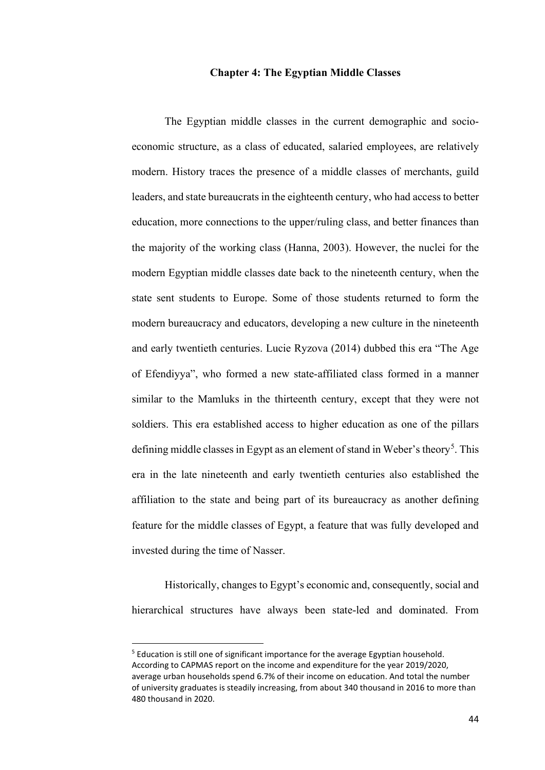# Chapter 4: The Egyptian Middle Classes

The Egyptian middle classes in the current demographic and socio-economic structure, as a class of educated, salaried employees, are relatively modern. History traces the presence of a middle classes of merchants, guild leaders, and state bureaucrats in the eighteenth century, who had access to better education, more connections to the upper/ruling class, and better finances than the majority of the working class (Hanna, 2003). However, the nuclei for the modern Egyptian middle classes date back to the nineteenth century, when the state sent students to Europe. Some of those students returned to form the modern bureaucracy and educators, developing a new culture in the nineteenth and early twentieth centuries. Lucie Ryzova (2014) dubbed this era "The Age of Efendiyya", who formed a new state-affiliated class formed in a manner similar to the Mamluks in the thirteenth century, except that they were not soldiers. This era established access to higher education as one of the pillars defining middle classes in Egypt as an element of stand in Weber's theory[5]. This era in the late nineteenth and early twentieth centuries also established the affiliation to the state and being part of its bureaucracy as another defining feature for the middle classes of Egypt, a feature that was fully developed and invested during the time of Nasser.

Historically, changes to Egypt's economic and, consequently, social and hierarchical structures have always been state-led and dominated. From

[5] Education is still one of significant importance for the average Egyptian household. According to CAPMAS report on the income and expenditure for the year 2019/2020, average urban households spend 6.7% of their income on education. And total the number of university graduates is steadily increasing, from about 340 thousand in 2016 to more than 480 thousand in 2020.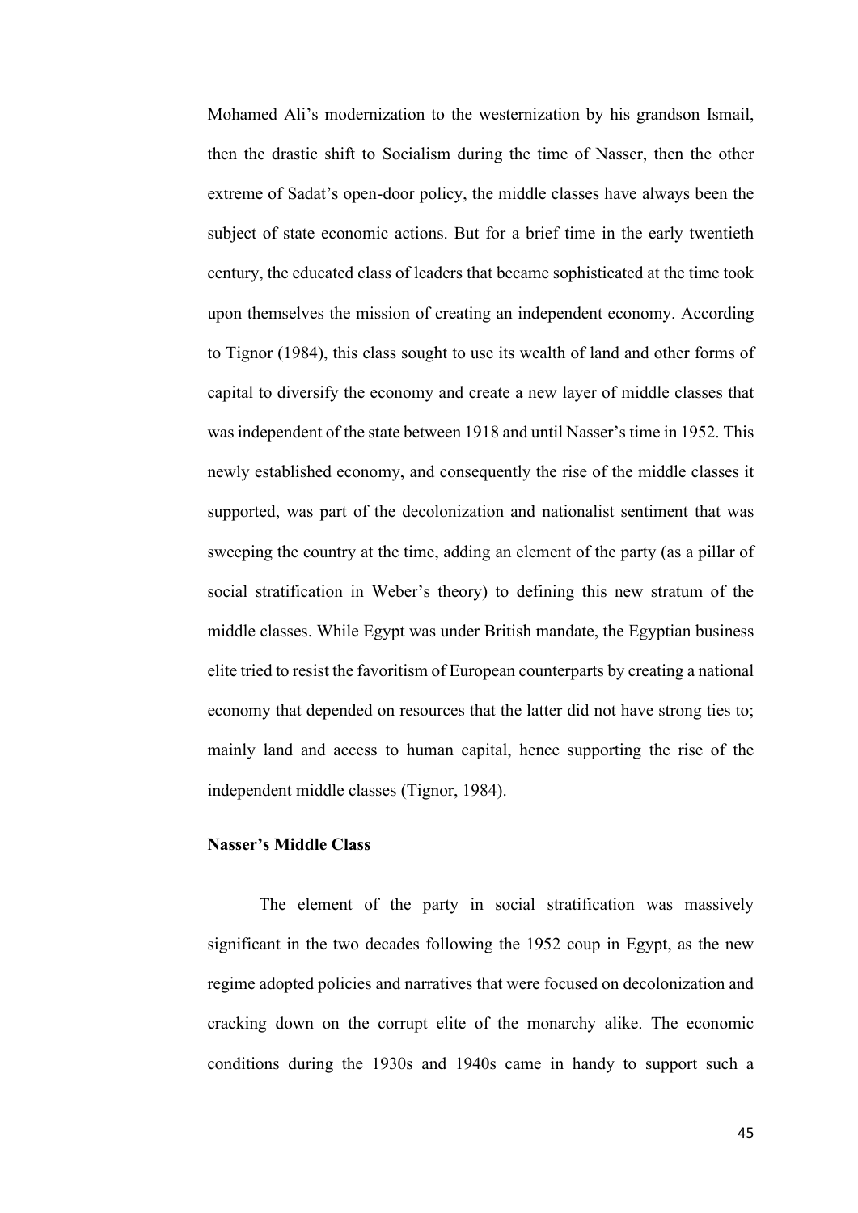Mohamed Ali's modernization to the westernization by his grandson Ismail, then the drastic shift to Socialism during the time of Nasser, then the other extreme of Sadat's open-door policy, the middle classes have always been the subject of state economic actions. But for a brief time in the early twentieth century, the educated class of leaders that became sophisticated at the time took upon themselves the mission of creating an independent economy. According to Tignor (1984), this class sought to use its wealth of land and other forms of capital to diversify the economy and create a new layer of middle classes that was independent of the state between 1918 and until Nasser's time in 1952. This newly established economy, and consequently the rise of the middle classes it supported, was part of the decolonization and nationalist sentiment that was sweeping the country at the time, adding an element of the party (as a pillar of social stratification in Weber's theory) to defining this new stratum of the middle classes. While Egypt was under British mandate, the Egyptian business elite tried to resist the favoritism of European counterparts by creating a national economy that depended on resources that the latter did not have strong ties to; mainly land and access to human capital, hence supporting the rise of the independent middle classes (Tignor, 1984).

**Nasser's Middle Class**

The element of the party in social stratification was massively significant in the two decades following the 1952 coup in Egypt, as the new regime adopted policies and narratives that were focused on decolonization and cracking down on the corrupt elite of the monarchy alike. The economic conditions during the 1930s and 1940s came in handy to support such a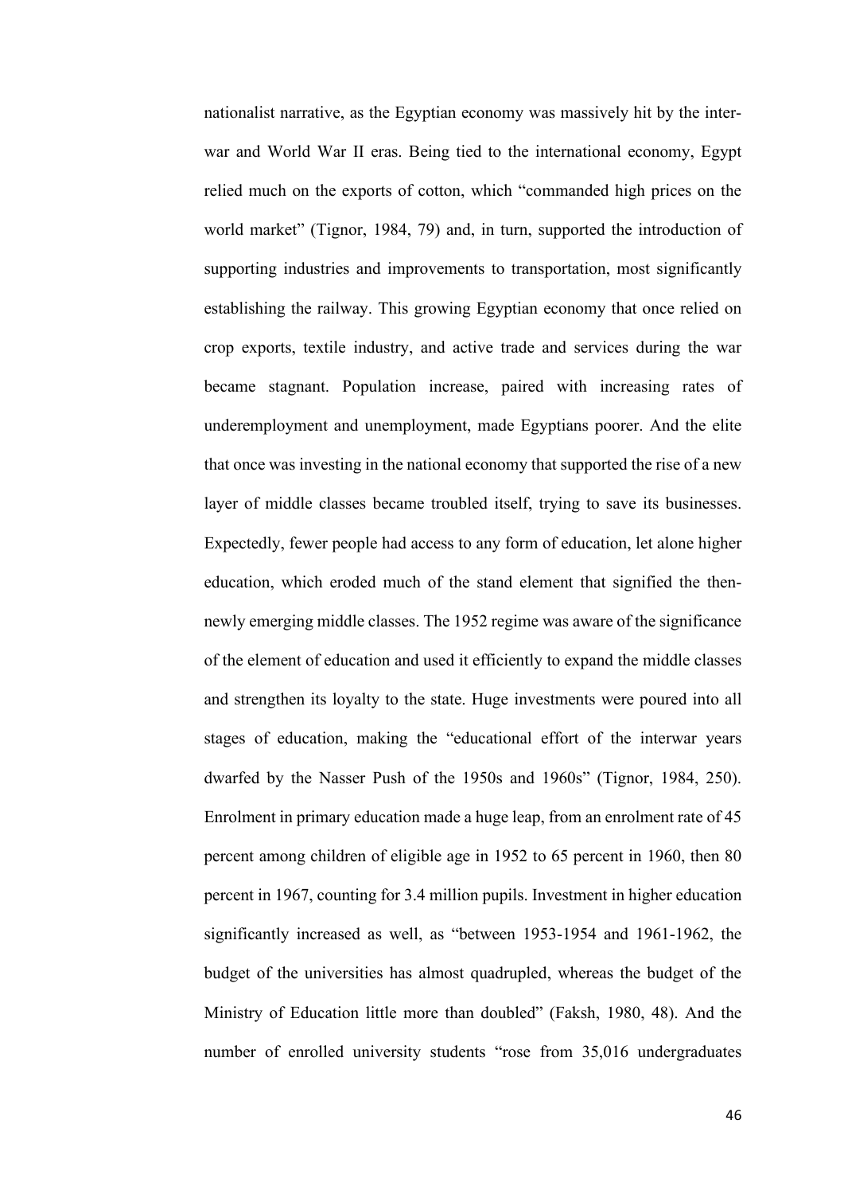nationalist narrative, as the Egyptian economy was massively hit by the inter-war and World War II eras. Being tied to the international economy, Egypt relied much on the exports of cotton, which "commanded high prices on the world market" (Tignor, 1984, 79) and, in turn, supported the introduction of supporting industries and improvements to transportation, most significantly establishing the railway. This growing Egyptian economy that once relied on crop exports, textile industry, and active trade and services during the war became stagnant. Population increase, paired with increasing rates of underemployment and unemployment, made Egyptians poorer. And the elite that once was investing in the national economy that supported the rise of a new layer of middle classes became troubled itself, trying to save its businesses. Expectedly, fewer people had access to any form of education, let alone higher education, which eroded much of the stand element that signified the then-newly emerging middle classes. The 1952 regime was aware of the significance of the element of education and used it efficiently to expand the middle classes and strengthen its loyalty to the state. Huge investments were poured into all stages of education, making the "educational effort of the interwar years dwarfed by the Nasser Push of the 1950s and 1960s" (Tignor, 1984, 250). Enrolment in primary education made a huge leap, from an enrolment rate of 45 percent among children of eligible age in 1952 to 65 percent in 1960, then 80 percent in 1967, counting for 3.4 million pupils. Investment in higher education significantly increased as well, as "between 1953-1954 and 1961-1962, the budget of the universities has almost quadrupled, whereas the budget of the Ministry of Education little more than doubled" (Faksh, 1980, 48). And the number of enrolled university students "rose from 35,016 undergraduates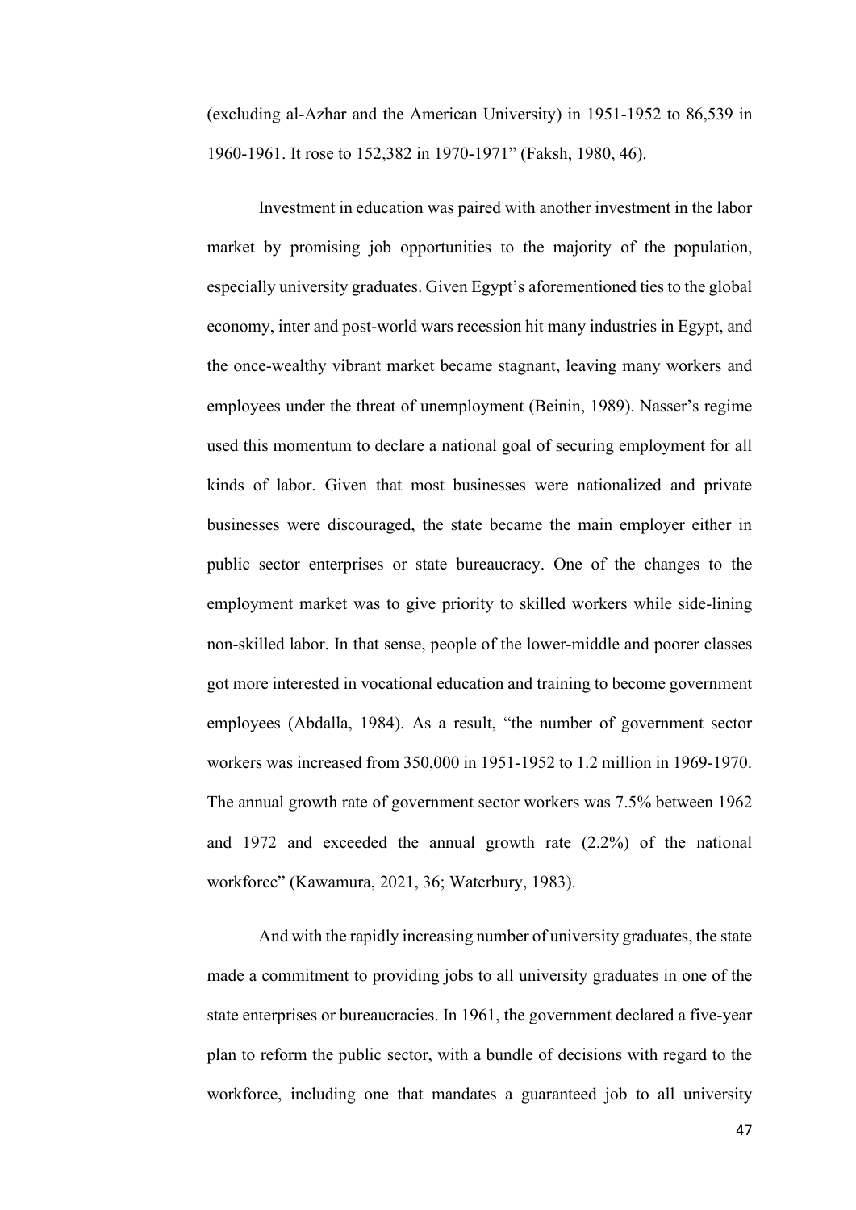(excluding al-Azhar and the American University) in 1951-1952 to 86,539 in 1960-1961. It rose to 152,382 in 1970-1971" (Faksh, 1980, 46).

Investment in education was paired with another investment in the labor market by promising job opportunities to the majority of the population, especially university graduates. Given Egypt's aforementioned ties to the global economy, inter and post-world wars recession hit many industries in Egypt, and the once-wealthy vibrant market became stagnant, leaving many workers and employees under the threat of unemployment (Beinin, 1989). Nasser's regime used this momentum to declare a national goal of securing employment for all kinds of labor. Given that most businesses were nationalized and private businesses were discouraged, the state became the main employer either in public sector enterprises or state bureaucracy. One of the changes to the employment market was to give priority to skilled workers while side-lining non-skilled labor. In that sense, people of the lower-middle and poorer classes got more interested in vocational education and training to become government employees (Abdalla, 1984). As a result, "the number of government sector workers was increased from 350,000 in 1951-1952 to 1.2 million in 1969-1970. The annual growth rate of government sector workers was 7.5% between 1962 and 1972 and exceeded the annual growth rate (2.2%) of the national workforce" (Kawamura, 2021, 36; Waterbury, 1983).

And with the rapidly increasing number of university graduates, the state made a commitment to providing jobs to all university graduates in one of the state enterprises or bureaucracies. In 1961, the government declared a five-year plan to reform the public sector, with a bundle of decisions with regard to the workforce, including one that mandates a guaranteed job to all university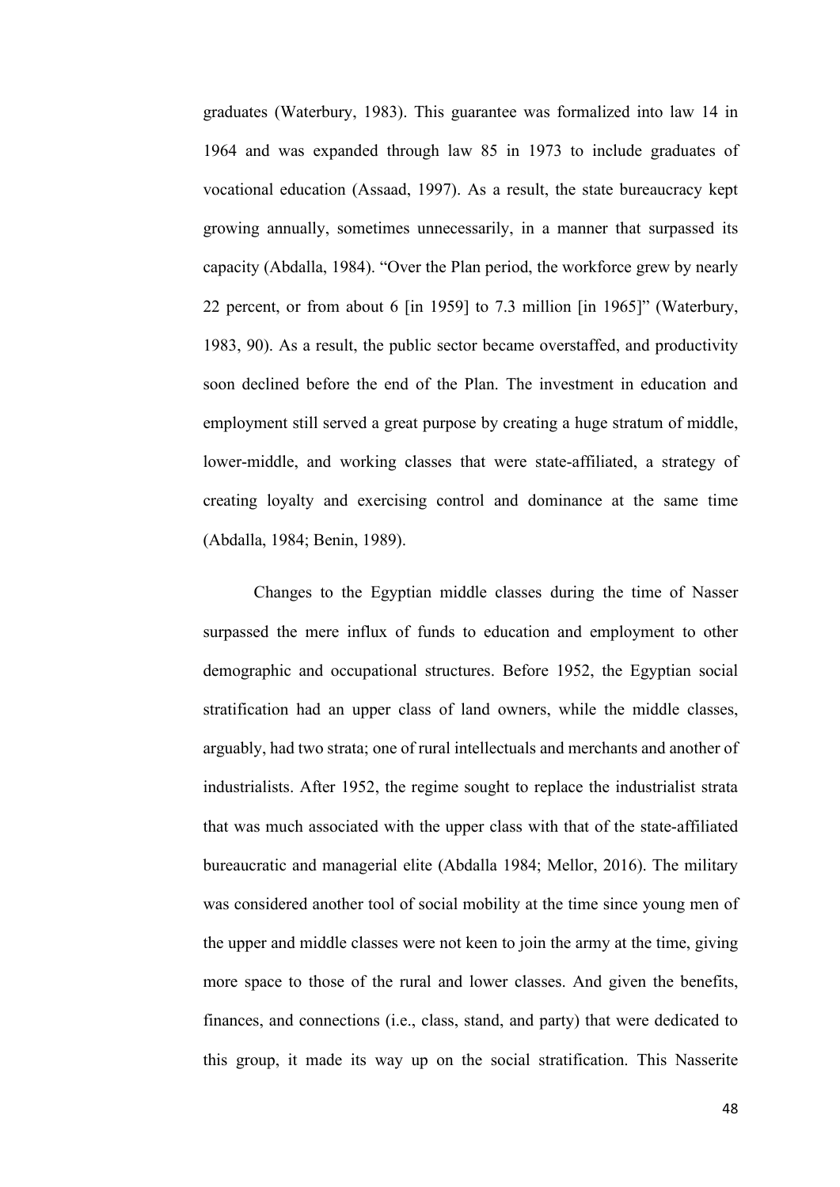graduates (Waterbury, 1983). This guarantee was formalized into law 14 in 1964 and was expanded through law 85 in 1973 to include graduates of vocational education (Assaad, 1997). As a result, the state bureaucracy kept growing annually, sometimes unnecessarily, in a manner that surpassed its capacity (Abdalla, 1984). "Over the Plan period, the workforce grew by nearly 22 percent, or from about 6 [in 1959] to 7.3 million [in 1965]" (Waterbury, 1983, 90). As a result, the public sector became overstaffed, and productivity soon declined before the end of the Plan. The investment in education and employment still served a great purpose by creating a huge stratum of middle, lower-middle, and working classes that were state-affiliated, a strategy of creating loyalty and exercising control and dominance at the same time (Abdalla, 1984; Benin, 1989).

Changes to the Egyptian middle classes during the time of Nasser surpassed the mere influx of funds to education and employment to other demographic and occupational structures. Before 1952, the Egyptian social stratification had an upper class of land owners, while the middle classes, arguably, had two strata; one of rural intellectuals and merchants and another of industrialists. After 1952, the regime sought to replace the industrialist strata that was much associated with the upper class with that of the state-affiliated bureaucratic and managerial elite (Abdalla 1984; Mellor, 2016). The military was considered another tool of social mobility at the time since young men of the upper and middle classes were not keen to join the army at the time, giving more space to those of the rural and lower classes. And given the benefits, finances, and connections (i.e., class, stand, and party) that were dedicated to this group, it made its way up on the social stratification. This Nasserite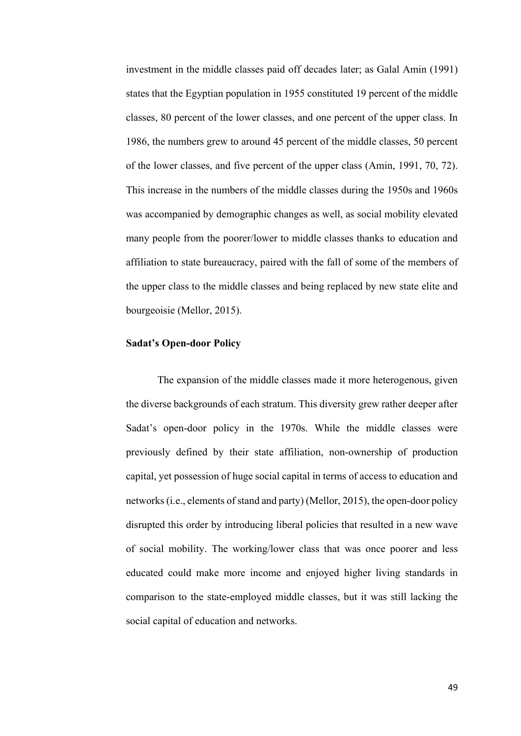investment in the middle classes paid off decades later; as Galal Amin (1991) states that the Egyptian population in 1955 constituted 19 percent of the middle classes, 80 percent of the lower classes, and one percent of the upper class. In 1986, the numbers grew to around 45 percent of the middle classes, 50 percent of the lower classes, and five percent of the upper class (Amin, 1991, 70, 72). This increase in the numbers of the middle classes during the 1950s and 1960s was accompanied by demographic changes as well, as social mobility elevated many people from the poorer/lower to middle classes thanks to education and affiliation to state bureaucracy, paired with the fall of some of the members of the upper class to the middle classes and being replaced by new state elite and bourgeoisie (Mellor, 2015).

**Sadat's Open-door Policy**

The expansion of the middle classes made it more heterogenous, given the diverse backgrounds of each stratum. This diversity grew rather deeper after Sadat's open-door policy in the 1970s. While the middle classes were previously defined by their state affiliation, non-ownership of production capital, yet possession of huge social capital in terms of access to education and networks (i.e., elements of stand and party) (Mellor, 2015), the open-door policy disrupted this order by introducing liberal policies that resulted in a new wave of social mobility. The working/lower class that was once poorer and less educated could make more income and enjoyed higher living standards in comparison to the state-employed middle classes, but it was still lacking the social capital of education and networks.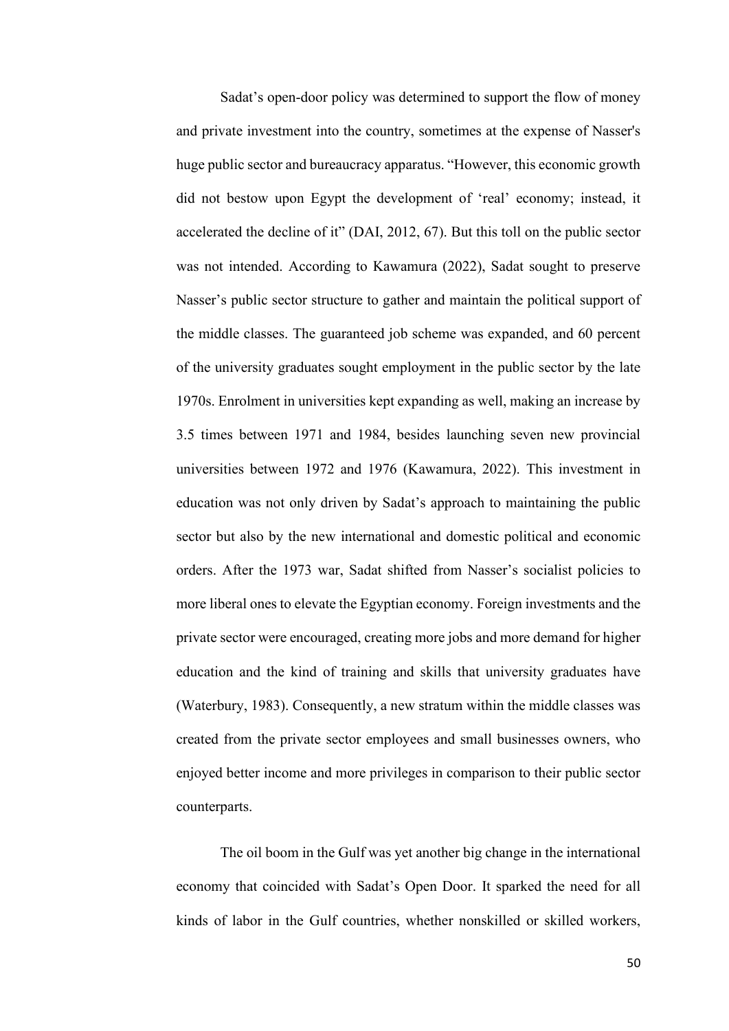Sadat's open-door policy was determined to support the flow of money and private investment into the country, sometimes at the expense of Nasser's huge public sector and bureaucracy apparatus. "However, this economic growth did not bestow upon Egypt the development of 'real' economy; instead, it accelerated the decline of it" (DAI, 2012, 67). But this toll on the public sector was not intended. According to Kawamura (2022), Sadat sought to preserve Nasser's public sector structure to gather and maintain the political support of the middle classes. The guaranteed job scheme was expanded, and 60 percent of the university graduates sought employment in the public sector by the late 1970s. Enrolment in universities kept expanding as well, making an increase by 3.5 times between 1971 and 1984, besides launching seven new provincial universities between 1972 and 1976 (Kawamura, 2022). This investment in education was not only driven by Sadat's approach to maintaining the public sector but also by the new international and domestic political and economic orders. After the 1973 war, Sadat shifted from Nasser's socialist policies to more liberal ones to elevate the Egyptian economy. Foreign investments and the private sector were encouraged, creating more jobs and more demand for higher education and the kind of training and skills that university graduates have (Waterbury, 1983). Consequently, a new stratum within the middle classes was created from the private sector employees and small businesses owners, who enjoyed better income and more privileges in comparison to their public sector counterparts.

The oil boom in the Gulf was yet another big change in the international economy that coincided with Sadat's Open Door. It sparked the need for all kinds of labor in the Gulf countries, whether nonskilled or skilled workers,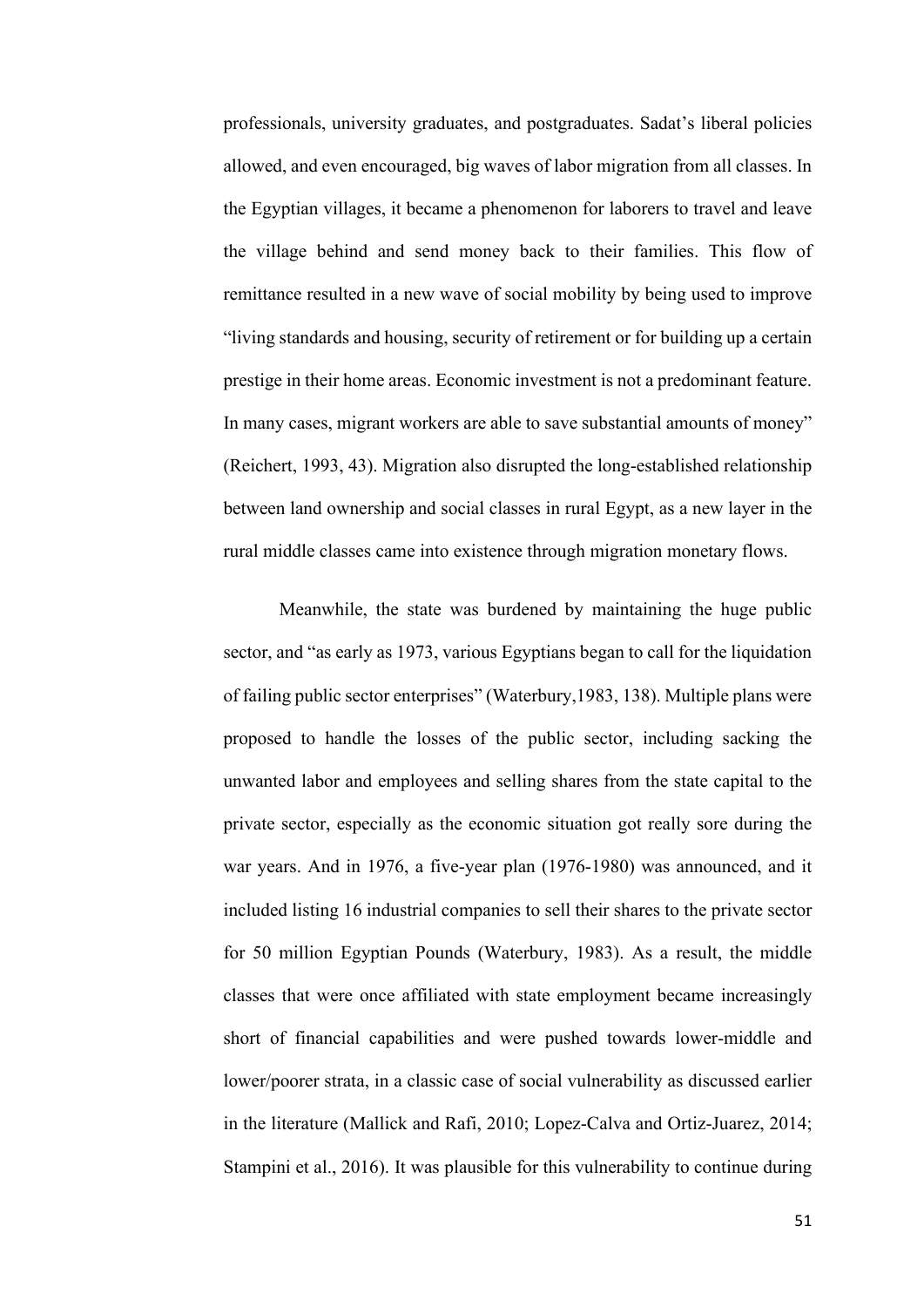professionals, university graduates, and postgraduates. Sadat's liberal policies allowed, and even encouraged, big waves of labor migration from all classes. In the Egyptian villages, it became a phenomenon for laborers to travel and leave the village behind and send money back to their families. This flow of remittance resulted in a new wave of social mobility by being used to improve "living standards and housing, security of retirement or for building up a certain prestige in their home areas. Economic investment is not a predominant feature. In many cases, migrant workers are able to save substantial amounts of money" (Reichert, 1993, 43). Migration also disrupted the long-established relationship between land ownership and social classes in rural Egypt, as a new layer in the rural middle classes came into existence through migration monetary flows.

Meanwhile, the state was burdened by maintaining the huge public sector, and "as early as 1973, various Egyptians began to call for the liquidation of failing public sector enterprises" (Waterbury,1983, 138). Multiple plans were proposed to handle the losses of the public sector, including sacking the unwanted labor and employees and selling shares from the state capital to the private sector, especially as the economic situation got really sore during the war years. And in 1976, a five-year plan (1976-1980) was announced, and it included listing 16 industrial companies to sell their shares to the private sector for 50 million Egyptian Pounds (Waterbury, 1983). As a result, the middle classes that were once affiliated with state employment became increasingly short of financial capabilities and were pushed towards lower-middle and lower/poorer strata, in a classic case of social vulnerability as discussed earlier in the literature (Mallick and Rafi, 2010; Lopez-Calva and Ortiz-Juarez, 2014; Stampini et al., 2016). It was plausible for this vulnerability to continue during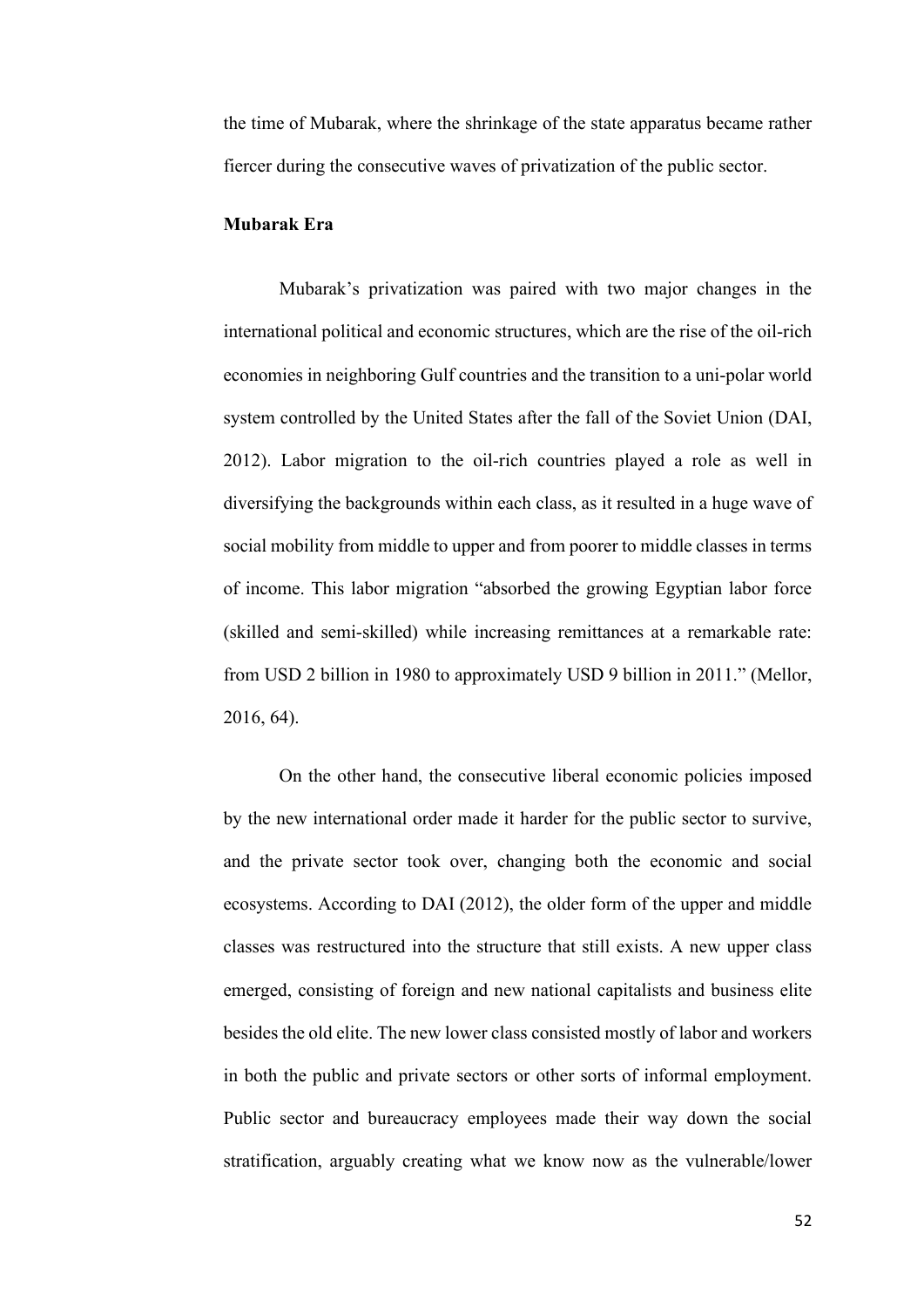the time of Mubarak, where the shrinkage of the state apparatus became rather fiercer during the consecutive waves of privatization of the public sector.

**Mubarak Era**

Mubarak's privatization was paired with two major changes in the international political and economic structures, which are the rise of the oil-rich economies in neighboring Gulf countries and the transition to a uni-polar world system controlled by the United States after the fall of the Soviet Union (DAI, 2012). Labor migration to the oil-rich countries played a role as well in diversifying the backgrounds within each class, as it resulted in a huge wave of social mobility from middle to upper and from poorer to middle classes in terms of income. This labor migration "absorbed the growing Egyptian labor force (skilled and semi-skilled) while increasing remittances at a remarkable rate: from USD 2 billion in 1980 to approximately USD 9 billion in 2011." (Mellor, 2016, 64).

On the other hand, the consecutive liberal economic policies imposed by the new international order made it harder for the public sector to survive, and the private sector took over, changing both the economic and social ecosystems. According to DAI (2012), the older form of the upper and middle classes was restructured into the structure that still exists. A new upper class emerged, consisting of foreign and new national capitalists and business elite besides the old elite. The new lower class consisted mostly of labor and workers in both the public and private sectors or other sorts of informal employment. Public sector and bureaucracy employees made their way down the social stratification, arguably creating what we know now as the vulnerable/lower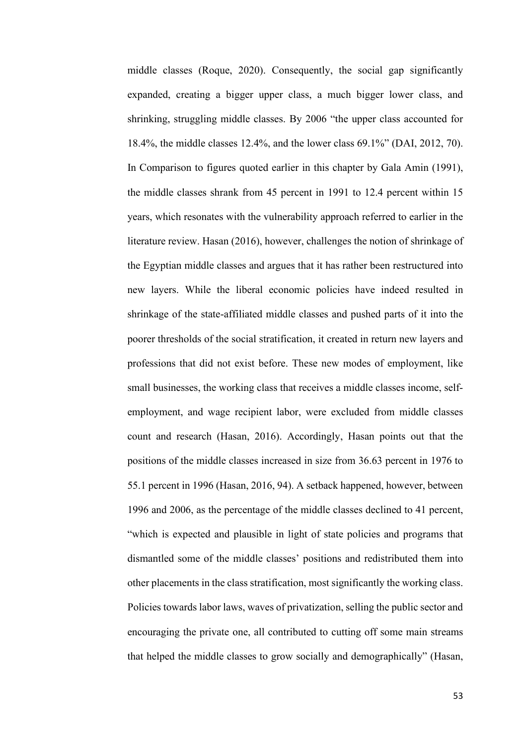middle classes (Roque, 2020). Consequently, the social gap significantly expanded, creating a bigger upper class, a much bigger lower class, and shrinking, struggling middle classes. By 2006 "the upper class accounted for 18.4%, the middle classes 12.4%, and the lower class 69.1%" (DAI, 2012, 70). In Comparison to figures quoted earlier in this chapter by Gala Amin (1991), the middle classes shrank from 45 percent in 1991 to 12.4 percent within 15 years, which resonates with the vulnerability approach referred to earlier in the literature review. Hasan (2016), however, challenges the notion of shrinkage of the Egyptian middle classes and argues that it has rather been restructured into new layers. While the liberal economic policies have indeed resulted in shrinkage of the state-affiliated middle classes and pushed parts of it into the poorer thresholds of the social stratification, it created in return new layers and professions that did not exist before. These new modes of employment, like small businesses, the working class that receives a middle classes income, self-employment, and wage recipient labor, were excluded from middle classes count and research (Hasan, 2016). Accordingly, Hasan points out that the positions of the middle classes increased in size from 36.63 percent in 1976 to 55.1 percent in 1996 (Hasan, 2016, 94). A setback happened, however, between 1996 and 2006, as the percentage of the middle classes declined to 41 percent, "which is expected and plausible in light of state policies and programs that dismantled some of the middle classes' positions and redistributed them into other placements in the class stratification, most significantly the working class. Policies towards labor laws, waves of privatization, selling the public sector and encouraging the private one, all contributed to cutting off some main streams that helped the middle classes to grow socially and demographically" (Hasan,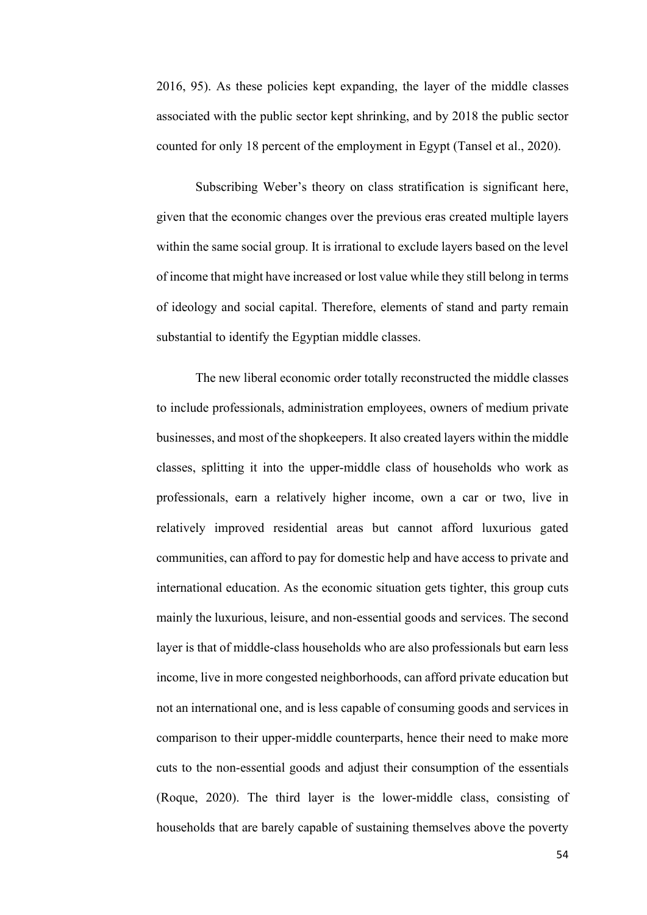2016, 95). As these policies kept expanding, the layer of the middle classes associated with the public sector kept shrinking, and by 2018 the public sector counted for only 18 percent of the employment in Egypt (Tansel et al., 2020).

Subscribing Weber's theory on class stratification is significant here, given that the economic changes over the previous eras created multiple layers within the same social group. It is irrational to exclude layers based on the level of income that might have increased or lost value while they still belong in terms of ideology and social capital. Therefore, elements of stand and party remain substantial to identify the Egyptian middle classes.

The new liberal economic order totally reconstructed the middle classes to include professionals, administration employees, owners of medium private businesses, and most of the shopkeepers. It also created layers within the middle classes, splitting it into the upper-middle class of households who work as professionals, earn a relatively higher income, own a car or two, live in relatively improved residential areas but cannot afford luxurious gated communities, can afford to pay for domestic help and have access to private and international education. As the economic situation gets tighter, this group cuts mainly the luxurious, leisure, and non-essential goods and services. The second layer is that of middle-class households who are also professionals but earn less income, live in more congested neighborhoods, can afford private education but not an international one, and is less capable of consuming goods and services in comparison to their upper-middle counterparts, hence their need to make more cuts to the non-essential goods and adjust their consumption of the essentials (Roque, 2020). The third layer is the lower-middle class, consisting of households that are barely capable of sustaining themselves above the poverty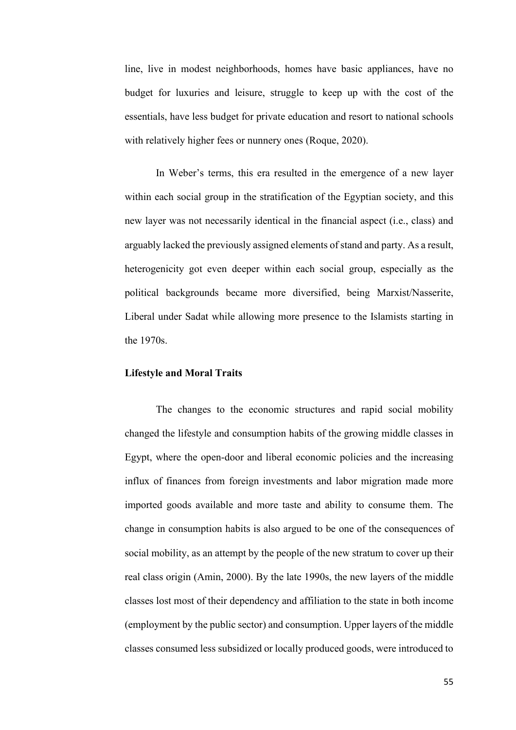line, live in modest neighborhoods, homes have basic appliances, have no budget for luxuries and leisure, struggle to keep up with the cost of the essentials, have less budget for private education and resort to national schools with relatively higher fees or nunnery ones (Roque, 2020).

In Weber's terms, this era resulted in the emergence of a new layer within each social group in the stratification of the Egyptian society, and this new layer was not necessarily identical in the financial aspect (i.e., class) and arguably lacked the previously assigned elements of stand and party. As a result, heterogenicity got even deeper within each social group, especially as the political backgrounds became more diversified, being Marxist/Nasserite, Liberal under Sadat while allowing more presence to the Islamists starting in the 1970s.

**Lifestyle and Moral Traits**

The changes to the economic structures and rapid social mobility changed the lifestyle and consumption habits of the growing middle classes in Egypt, where the open-door and liberal economic policies and the increasing influx of finances from foreign investments and labor migration made more imported goods available and more taste and ability to consume them. The change in consumption habits is also argued to be one of the consequences of social mobility, as an attempt by the people of the new stratum to cover up their real class origin (Amin, 2000). By the late 1990s, the new layers of the middle classes lost most of their dependency and affiliation to the state in both income (employment by the public sector) and consumption. Upper layers of the middle classes consumed less subsidized or locally produced goods, were introduced to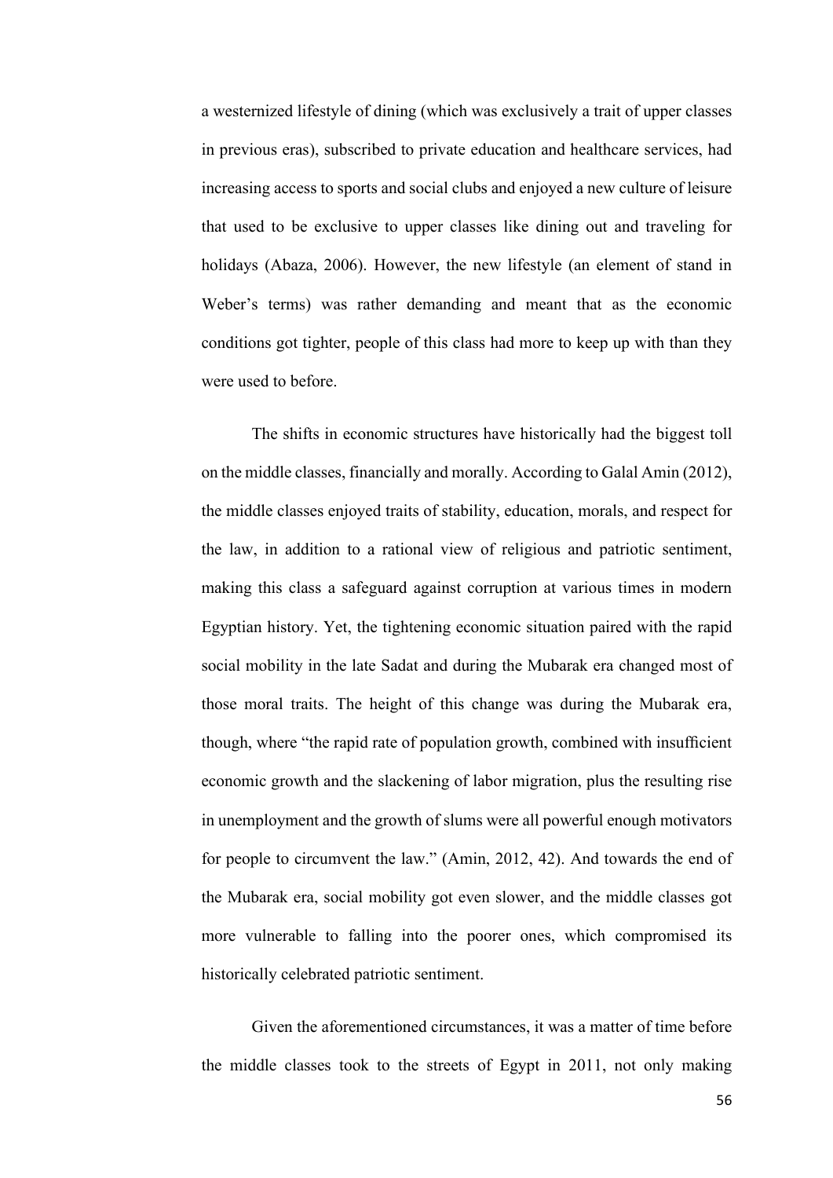a westernized lifestyle of dining (which was exclusively a trait of upper classes in previous eras), subscribed to private education and healthcare services, had increasing access to sports and social clubs and enjoyed a new culture of leisure that used to be exclusive to upper classes like dining out and traveling for holidays (Abaza, 2006). However, the new lifestyle (an element of stand in Weber's terms) was rather demanding and meant that as the economic conditions got tighter, people of this class had more to keep up with than they were used to before.

The shifts in economic structures have historically had the biggest toll on the middle classes, financially and morally. According to Galal Amin (2012), the middle classes enjoyed traits of stability, education, morals, and respect for the law, in addition to a rational view of religious and patriotic sentiment, making this class a safeguard against corruption at various times in modern Egyptian history. Yet, the tightening economic situation paired with the rapid social mobility in the late Sadat and during the Mubarak era changed most of those moral traits. The height of this change was during the Mubarak era, though, where "the rapid rate of population growth, combined with insufficient economic growth and the slackening of labor migration, plus the resulting rise in unemployment and the growth of slums were all powerful enough motivators for people to circumvent the law." (Amin, 2012, 42). And towards the end of the Mubarak era, social mobility got even slower, and the middle classes got more vulnerable to falling into the poorer ones, which compromised its historically celebrated patriotic sentiment.

Given the aforementioned circumstances, it was a matter of time before the middle classes took to the streets of Egypt in 2011, not only making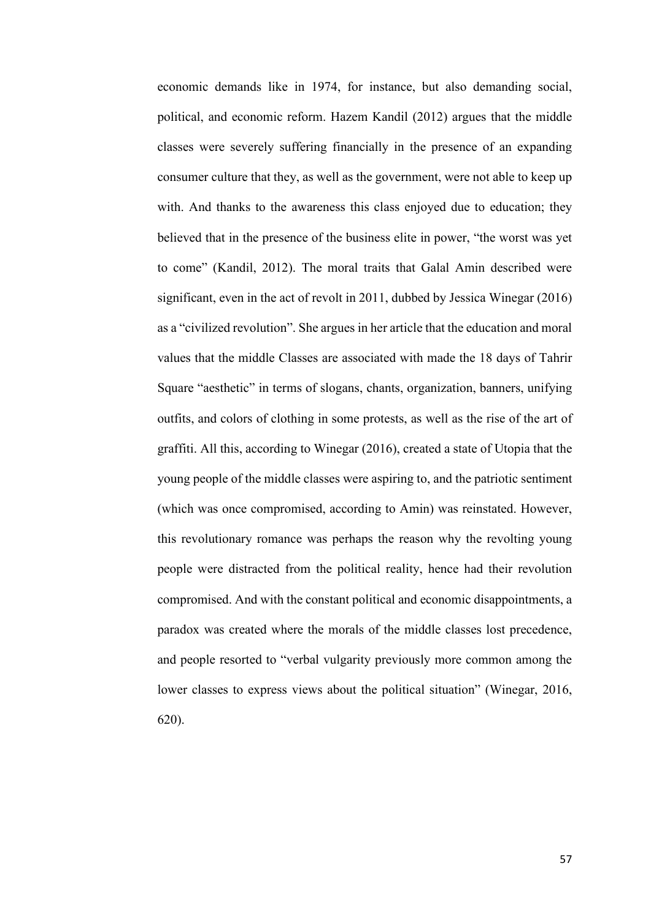economic demands like in 1974, for instance, but also demanding social, political, and economic reform. Hazem Kandil (2012) argues that the middle classes were severely suffering financially in the presence of an expanding consumer culture that they, as well as the government, were not able to keep up with. And thanks to the awareness this class enjoyed due to education; they believed that in the presence of the business elite in power, "the worst was yet to come" (Kandil, 2012). The moral traits that Galal Amin described were significant, even in the act of revolt in 2011, dubbed by Jessica Winegar (2016) as a "civilized revolution". She argues in her article that the education and moral values that the middle Classes are associated with made the 18 days of Tahrir Square "aesthetic" in terms of slogans, chants, organization, banners, unifying outfits, and colors of clothing in some protests, as well as the rise of the art of graffiti. All this, according to Winegar (2016), created a state of Utopia that the young people of the middle classes were aspiring to, and the patriotic sentiment (which was once compromised, according to Amin) was reinstated. However, this revolutionary romance was perhaps the reason why the revolting young people were distracted from the political reality, hence had their revolution compromised. And with the constant political and economic disappointments, a paradox was created where the morals of the middle classes lost precedence, and people resorted to "verbal vulgarity previously more common among the lower classes to express views about the political situation" (Winegar, 2016, 620).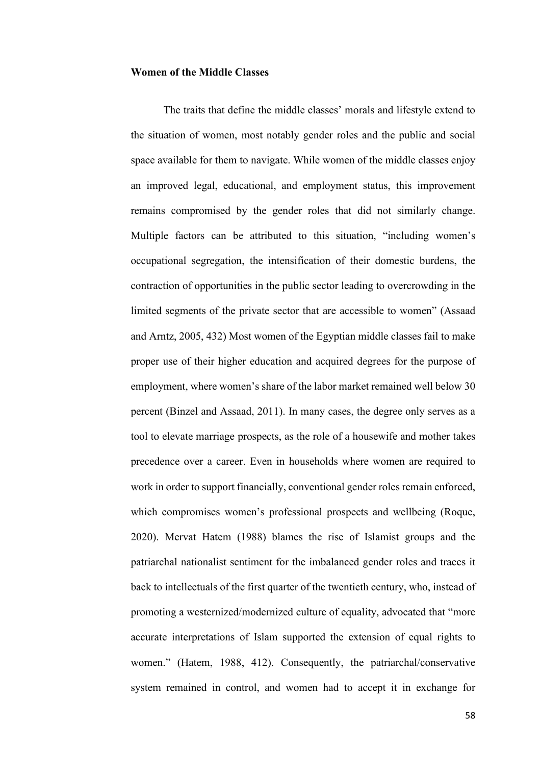**Women of the Middle Classes**

The traits that define the middle classes' morals and lifestyle extend to the situation of women, most notably gender roles and the public and social space available for them to navigate. While women of the middle classes enjoy an improved legal, educational, and employment status, this improvement remains compromised by the gender roles that did not similarly change. Multiple factors can be attributed to this situation, "including women's occupational segregation, the intensification of their domestic burdens, the contraction of opportunities in the public sector leading to overcrowding in the limited segments of the private sector that are accessible to women" (Assaad and Arntz, 2005, 432) Most women of the Egyptian middle classes fail to make proper use of their higher education and acquired degrees for the purpose of employment, where women's share of the labor market remained well below 30 percent (Binzel and Assaad, 2011). In many cases, the degree only serves as a tool to elevate marriage prospects, as the role of a housewife and mother takes precedence over a career. Even in households where women are required to work in order to support financially, conventional gender roles remain enforced, which compromises women's professional prospects and wellbeing (Roque, 2020). Mervat Hatem (1988) blames the rise of Islamist groups and the patriarchal nationalist sentiment for the imbalanced gender roles and traces it back to intellectuals of the first quarter of the twentieth century, who, instead of promoting a westernized/modernized culture of equality, advocated that "more accurate interpretations of Islam supported the extension of equal rights to women." (Hatem, 1988, 412). Consequently, the patriarchal/conservative system remained in control, and women had to accept it in exchange for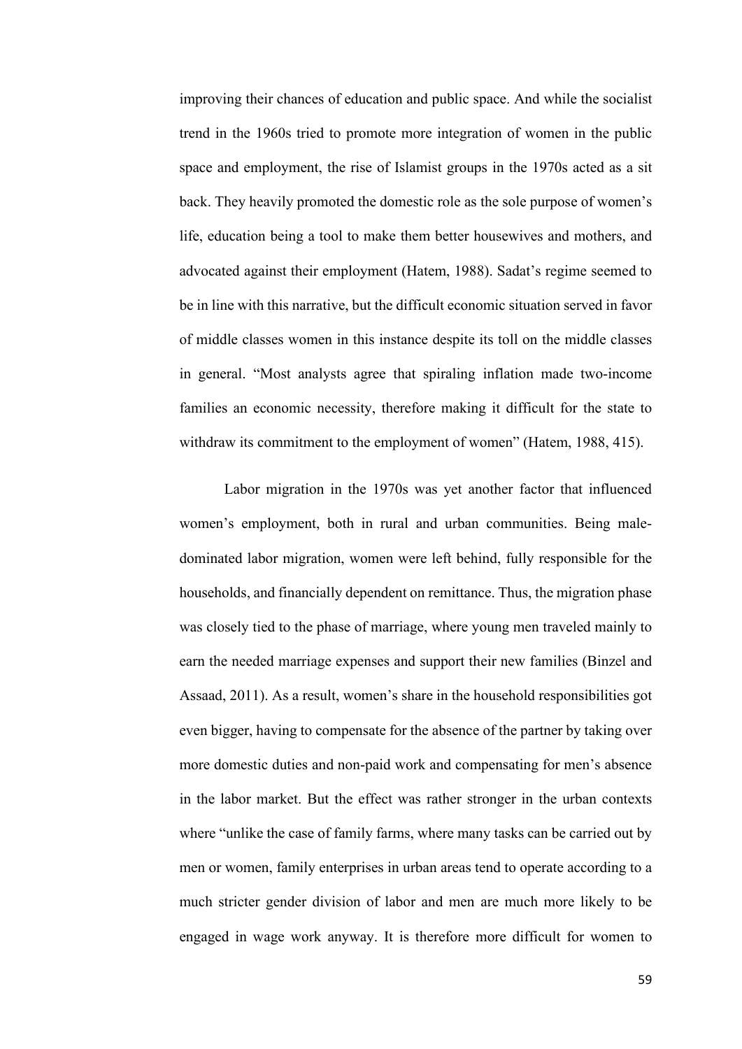improving their chances of education and public space. And while the socialist trend in the 1960s tried to promote more integration of women in the public space and employment, the rise of Islamist groups in the 1970s acted as a sit back. They heavily promoted the domestic role as the sole purpose of women's life, education being a tool to make them better housewives and mothers, and advocated against their employment (Hatem, 1988). Sadat's regime seemed to be in line with this narrative, but the difficult economic situation served in favor of middle classes women in this instance despite its toll on the middle classes in general. "Most analysts agree that spiraling inflation made two-income families an economic necessity, therefore making it difficult for the state to withdraw its commitment to the employment of women" (Hatem, 1988, 415).

Labor migration in the 1970s was yet another factor that influenced women's employment, both in rural and urban communities. Being male-dominated labor migration, women were left behind, fully responsible for the households, and financially dependent on remittance. Thus, the migration phase was closely tied to the phase of marriage, where young men traveled mainly to earn the needed marriage expenses and support their new families (Binzel and Assaad, 2011). As a result, women's share in the household responsibilities got even bigger, having to compensate for the absence of the partner by taking over more domestic duties and non-paid work and compensating for men's absence in the labor market. But the effect was rather stronger in the urban contexts where "unlike the case of family farms, where many tasks can be carried out by men or women, family enterprises in urban areas tend to operate according to a much stricter gender division of labor and men are much more likely to be engaged in wage work anyway. It is therefore more difficult for women to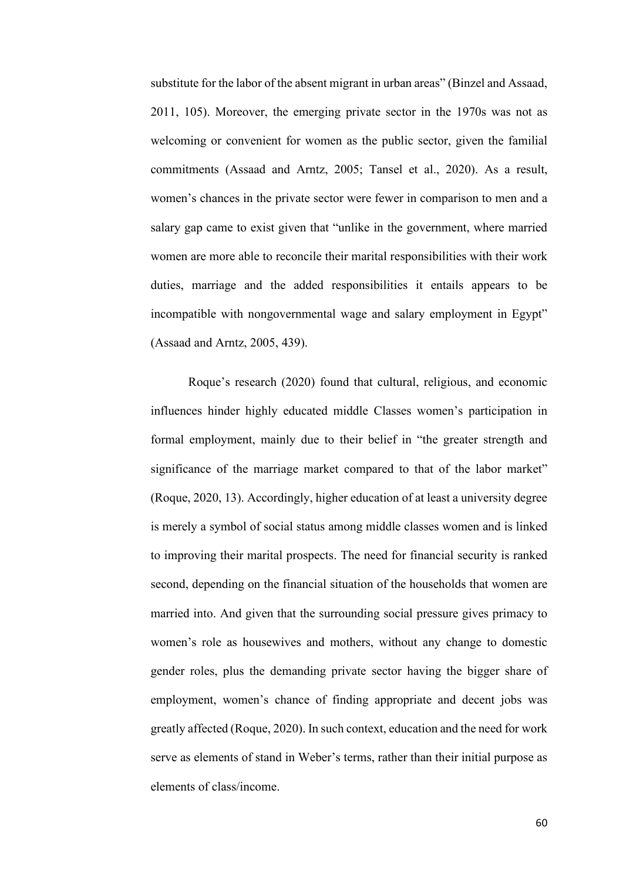substitute for the labor of the absent migrant in urban areas" (Binzel and Assaad, 2011, 105). Moreover, the emerging private sector in the 1970s was not as welcoming or convenient for women as the public sector, given the familial commitments (Assaad and Arntz, 2005; Tansel et al., 2020). As a result, women's chances in the private sector were fewer in comparison to men and a salary gap came to exist given that "unlike in the government, where married women are more able to reconcile their marital responsibilities with their work duties, marriage and the added responsibilities it entails appears to be incompatible with nongovernmental wage and salary employment in Egypt" (Assaad and Arntz, 2005, 439).

Roque's research (2020) found that cultural, religious, and economic influences hinder highly educated middle Classes women's participation in formal employment, mainly due to their belief in "the greater strength and significance of the marriage market compared to that of the labor market" (Roque, 2020, 13). Accordingly, higher education of at least a university degree is merely a symbol of social status among middle classes women and is linked to improving their marital prospects. The need for financial security is ranked second, depending on the financial situation of the households that women are married into. And given that the surrounding social pressure gives primacy to women's role as housewives and mothers, without any change to domestic gender roles, plus the demanding private sector having the bigger share of employment, women's chance of finding appropriate and decent jobs was greatly affected (Roque, 2020). In such context, education and the need for work serve as elements of stand in Weber's terms, rather than their initial purpose as elements of class/income.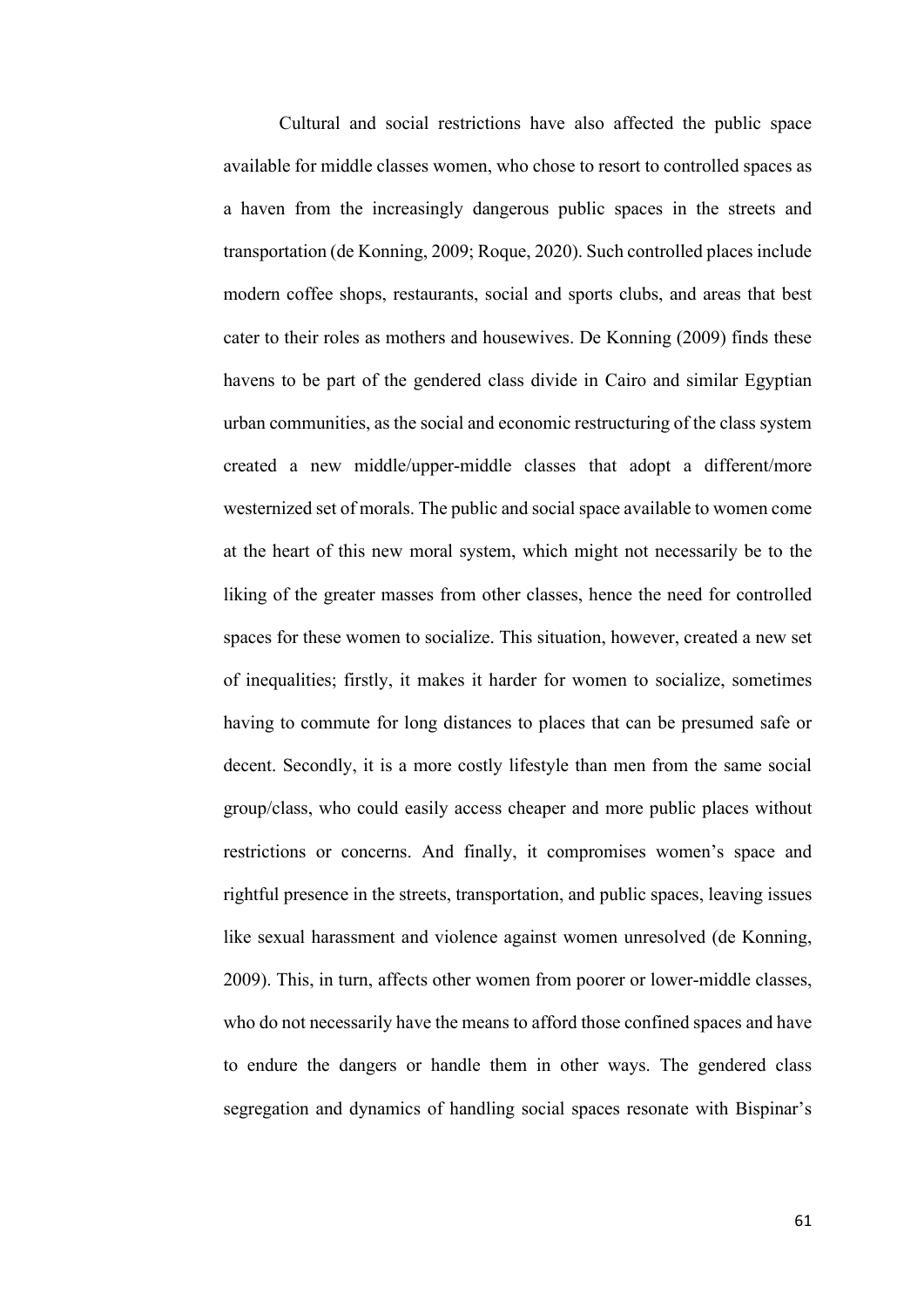Cultural and social restrictions have also affected the public space available for middle classes women, who chose to resort to controlled spaces as a haven from the increasingly dangerous public spaces in the streets and transportation (de Konning, 2009; Roque, 2020). Such controlled places include modern coffee shops, restaurants, social and sports clubs, and areas that best cater to their roles as mothers and housewives. De Konning (2009) finds these havens to be part of the gendered class divide in Cairo and similar Egyptian urban communities, as the social and economic restructuring of the class system created a new middle/upper-middle classes that adopt a different/more westernized set of morals. The public and social space available to women come at the heart of this new moral system, which might not necessarily be to the liking of the greater masses from other classes, hence the need for controlled spaces for these women to socialize. This situation, however, created a new set of inequalities; firstly, it makes it harder for women to socialize, sometimes having to commute for long distances to places that can be presumed safe or decent. Secondly, it is a more costly lifestyle than men from the same social group/class, who could easily access cheaper and more public places without restrictions or concerns. And finally, it compromises women's space and rightful presence in the streets, transportation, and public spaces, leaving issues like sexual harassment and violence against women unresolved (de Konning, 2009). This, in turn, affects other women from poorer or lower-middle classes, who do not necessarily have the means to afford those confined spaces and have to endure the dangers or handle them in other ways. The gendered class segregation and dynamics of handling social spaces resonate with Bispinar's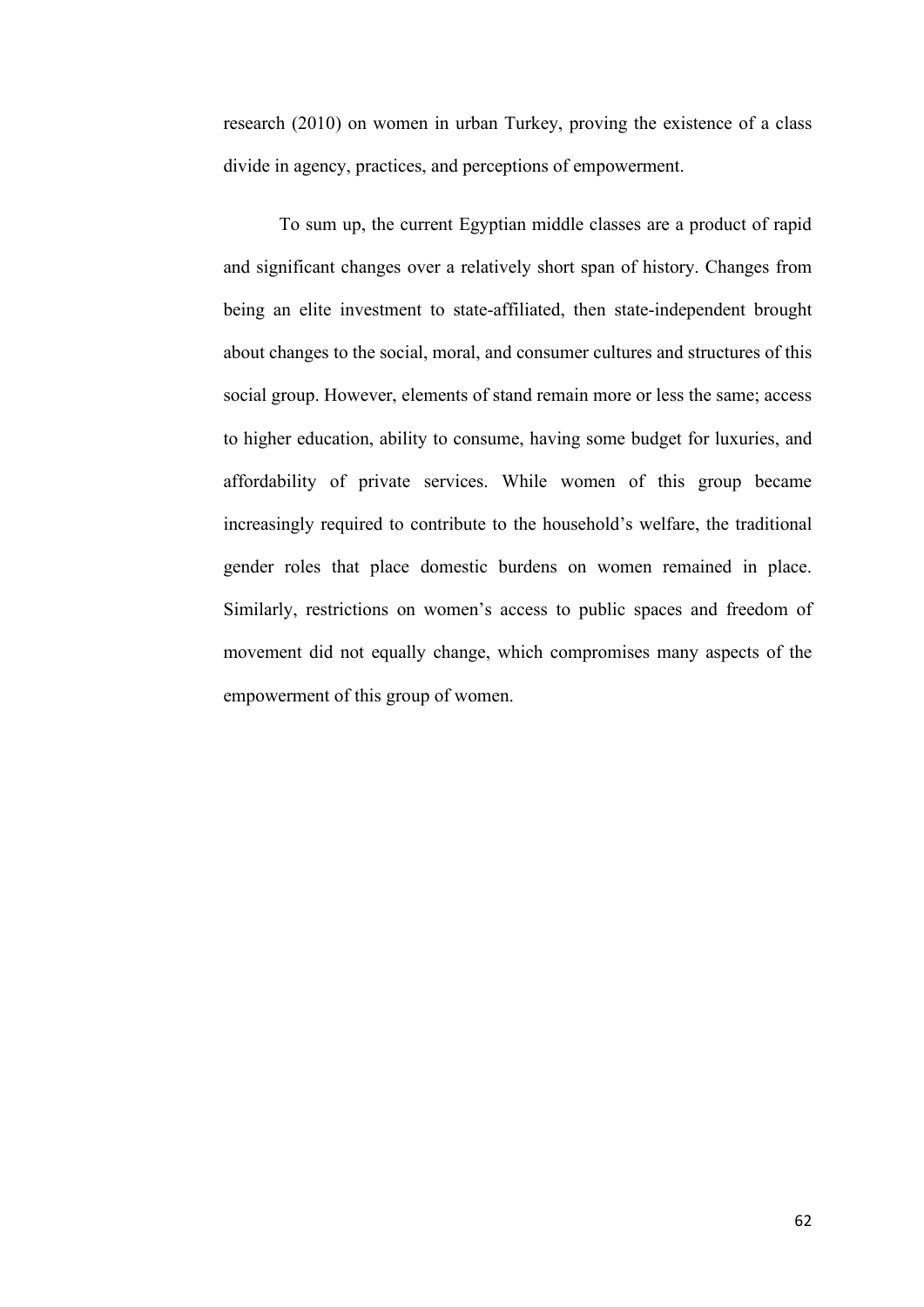research (2010) on women in urban Turkey, proving the existence of a class divide in agency, practices, and perceptions of empowerment.

To sum up, the current Egyptian middle classes are a product of rapid and significant changes over a relatively short span of history. Changes from being an elite investment to state-affiliated, then state-independent brought about changes to the social, moral, and consumer cultures and structures of this social group. However, elements of stand remain more or less the same; access to higher education, ability to consume, having some budget for luxuries, and affordability of private services. While women of this group became increasingly required to contribute to the household's welfare, the traditional gender roles that place domestic burdens on women remained in place. Similarly, restrictions on women's access to public spaces and freedom of movement did not equally change, which compromises many aspects of the empowerment of this group of women.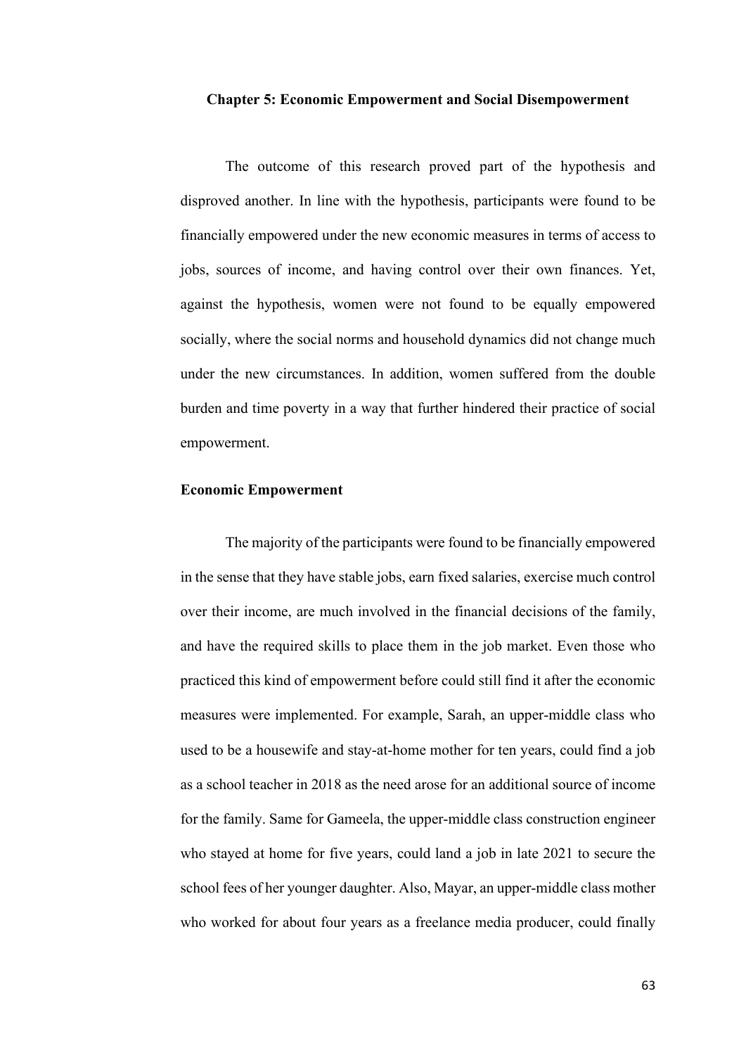# Chapter 5: Economic Empowerment and Social Disempowerment

The outcome of this research proved part of the hypothesis and disproved another. In line with the hypothesis, participants were found to be financially empowered under the new economic measures in terms of access to jobs, sources of income, and having control over their own finances. Yet, against the hypothesis, women were not found to be equally empowered socially, where the social norms and household dynamics did not change much under the new circumstances. In addition, women suffered from the double burden and time poverty in a way that further hindered their practice of social empowerment.

## Economic Empowerment

The majority of the participants were found to be financially empowered in the sense that they have stable jobs, earn fixed salaries, exercise much control over their income, are much involved in the financial decisions of the family, and have the required skills to place them in the job market. Even those who practiced this kind of empowerment before could still find it after the economic measures were implemented. For example, Sarah, an upper-middle class who used to be a housewife and stay-at-home mother for ten years, could find a job as a school teacher in 2018 as the need arose for an additional source of income for the family. Same for Gameela, the upper-middle class construction engineer who stayed at home for five years, could land a job in late 2021 to secure the school fees of her younger daughter. Also, Mayar, an upper-middle class mother who worked for about four years as a freelance media producer, could finally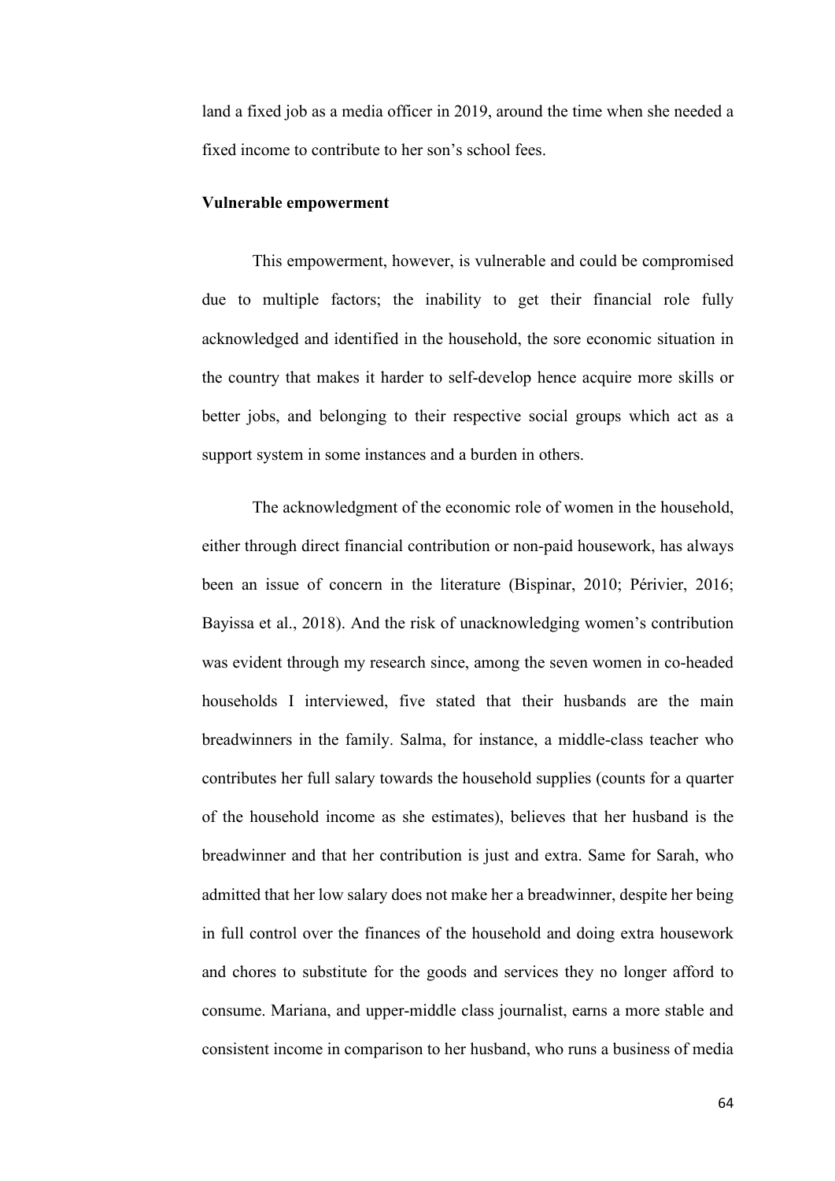land a fixed job as a media officer in 2019, around the time when she needed a fixed income to contribute to her son's school fees.

**Vulnerable empowerment**

This empowerment, however, is vulnerable and could be compromised due to multiple factors; the inability to get their financial role fully acknowledged and identified in the household, the sore economic situation in the country that makes it harder to self-develop hence acquire more skills or better jobs, and belonging to their respective social groups which act as a support system in some instances and a burden in others.

The acknowledgment of the economic role of women in the household, either through direct financial contribution or non-paid housework, has always been an issue of concern in the literature (Bispinar, 2010; Périvier, 2016; Bayissa et al., 2018). And the risk of unacknowledging women's contribution was evident through my research since, among the seven women in co-headed households I interviewed, five stated that their husbands are the main breadwinners in the family. Salma, for instance, a middle-class teacher who contributes her full salary towards the household supplies (counts for a quarter of the household income as she estimates), believes that her husband is the breadwinner and that her contribution is just and extra. Same for Sarah, who admitted that her low salary does not make her a breadwinner, despite her being in full control over the finances of the household and doing extra housework and chores to substitute for the goods and services they no longer afford to consume. Mariana, and upper-middle class journalist, earns a more stable and consistent income in comparison to her husband, who runs a business of media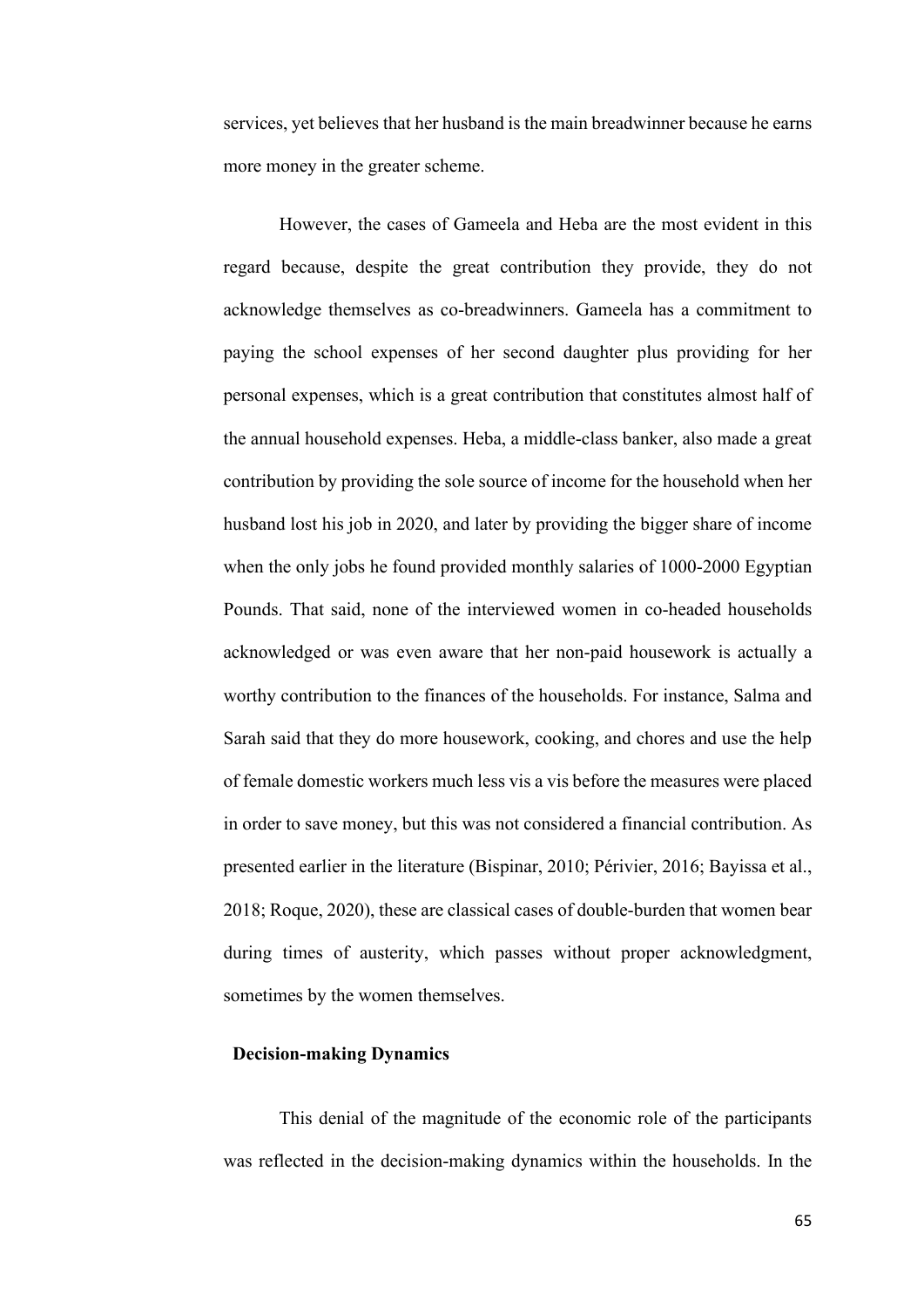services, yet believes that her husband is the main breadwinner because he earns more money in the greater scheme.

However, the cases of Gameela and Heba are the most evident in this regard because, despite the great contribution they provide, they do not acknowledge themselves as co-breadwinners. Gameela has a commitment to paying the school expenses of her second daughter plus providing for her personal expenses, which is a great contribution that constitutes almost half of the annual household expenses. Heba, a middle-class banker, also made a great contribution by providing the sole source of income for the household when her husband lost his job in 2020, and later by providing the bigger share of income when the only jobs he found provided monthly salaries of 1000-2000 Egyptian Pounds. That said, none of the interviewed women in co-headed households acknowledged or was even aware that her non-paid housework is actually a worthy contribution to the finances of the households. For instance, Salma and Sarah said that they do more housework, cooking, and chores and use the help of female domestic workers much less vis a vis before the measures were placed in order to save money, but this was not considered a financial contribution. As presented earlier in the literature (Bispinar, 2010; Périvier, 2016; Bayissa et al., 2018; Roque, 2020), these are classical cases of double-burden that women bear during times of austerity, which passes without proper acknowledgment, sometimes by the women themselves.

### Decision-making Dynamics

This denial of the magnitude of the economic role of the participants was reflected in the decision-making dynamics within the households. In the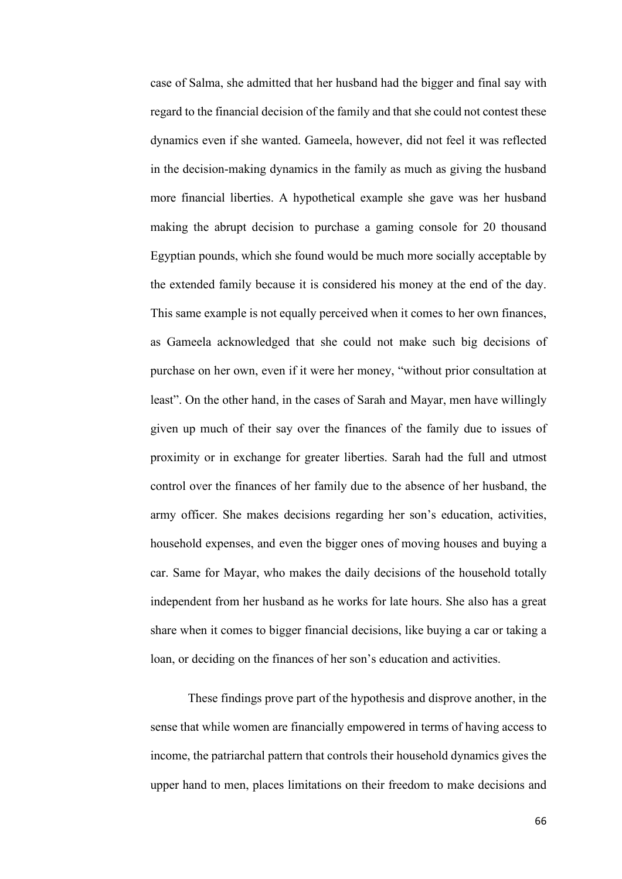case of Salma, she admitted that her husband had the bigger and final say with regard to the financial decision of the family and that she could not contest these dynamics even if she wanted. Gameela, however, did not feel it was reflected in the decision-making dynamics in the family as much as giving the husband more financial liberties. A hypothetical example she gave was her husband making the abrupt decision to purchase a gaming console for 20 thousand Egyptian pounds, which she found would be much more socially acceptable by the extended family because it is considered his money at the end of the day. This same example is not equally perceived when it comes to her own finances, as Gameela acknowledged that she could not make such big decisions of purchase on her own, even if it were her money, "without prior consultation at least". On the other hand, in the cases of Sarah and Mayar, men have willingly given up much of their say over the finances of the family due to issues of proximity or in exchange for greater liberties. Sarah had the full and utmost control over the finances of her family due to the absence of her husband, the army officer. She makes decisions regarding her son's education, activities, household expenses, and even the bigger ones of moving houses and buying a car. Same for Mayar, who makes the daily decisions of the household totally independent from her husband as he works for late hours. She also has a great share when it comes to bigger financial decisions, like buying a car or taking a loan, or deciding on the finances of her son's education and activities.

These findings prove part of the hypothesis and disprove another, in the sense that while women are financially empowered in terms of having access to income, the patriarchal pattern that controls their household dynamics gives the upper hand to men, places limitations on their freedom to make decisions and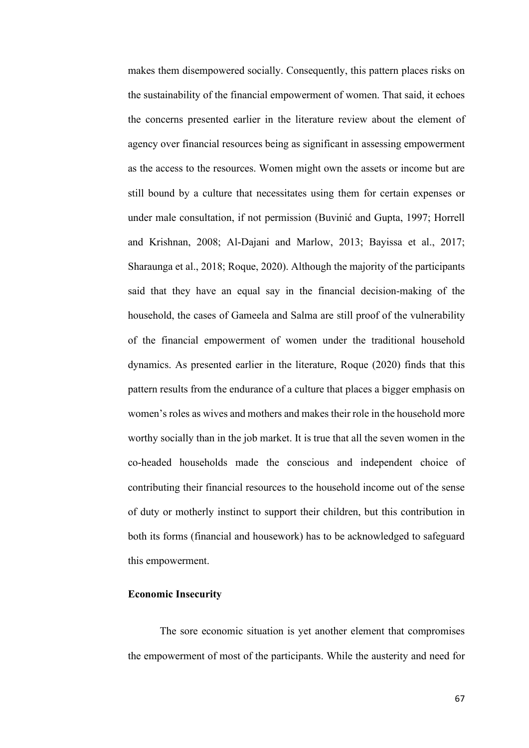makes them disempowered socially. Consequently, this pattern places risks on the sustainability of the financial empowerment of women. That said, it echoes the concerns presented earlier in the literature review about the element of agency over financial resources being as significant in assessing empowerment as the access to the resources. Women might own the assets or income but are still bound by a culture that necessitates using them for certain expenses or under male consultation, if not permission (Buvinić and Gupta, 1997; Horrell and Krishnan, 2008; Al-Dajani and Marlow, 2013; Bayissa et al., 2017; Sharaunga et al., 2018; Roque, 2020). Although the majority of the participants said that they have an equal say in the financial decision-making of the household, the cases of Gameela and Salma are still proof of the vulnerability of the financial empowerment of women under the traditional household dynamics. As presented earlier in the literature, Roque (2020) finds that this pattern results from the endurance of a culture that places a bigger emphasis on women's roles as wives and mothers and makes their role in the household more worthy socially than in the job market. It is true that all the seven women in the co-headed households made the conscious and independent choice of contributing their financial resources to the household income out of the sense of duty or motherly instinct to support their children, but this contribution in both its forms (financial and housework) has to be acknowledged to safeguard this empowerment.

**Economic Insecurity**

The sore economic situation is yet another element that compromises the empowerment of most of the participants. While the austerity and need for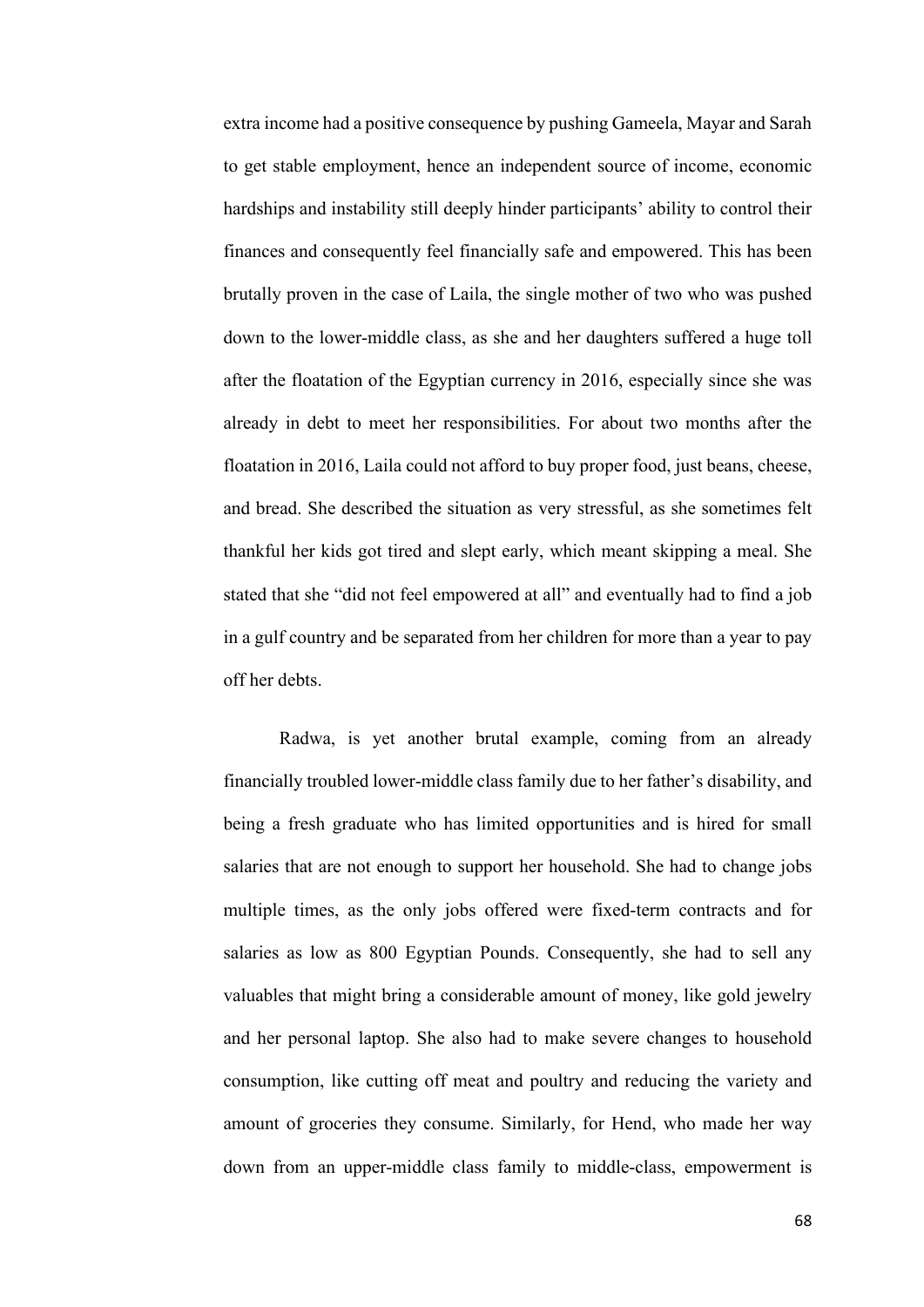extra income had a positive consequence by pushing Gameela, Mayar and Sarah to get stable employment, hence an independent source of income, economic hardships and instability still deeply hinder participants' ability to control their finances and consequently feel financially safe and empowered. This has been brutally proven in the case of Laila, the single mother of two who was pushed down to the lower-middle class, as she and her daughters suffered a huge toll after the floatation of the Egyptian currency in 2016, especially since she was already in debt to meet her responsibilities. For about two months after the floatation in 2016, Laila could not afford to buy proper food, just beans, cheese, and bread. She described the situation as very stressful, as she sometimes felt thankful her kids got tired and slept early, which meant skipping a meal. She stated that she "did not feel empowered at all" and eventually had to find a job in a gulf country and be separated from her children for more than a year to pay off her debts.

Radwa, is yet another brutal example, coming from an already financially troubled lower-middle class family due to her father's disability, and being a fresh graduate who has limited opportunities and is hired for small salaries that are not enough to support her household. She had to change jobs multiple times, as the only jobs offered were fixed-term contracts and for salaries as low as 800 Egyptian Pounds. Consequently, she had to sell any valuables that might bring a considerable amount of money, like gold jewelry and her personal laptop. She also had to make severe changes to household consumption, like cutting off meat and poultry and reducing the variety and amount of groceries they consume. Similarly, for Hend, who made her way down from an upper-middle class family to middle-class, empowerment is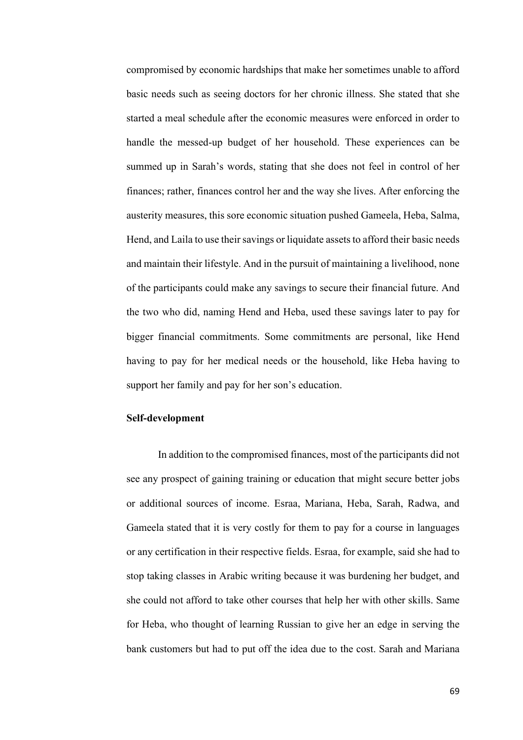compromised by economic hardships that make her sometimes unable to afford basic needs such as seeing doctors for her chronic illness. She stated that she started a meal schedule after the economic measures were enforced in order to handle the messed-up budget of her household. These experiences can be summed up in Sarah's words, stating that she does not feel in control of her finances; rather, finances control her and the way she lives. After enforcing the austerity measures, this sore economic situation pushed Gameela, Heba, Salma, Hend, and Laila to use their savings or liquidate assets to afford their basic needs and maintain their lifestyle. And in the pursuit of maintaining a livelihood, none of the participants could make any savings to secure their financial future. And the two who did, naming Hend and Heba, used these savings later to pay for bigger financial commitments. Some commitments are personal, like Hend having to pay for her medical needs or the household, like Heba having to support her family and pay for her son's education.

**Self-development**

In addition to the compromised finances, most of the participants did not see any prospect of gaining training or education that might secure better jobs or additional sources of income. Esraa, Mariana, Heba, Sarah, Radwa, and Gameela stated that it is very costly for them to pay for a course in languages or any certification in their respective fields. Esraa, for example, said she had to stop taking classes in Arabic writing because it was burdening her budget, and she could not afford to take other courses that help her with other skills. Same for Heba, who thought of learning Russian to give her an edge in serving the bank customers but had to put off the idea due to the cost. Sarah and Mariana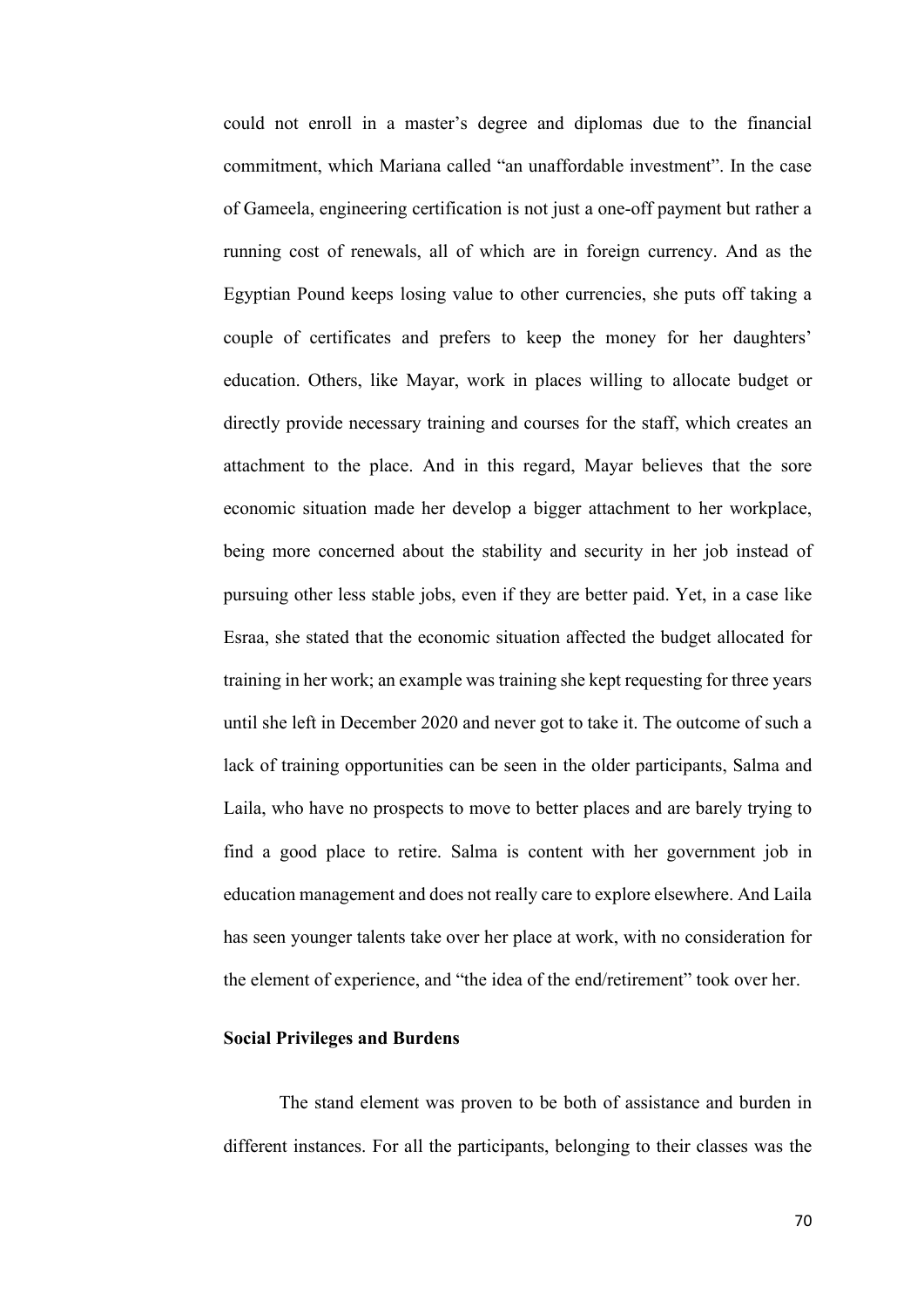could not enroll in a master's degree and diplomas due to the financial commitment, which Mariana called "an unaffordable investment". In the case of Gameela, engineering certification is not just a one-off payment but rather a running cost of renewals, all of which are in foreign currency. And as the Egyptian Pound keeps losing value to other currencies, she puts off taking a couple of certificates and prefers to keep the money for her daughters' education. Others, like Mayar, work in places willing to allocate budget or directly provide necessary training and courses for the staff, which creates an attachment to the place. And in this regard, Mayar believes that the sore economic situation made her develop a bigger attachment to her workplace, being more concerned about the stability and security in her job instead of pursuing other less stable jobs, even if they are better paid. Yet, in a case like Esraa, she stated that the economic situation affected the budget allocated for training in her work; an example was training she kept requesting for three years until she left in December 2020 and never got to take it. The outcome of such a lack of training opportunities can be seen in the older participants, Salma and Laila, who have no prospects to move to better places and are barely trying to find a good place to retire. Salma is content with her government job in education management and does not really care to explore elsewhere. And Laila has seen younger talents take over her place at work, with no consideration for the element of experience, and "the idea of the end/retirement" took over her.

**Social Privileges and Burdens**

The stand element was proven to be both of assistance and burden in different instances. For all the participants, belonging to their classes was the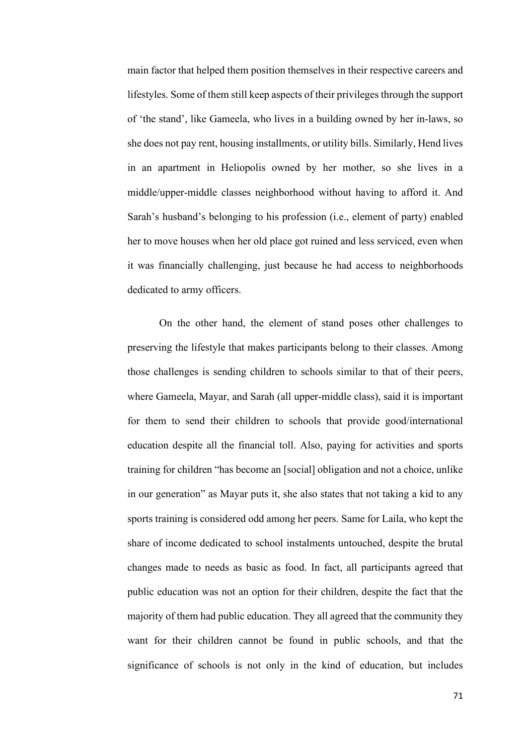main factor that helped them position themselves in their respective careers and lifestyles. Some of them still keep aspects of their privileges through the support of 'the stand', like Gameela, who lives in a building owned by her in-laws, so she does not pay rent, housing installments, or utility bills. Similarly, Hend lives in an apartment in Heliopolis owned by her mother, so she lives in a middle/upper-middle classes neighborhood without having to afford it. And Sarah's husband's belonging to his profession (i.e., element of party) enabled her to move houses when her old place got ruined and less serviced, even when it was financially challenging, just because he had access to neighborhoods dedicated to army officers.

On the other hand, the element of stand poses other challenges to preserving the lifestyle that makes participants belong to their classes. Among those challenges is sending children to schools similar to that of their peers, where Gameela, Mayar, and Sarah (all upper-middle class), said it is important for them to send their children to schools that provide good/international education despite all the financial toll. Also, paying for activities and sports training for children "has become an [social] obligation and not a choice, unlike in our generation" as Mayar puts it, she also states that not taking a kid to any sports training is considered odd among her peers. Same for Laila, who kept the share of income dedicated to school instalments untouched, despite the brutal changes made to needs as basic as food. In fact, all participants agreed that public education was not an option for their children, despite the fact that the majority of them had public education. They all agreed that the community they want for their children cannot be found in public schools, and that the significance of schools is not only in the kind of education, but includes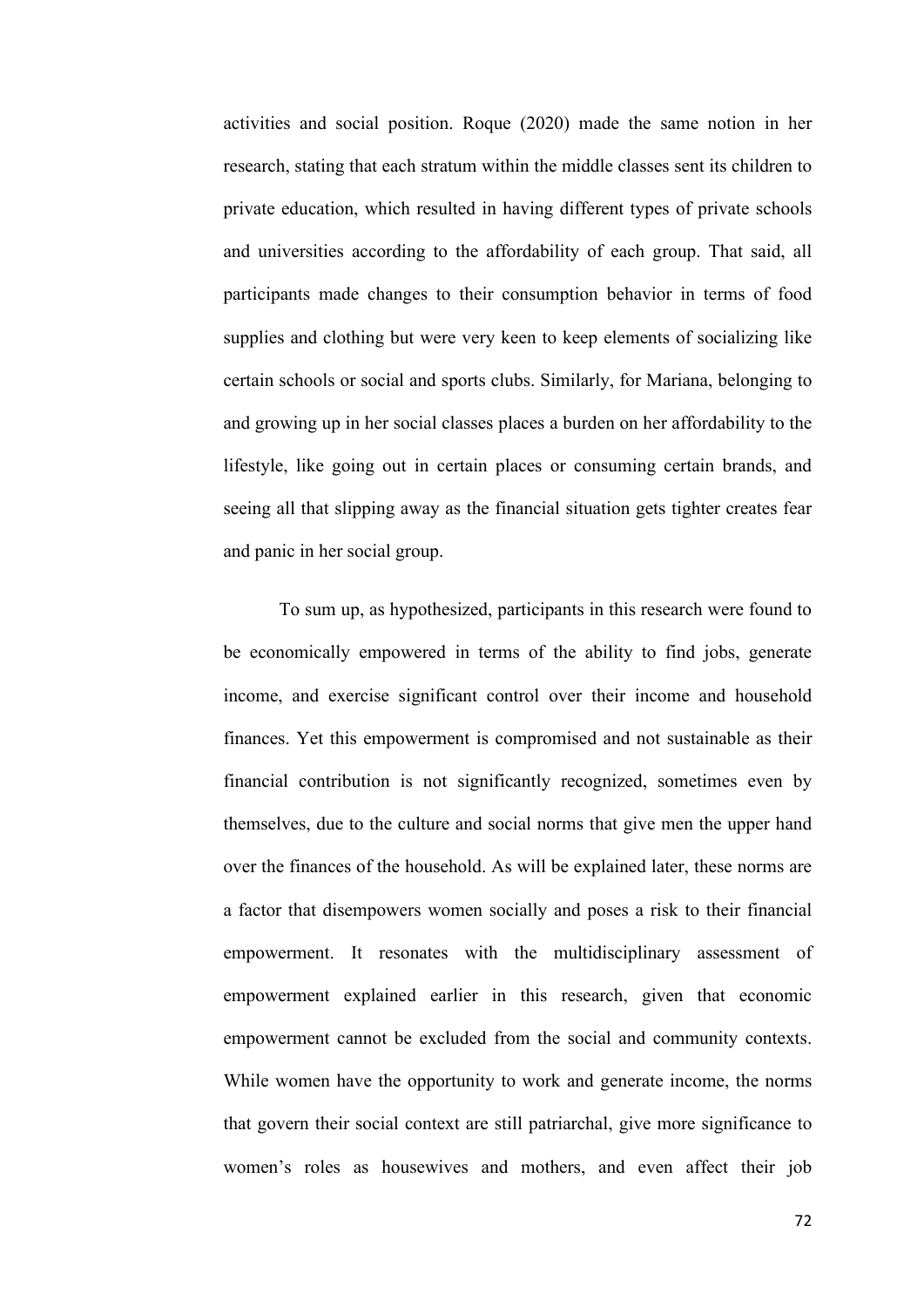activities and social position. Roque (2020) made the same notion in her research, stating that each stratum within the middle classes sent its children to private education, which resulted in having different types of private schools and universities according to the affordability of each group. That said, all participants made changes to their consumption behavior in terms of food supplies and clothing but were very keen to keep elements of socializing like certain schools or social and sports clubs. Similarly, for Mariana, belonging to and growing up in her social classes places a burden on her affordability to the lifestyle, like going out in certain places or consuming certain brands, and seeing all that slipping away as the financial situation gets tighter creates fear and panic in her social group.

To sum up, as hypothesized, participants in this research were found to be economically empowered in terms of the ability to find jobs, generate income, and exercise significant control over their income and household finances. Yet this empowerment is compromised and not sustainable as their financial contribution is not significantly recognized, sometimes even by themselves, due to the culture and social norms that give men the upper hand over the finances of the household. As will be explained later, these norms are a factor that disempowers women socially and poses a risk to their financial empowerment. It resonates with the multidisciplinary assessment of empowerment explained earlier in this research, given that economic empowerment cannot be excluded from the social and community contexts. While women have the opportunity to work and generate income, the norms that govern their social context are still patriarchal, give more significance to women's roles as housewives and mothers, and even affect their job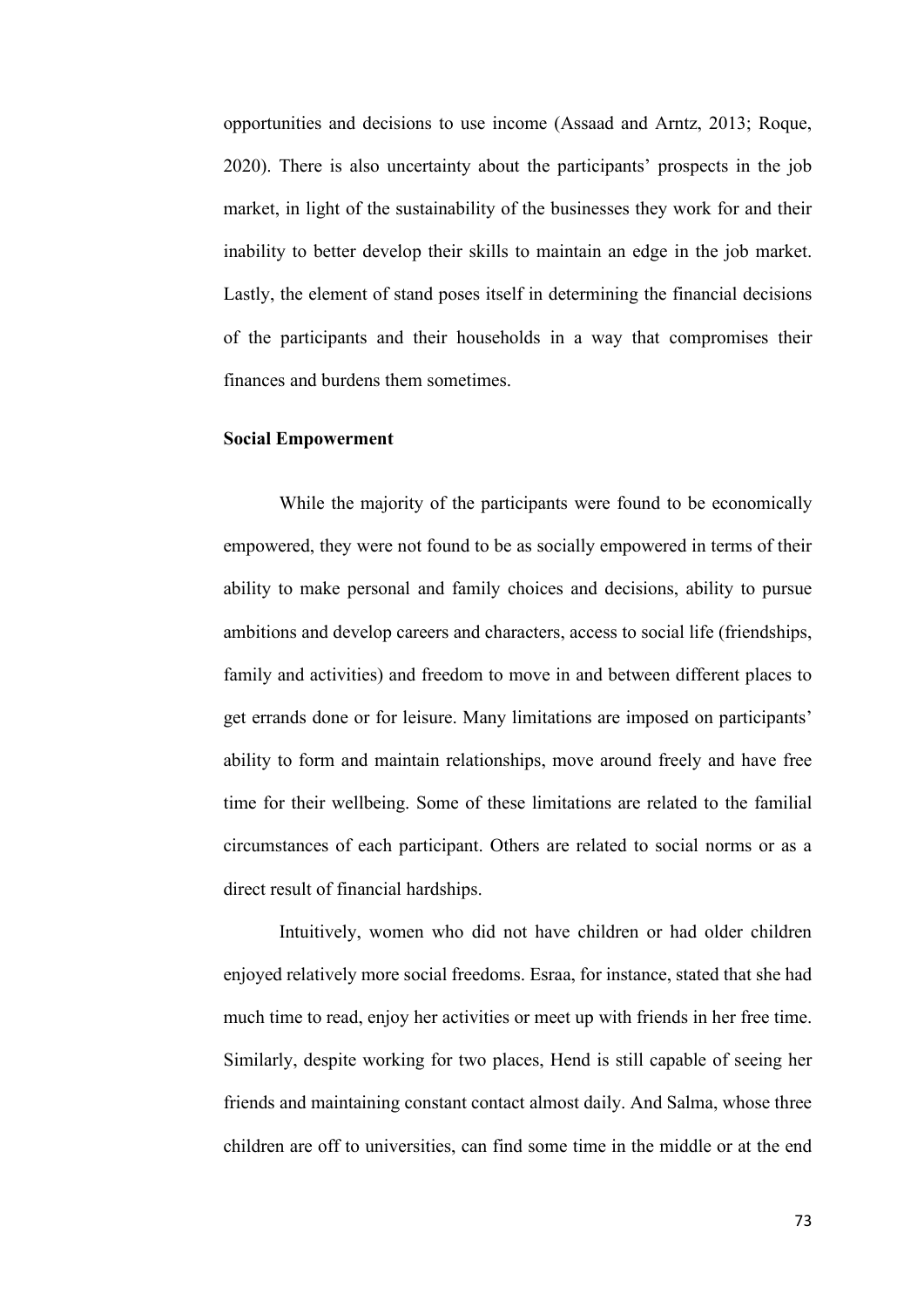opportunities and decisions to use income (Assaad and Arntz, 2013; Roque, 2020). There is also uncertainty about the participants' prospects in the job market, in light of the sustainability of the businesses they work for and their inability to better develop their skills to maintain an edge in the job market. Lastly, the element of stand poses itself in determining the financial decisions of the participants and their households in a way that compromises their finances and burdens them sometimes.

**Social Empowerment**

While the majority of the participants were found to be economically empowered, they were not found to be as socially empowered in terms of their ability to make personal and family choices and decisions, ability to pursue ambitions and develop careers and characters, access to social life (friendships, family and activities) and freedom to move in and between different places to get errands done or for leisure. Many limitations are imposed on participants' ability to form and maintain relationships, move around freely and have free time for their wellbeing. Some of these limitations are related to the familial circumstances of each participant. Others are related to social norms or as a direct result of financial hardships.

Intuitively, women who did not have children or had older children enjoyed relatively more social freedoms. Esraa, for instance, stated that she had much time to read, enjoy her activities or meet up with friends in her free time. Similarly, despite working for two places, Hend is still capable of seeing her friends and maintaining constant contact almost daily. And Salma, whose three children are off to universities, can find some time in the middle or at the end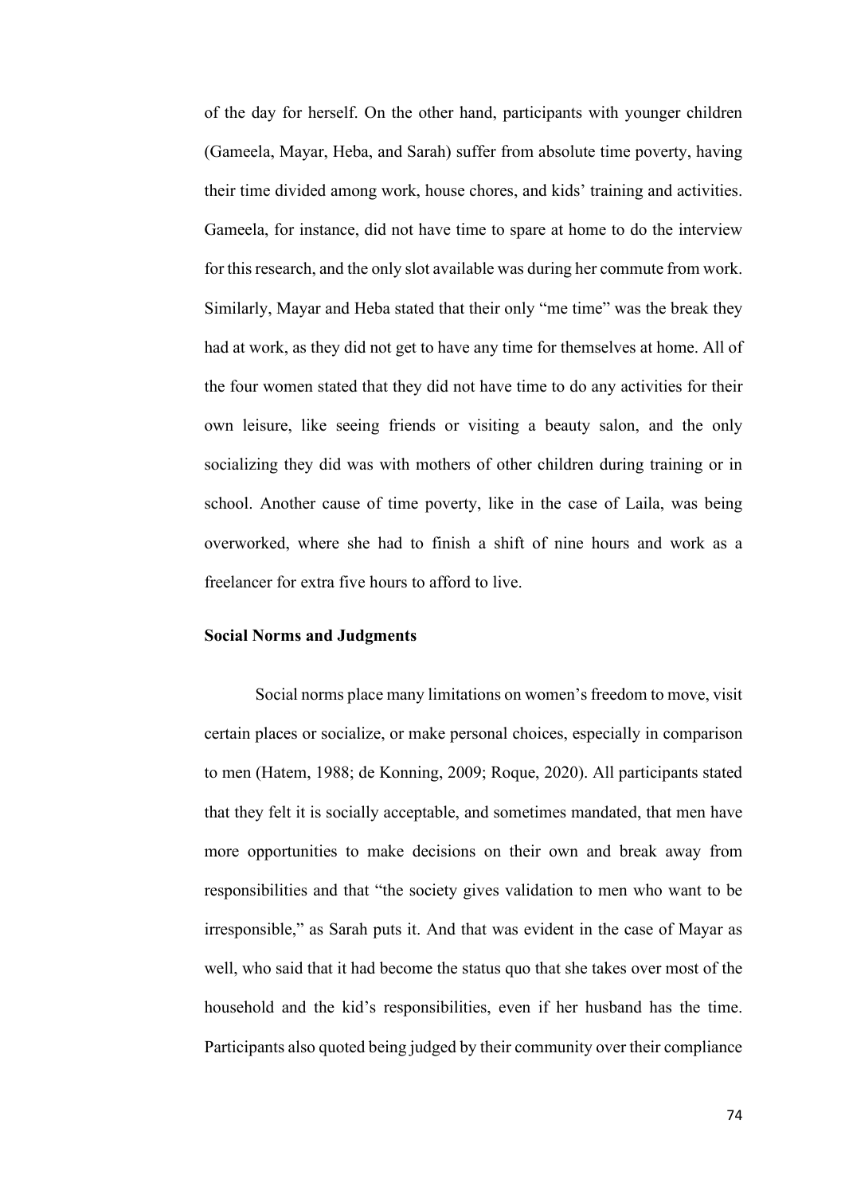of the day for herself. On the other hand, participants with younger children (Gameela, Mayar, Heba, and Sarah) suffer from absolute time poverty, having their time divided among work, house chores, and kids' training and activities. Gameela, for instance, did not have time to spare at home to do the interview for this research, and the only slot available was during her commute from work. Similarly, Mayar and Heba stated that their only "me time" was the break they had at work, as they did not get to have any time for themselves at home. All of the four women stated that they did not have time to do any activities for their own leisure, like seeing friends or visiting a beauty salon, and the only socializing they did was with mothers of other children during training or in school. Another cause of time poverty, like in the case of Laila, was being overworked, where she had to finish a shift of nine hours and work as a freelancer for extra five hours to afford to live.

**Social Norms and Judgments**

Social norms place many limitations on women's freedom to move, visit certain places or socialize, or make personal choices, especially in comparison to men (Hatem, 1988; de Konning, 2009; Roque, 2020). All participants stated that they felt it is socially acceptable, and sometimes mandated, that men have more opportunities to make decisions on their own and break away from responsibilities and that "the society gives validation to men who want to be irresponsible," as Sarah puts it. And that was evident in the case of Mayar as well, who said that it had become the status quo that she takes over most of the household and the kid's responsibilities, even if her husband has the time. Participants also quoted being judged by their community over their compliance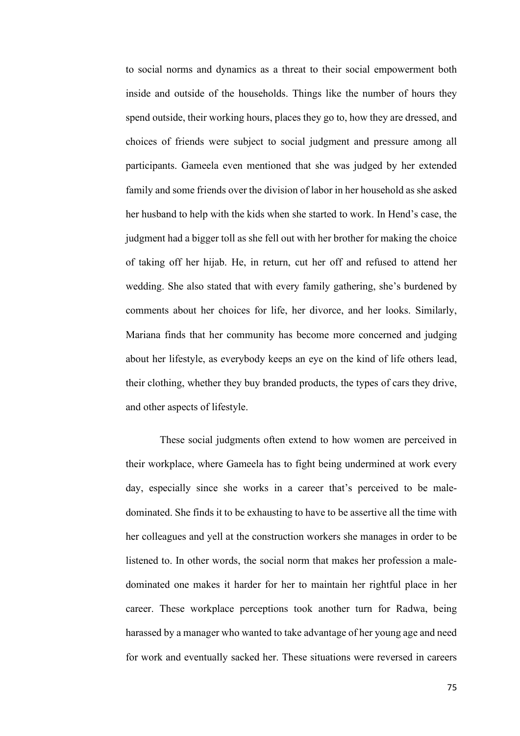to social norms and dynamics as a threat to their social empowerment both inside and outside of the households. Things like the number of hours they spend outside, their working hours, places they go to, how they are dressed, and choices of friends were subject to social judgment and pressure among all participants. Gameela even mentioned that she was judged by her extended family and some friends over the division of labor in her household as she asked her husband to help with the kids when she started to work. In Hend's case, the judgment had a bigger toll as she fell out with her brother for making the choice of taking off her hijab. He, in return, cut her off and refused to attend her wedding. She also stated that with every family gathering, she's burdened by comments about her choices for life, her divorce, and her looks. Similarly, Mariana finds that her community has become more concerned and judging about her lifestyle, as everybody keeps an eye on the kind of life others lead, their clothing, whether they buy branded products, the types of cars they drive, and other aspects of lifestyle.

These social judgments often extend to how women are perceived in their workplace, where Gameela has to fight being undermined at work every day, especially since she works in a career that's perceived to be male-dominated. She finds it to be exhausting to have to be assertive all the time with her colleagues and yell at the construction workers she manages in order to be listened to. In other words, the social norm that makes her profession a male-dominated one makes it harder for her to maintain her rightful place in her career. These workplace perceptions took another turn for Radwa, being harassed by a manager who wanted to take advantage of her young age and need for work and eventually sacked her. These situations were reversed in careers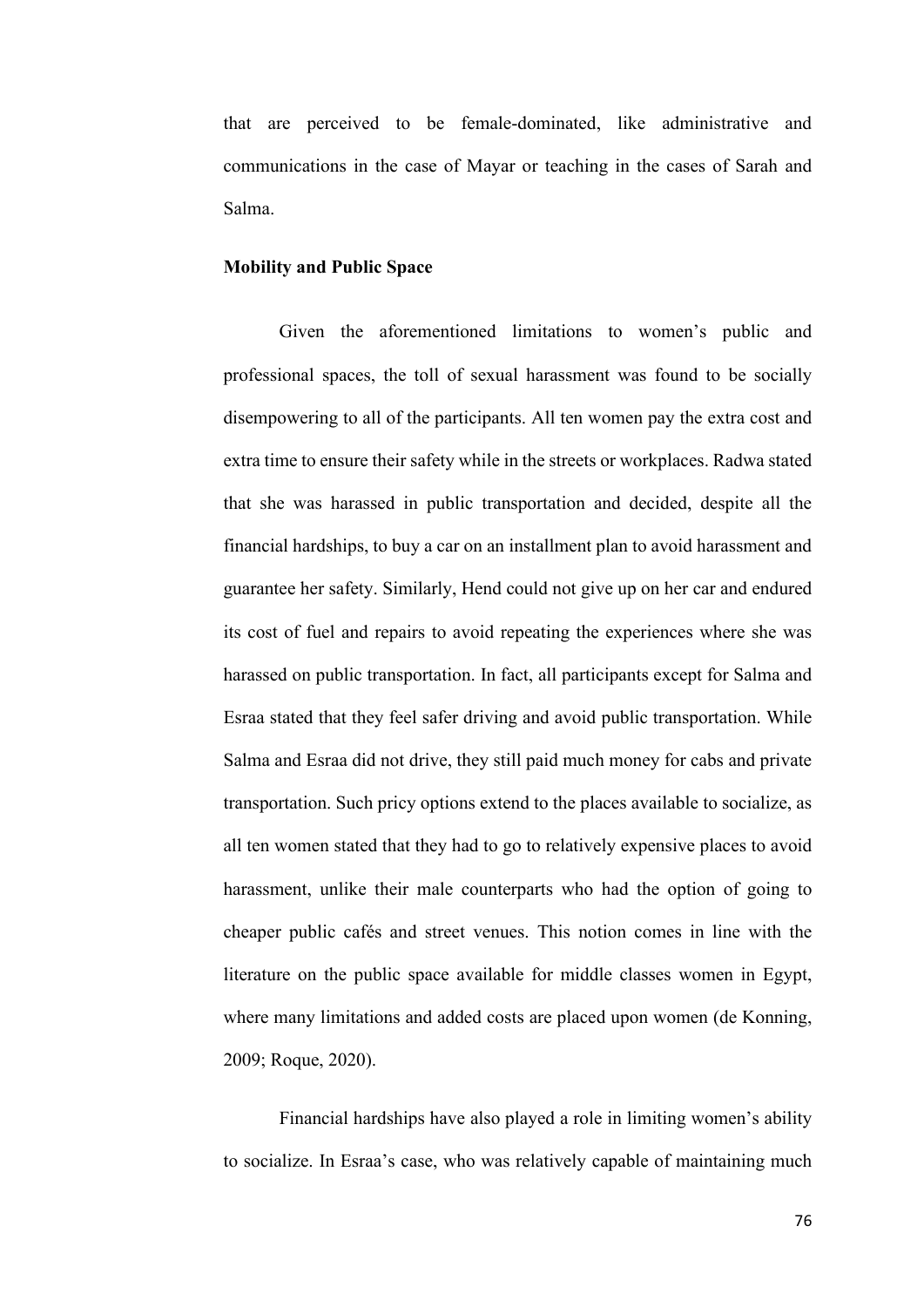that are perceived to be female-dominated, like administrative and communications in the case of Mayar or teaching in the cases of Sarah and Salma.

**Mobility and Public Space**

Given the aforementioned limitations to women's public and professional spaces, the toll of sexual harassment was found to be socially disempowering to all of the participants. All ten women pay the extra cost and extra time to ensure their safety while in the streets or workplaces. Radwa stated that she was harassed in public transportation and decided, despite all the financial hardships, to buy a car on an installment plan to avoid harassment and guarantee her safety. Similarly, Hend could not give up on her car and endured its cost of fuel and repairs to avoid repeating the experiences where she was harassed on public transportation. In fact, all participants except for Salma and Esraa stated that they feel safer driving and avoid public transportation. While Salma and Esraa did not drive, they still paid much money for cabs and private transportation. Such pricy options extend to the places available to socialize, as all ten women stated that they had to go to relatively expensive places to avoid harassment, unlike their male counterparts who had the option of going to cheaper public cafés and street venues. This notion comes in line with the literature on the public space available for middle classes women in Egypt, where many limitations and added costs are placed upon women (de Konning, 2009; Roque, 2020).

Financial hardships have also played a role in limiting women's ability to socialize. In Esraa's case, who was relatively capable of maintaining much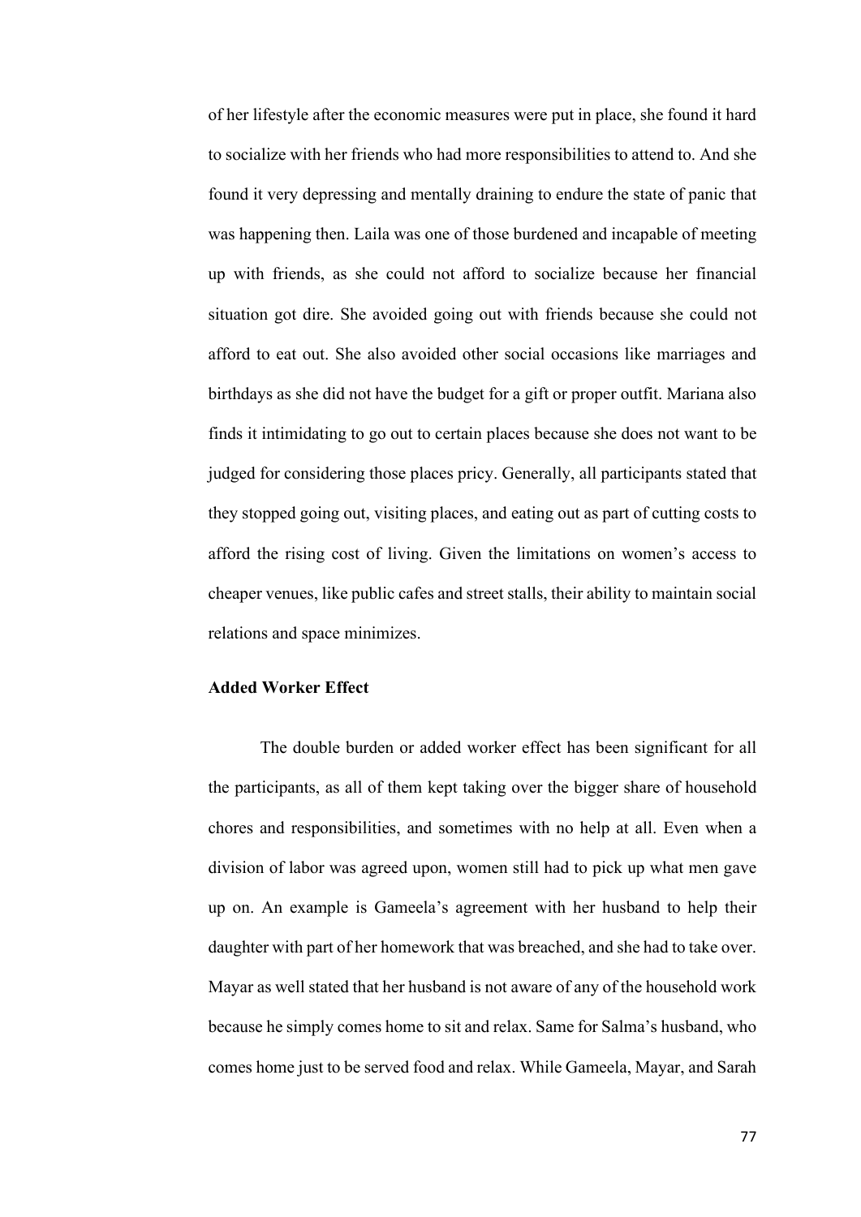of her lifestyle after the economic measures were put in place, she found it hard to socialize with her friends who had more responsibilities to attend to. And she found it very depressing and mentally draining to endure the state of panic that was happening then. Laila was one of those burdened and incapable of meeting up with friends, as she could not afford to socialize because her financial situation got dire. She avoided going out with friends because she could not afford to eat out. She also avoided other social occasions like marriages and birthdays as she did not have the budget for a gift or proper outfit. Mariana also finds it intimidating to go out to certain places because she does not want to be judged for considering those places pricy. Generally, all participants stated that they stopped going out, visiting places, and eating out as part of cutting costs to afford the rising cost of living. Given the limitations on women's access to cheaper venues, like public cafes and street stalls, their ability to maintain social relations and space minimizes.

**Added Worker Effect**

The double burden or added worker effect has been significant for all the participants, as all of them kept taking over the bigger share of household chores and responsibilities, and sometimes with no help at all. Even when a division of labor was agreed upon, women still had to pick up what men gave up on. An example is Gameela's agreement with her husband to help their daughter with part of her homework that was breached, and she had to take over. Mayar as well stated that her husband is not aware of any of the household work because he simply comes home to sit and relax. Same for Salma's husband, who comes home just to be served food and relax. While Gameela, Mayar, and Sarah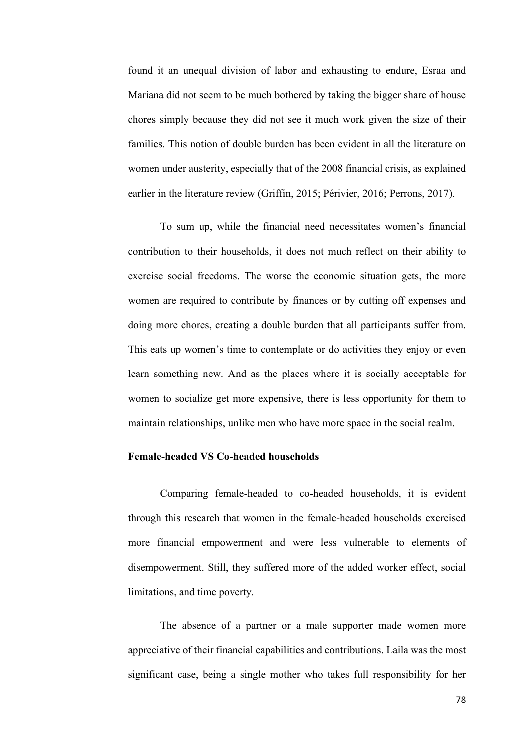found it an unequal division of labor and exhausting to endure, Esraa and Mariana did not seem to be much bothered by taking the bigger share of house chores simply because they did not see it much work given the size of their families. This notion of double burden has been evident in all the literature on women under austerity, especially that of the 2008 financial crisis, as explained earlier in the literature review (Griffin, 2015; Périvier, 2016; Perrons, 2017).

To sum up, while the financial need necessitates women's financial contribution to their households, it does not much reflect on their ability to exercise social freedoms. The worse the economic situation gets, the more women are required to contribute by finances or by cutting off expenses and doing more chores, creating a double burden that all participants suffer from. This eats up women's time to contemplate or do activities they enjoy or even learn something new. And as the places where it is socially acceptable for women to socialize get more expensive, there is less opportunity for them to maintain relationships, unlike men who have more space in the social realm.

**Female-headed VS Co-headed households**

Comparing female-headed to co-headed households, it is evident through this research that women in the female-headed households exercised more financial empowerment and were less vulnerable to elements of disempowerment. Still, they suffered more of the added worker effect, social limitations, and time poverty.

The absence of a partner or a male supporter made women more appreciative of their financial capabilities and contributions. Laila was the most significant case, being a single mother who takes full responsibility for her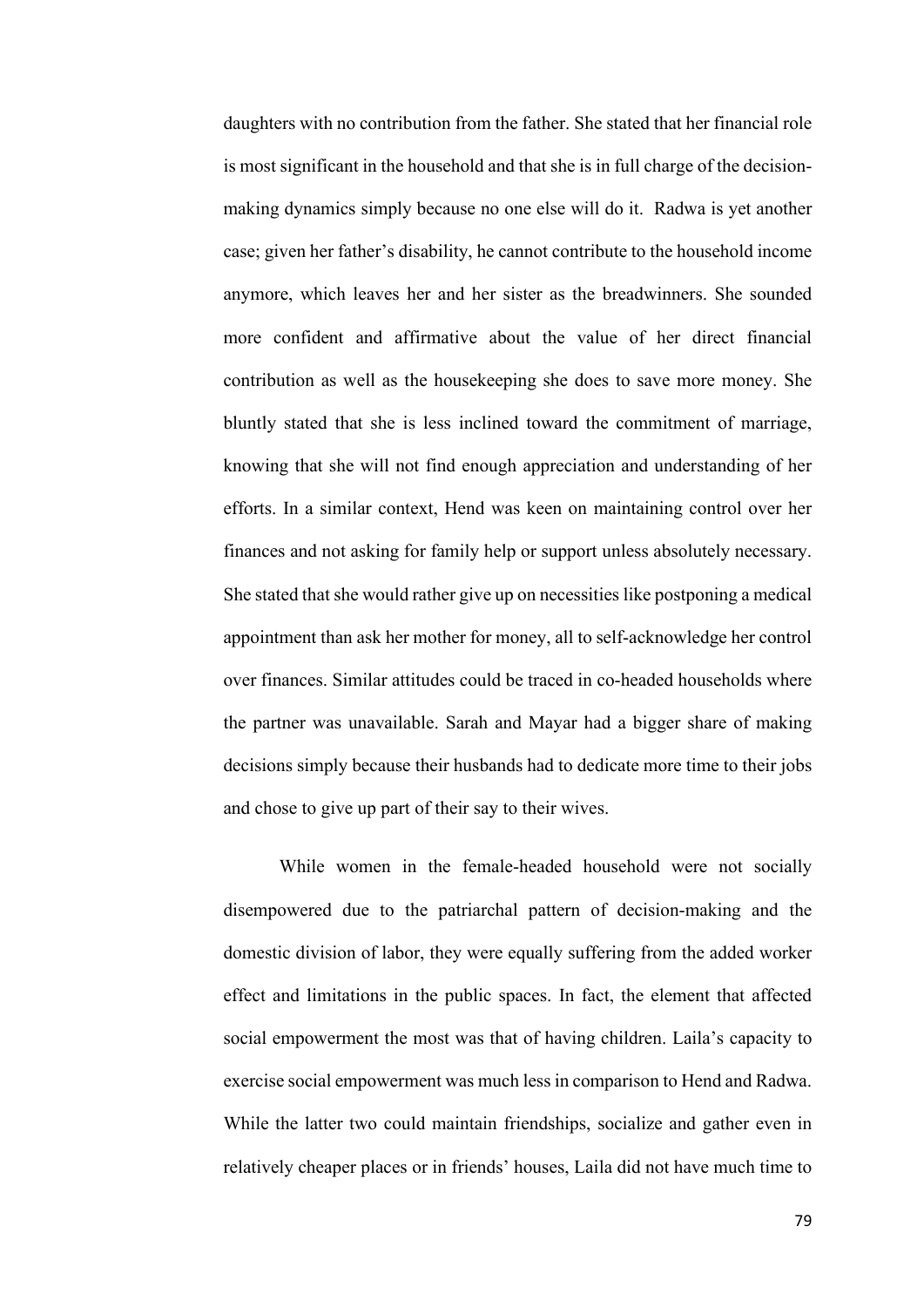daughters with no contribution from the father. She stated that her financial role is most significant in the household and that she is in full charge of the decision-making dynamics simply because no one else will do it. Radwa is yet another case; given her father's disability, he cannot contribute to the household income anymore, which leaves her and her sister as the breadwinners. She sounded more confident and affirmative about the value of her direct financial contribution as well as the housekeeping she does to save more money. She bluntly stated that she is less inclined toward the commitment of marriage, knowing that she will not find enough appreciation and understanding of her efforts. In a similar context, Hend was keen on maintaining control over her finances and not asking for family help or support unless absolutely necessary. She stated that she would rather give up on necessities like postponing a medical appointment than ask her mother for money, all to self-acknowledge her control over finances. Similar attitudes could be traced in co-headed households where the partner was unavailable. Sarah and Mayar had a bigger share of making decisions simply because their husbands had to dedicate more time to their jobs and chose to give up part of their say to their wives.

While women in the female-headed household were not socially disempowered due to the patriarchal pattern of decision-making and the domestic division of labor, they were equally suffering from the added worker effect and limitations in the public spaces. In fact, the element that affected social empowerment the most was that of having children. Laila's capacity to exercise social empowerment was much less in comparison to Hend and Radwa. While the latter two could maintain friendships, socialize and gather even in relatively cheaper places or in friends' houses, Laila did not have much time to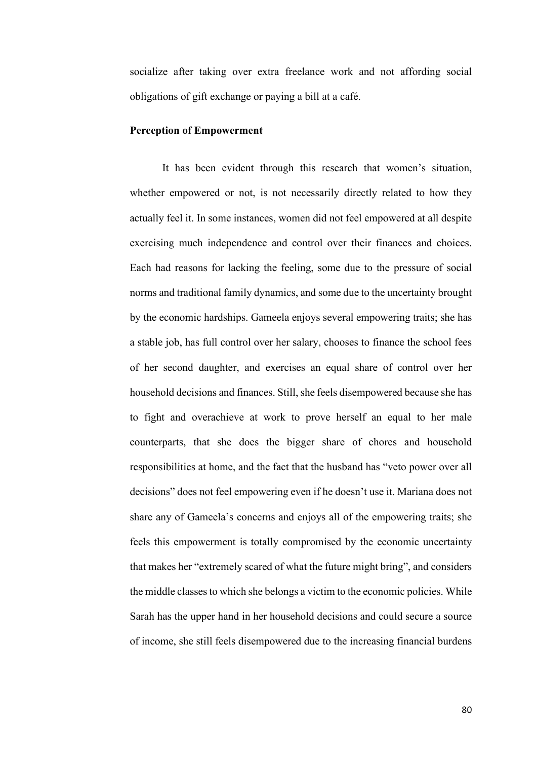socialize after taking over extra freelance work and not affording social obligations of gift exchange or paying a bill at a café.

**Perception of Empowerment**

It has been evident through this research that women's situation, whether empowered or not, is not necessarily directly related to how they actually feel it. In some instances, women did not feel empowered at all despite exercising much independence and control over their finances and choices. Each had reasons for lacking the feeling, some due to the pressure of social norms and traditional family dynamics, and some due to the uncertainty brought by the economic hardships. Gameela enjoys several empowering traits; she has a stable job, has full control over her salary, chooses to finance the school fees of her second daughter, and exercises an equal share of control over her household decisions and finances. Still, she feels disempowered because she has to fight and overachieve at work to prove herself an equal to her male counterparts, that she does the bigger share of chores and household responsibilities at home, and the fact that the husband has "veto power over all decisions" does not feel empowering even if he doesn't use it. Mariana does not share any of Gameela's concerns and enjoys all of the empowering traits; she feels this empowerment is totally compromised by the economic uncertainty that makes her "extremely scared of what the future might bring", and considers the middle classes to which she belongs a victim to the economic policies. While Sarah has the upper hand in her household decisions and could secure a source of income, she still feels disempowered due to the increasing financial burdens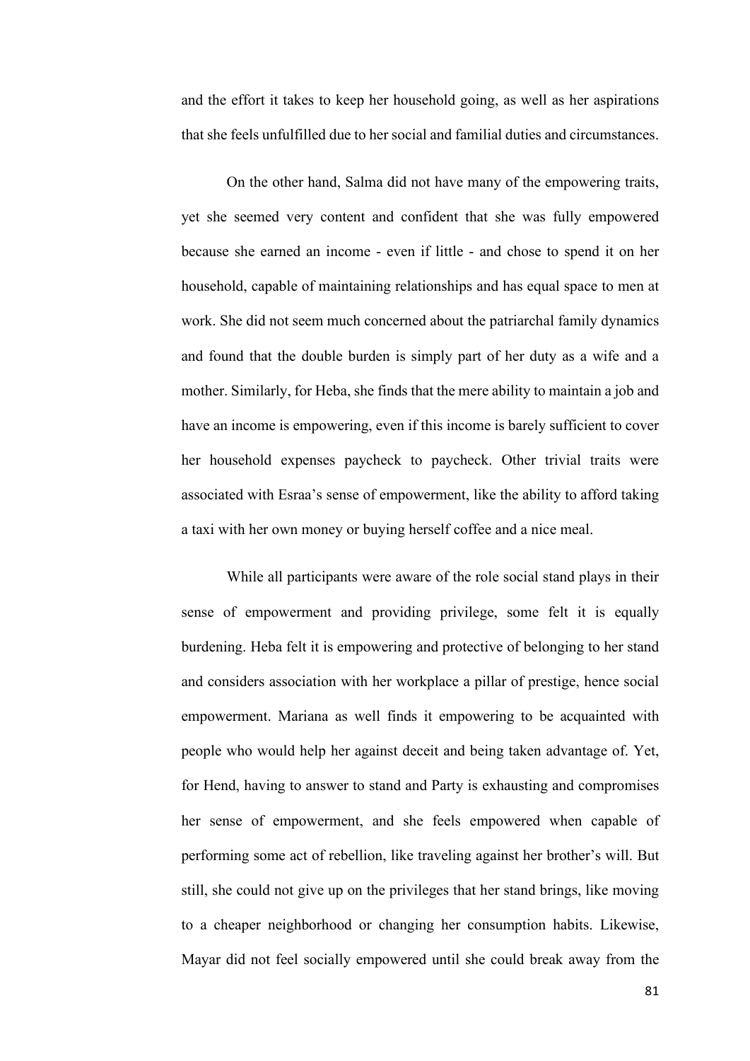and the effort it takes to keep her household going, as well as her aspirations that she feels unfulfilled due to her social and familial duties and circumstances.

On the other hand, Salma did not have many of the empowering traits, yet she seemed very content and confident that she was fully empowered because she earned an income - even if little - and chose to spend it on her household, capable of maintaining relationships and has equal space to men at work. She did not seem much concerned about the patriarchal family dynamics and found that the double burden is simply part of her duty as a wife and a mother. Similarly, for Heba, she finds that the mere ability to maintain a job and have an income is empowering, even if this income is barely sufficient to cover her household expenses paycheck to paycheck. Other trivial traits were associated with Esraa's sense of empowerment, like the ability to afford taking a taxi with her own money or buying herself coffee and a nice meal.

While all participants were aware of the role social stand plays in their sense of empowerment and providing privilege, some felt it is equally burdening. Heba felt it is empowering and protective of belonging to her stand and considers association with her workplace a pillar of prestige, hence social empowerment. Mariana as well finds it empowering to be acquainted with people who would help her against deceit and being taken advantage of. Yet, for Hend, having to answer to stand and Party is exhausting and compromises her sense of empowerment, and she feels empowered when capable of performing some act of rebellion, like traveling against her brother's will. But still, she could not give up on the privileges that her stand brings, like moving to a cheaper neighborhood or changing her consumption habits. Likewise, Mayar did not feel socially empowered until she could break away from the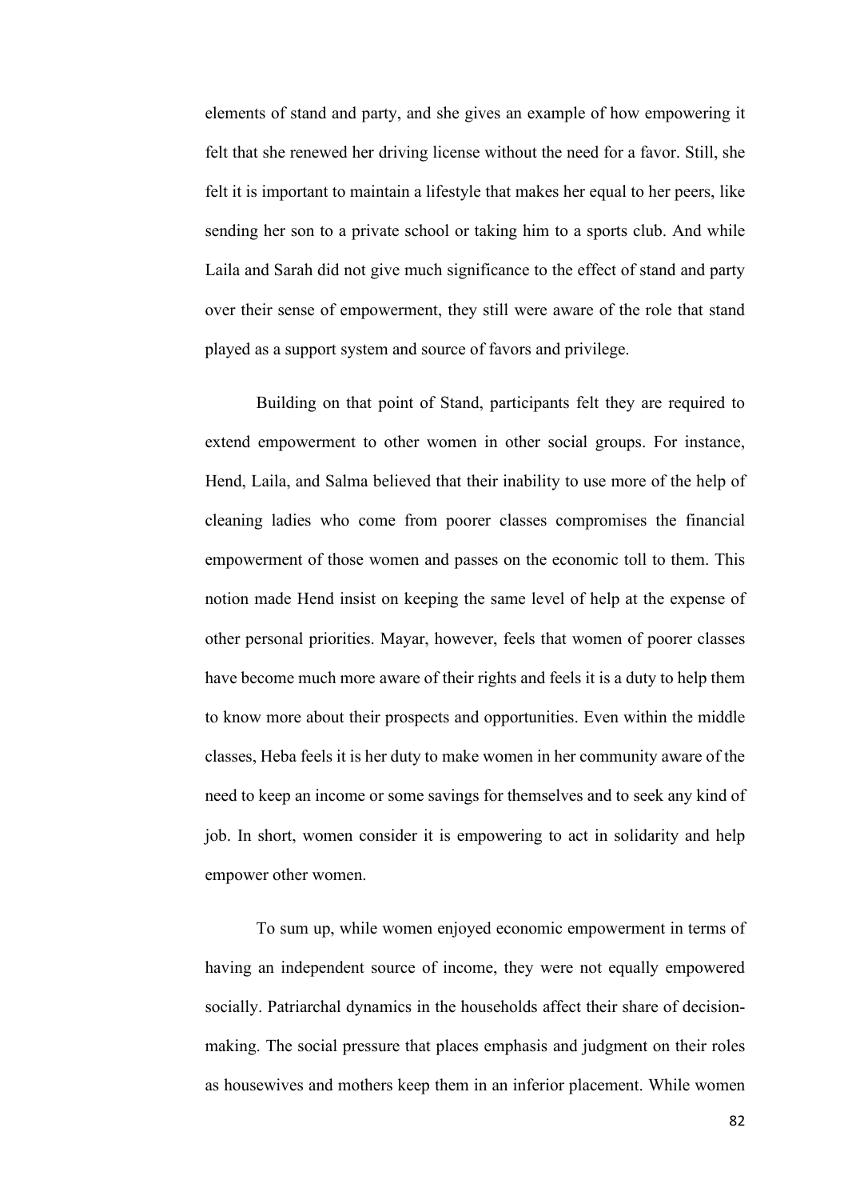elements of stand and party, and she gives an example of how empowering it felt that she renewed her driving license without the need for a favor. Still, she felt it is important to maintain a lifestyle that makes her equal to her peers, like sending her son to a private school or taking him to a sports club. And while Laila and Sarah did not give much significance to the effect of stand and party over their sense of empowerment, they still were aware of the role that stand played as a support system and source of favors and privilege.

Building on that point of Stand, participants felt they are required to extend empowerment to other women in other social groups. For instance, Hend, Laila, and Salma believed that their inability to use more of the help of cleaning ladies who come from poorer classes compromises the financial empowerment of those women and passes on the economic toll to them. This notion made Hend insist on keeping the same level of help at the expense of other personal priorities. Mayar, however, feels that women of poorer classes have become much more aware of their rights and feels it is a duty to help them to know more about their prospects and opportunities. Even within the middle classes, Heba feels it is her duty to make women in her community aware of the need to keep an income or some savings for themselves and to seek any kind of job. In short, women consider it is empowering to act in solidarity and help empower other women.

To sum up, while women enjoyed economic empowerment in terms of having an independent source of income, they were not equally empowered socially. Patriarchal dynamics in the households affect their share of decision-making. The social pressure that places emphasis and judgment on their roles as housewives and mothers keep them in an inferior placement. While women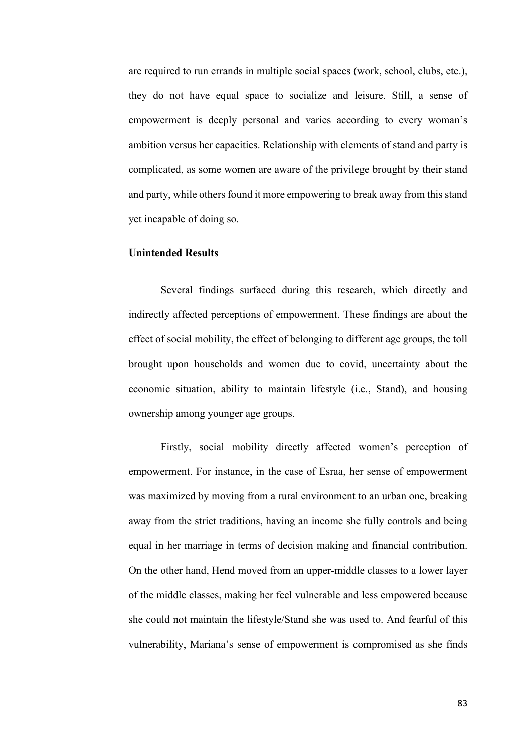are required to run errands in multiple social spaces (work, school, clubs, etc.), they do not have equal space to socialize and leisure. Still, a sense of empowerment is deeply personal and varies according to every woman's ambition versus her capacities. Relationship with elements of stand and party is complicated, as some women are aware of the privilege brought by their stand and party, while others found it more empowering to break away from this stand yet incapable of doing so.

**Unintended Results**

Several findings surfaced during this research, which directly and indirectly affected perceptions of empowerment. These findings are about the effect of social mobility, the effect of belonging to different age groups, the toll brought upon households and women due to covid, uncertainty about the economic situation, ability to maintain lifestyle (i.e., Stand), and housing ownership among younger age groups.

Firstly, social mobility directly affected women's perception of empowerment. For instance, in the case of Esraa, her sense of empowerment was maximized by moving from a rural environment to an urban one, breaking away from the strict traditions, having an income she fully controls and being equal in her marriage in terms of decision making and financial contribution. On the other hand, Hend moved from an upper-middle classes to a lower layer of the middle classes, making her feel vulnerable and less empowered because she could not maintain the lifestyle/Stand she was used to. And fearful of this vulnerability, Mariana's sense of empowerment is compromised as she finds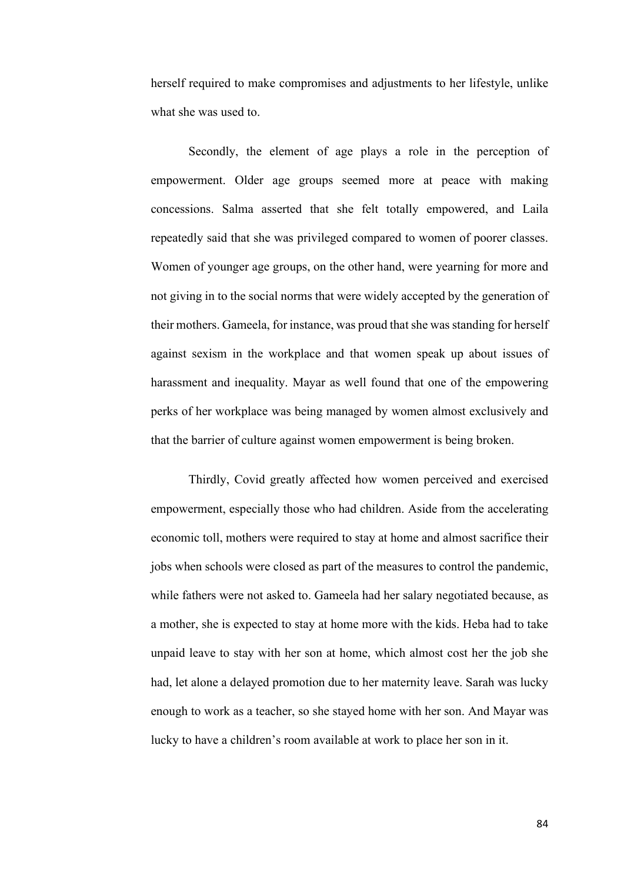herself required to make compromises and adjustments to her lifestyle, unlike what she was used to.

Secondly, the element of age plays a role in the perception of empowerment. Older age groups seemed more at peace with making concessions. Salma asserted that she felt totally empowered, and Laila repeatedly said that she was privileged compared to women of poorer classes. Women of younger age groups, on the other hand, were yearning for more and not giving in to the social norms that were widely accepted by the generation of their mothers. Gameela, for instance, was proud that she was standing for herself against sexism in the workplace and that women speak up about issues of harassment and inequality. Mayar as well found that one of the empowering perks of her workplace was being managed by women almost exclusively and that the barrier of culture against women empowerment is being broken.

Thirdly, Covid greatly affected how women perceived and exercised empowerment, especially those who had children. Aside from the accelerating economic toll, mothers were required to stay at home and almost sacrifice their jobs when schools were closed as part of the measures to control the pandemic, while fathers were not asked to. Gameela had her salary negotiated because, as a mother, she is expected to stay at home more with the kids. Heba had to take unpaid leave to stay with her son at home, which almost cost her the job she had, let alone a delayed promotion due to her maternity leave. Sarah was lucky enough to work as a teacher, so she stayed home with her son. And Mayar was lucky to have a children's room available at work to place her son in it.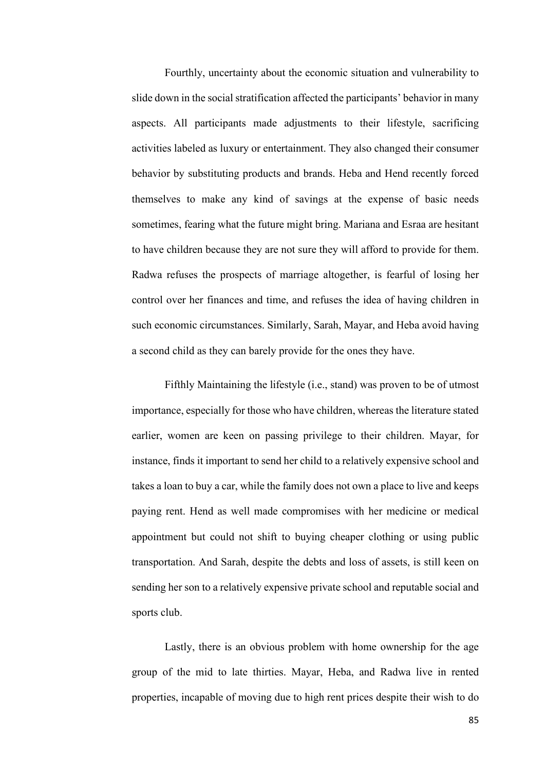Fourthly, uncertainty about the economic situation and vulnerability to slide down in the social stratification affected the participants' behavior in many aspects. All participants made adjustments to their lifestyle, sacrificing activities labeled as luxury or entertainment. They also changed their consumer behavior by substituting products and brands. Heba and Hend recently forced themselves to make any kind of savings at the expense of basic needs sometimes, fearing what the future might bring. Mariana and Esraa are hesitant to have children because they are not sure they will afford to provide for them. Radwa refuses the prospects of marriage altogether, is fearful of losing her control over her finances and time, and refuses the idea of having children in such economic circumstances. Similarly, Sarah, Mayar, and Heba avoid having a second child as they can barely provide for the ones they have.

Fifthly Maintaining the lifestyle (i.e., stand) was proven to be of utmost importance, especially for those who have children, whereas the literature stated earlier, women are keen on passing privilege to their children. Mayar, for instance, finds it important to send her child to a relatively expensive school and takes a loan to buy a car, while the family does not own a place to live and keeps paying rent. Hend as well made compromises with her medicine or medical appointment but could not shift to buying cheaper clothing or using public transportation. And Sarah, despite the debts and loss of assets, is still keen on sending her son to a relatively expensive private school and reputable social and sports club.

Lastly, there is an obvious problem with home ownership for the age group of the mid to late thirties. Mayar, Heba, and Radwa live in rented properties, incapable of moving due to high rent prices despite their wish to do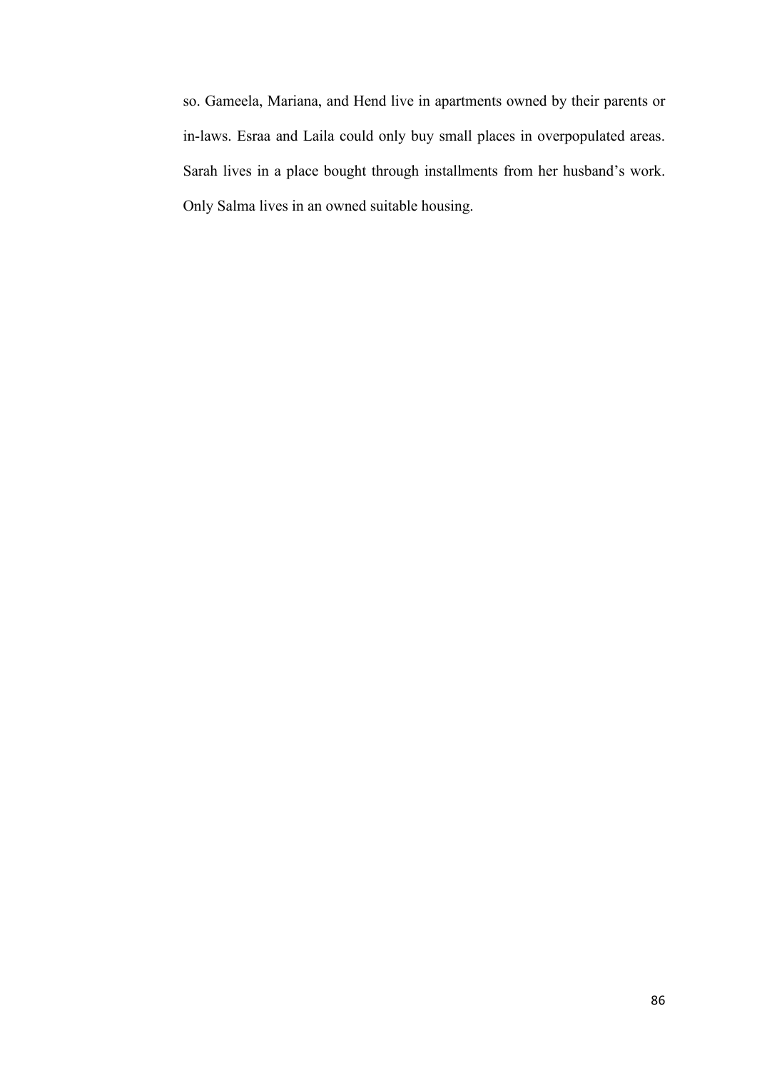so. Gameela, Mariana, and Hend live in apartments owned by their parents or in-laws. Esraa and Laila could only buy small places in overpopulated areas. Sarah lives in a place bought through installments from her husband's work. Only Salma lives in an owned suitable housing.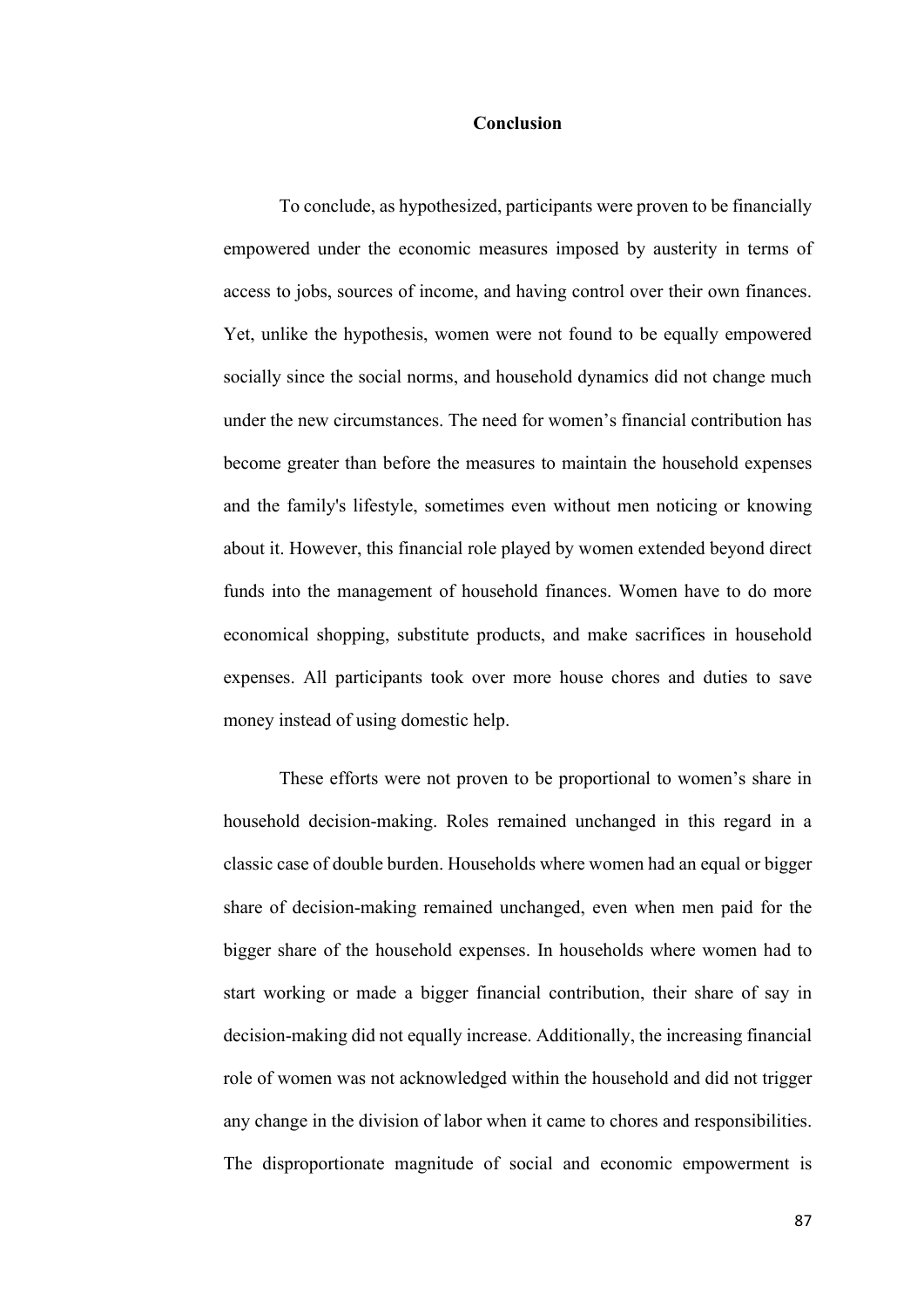# Conclusion

To conclude, as hypothesized, participants were proven to be financially empowered under the economic measures imposed by austerity in terms of access to jobs, sources of income, and having control over their own finances. Yet, unlike the hypothesis, women were not found to be equally empowered socially since the social norms, and household dynamics did not change much under the new circumstances. The need for women's financial contribution has become greater than before the measures to maintain the household expenses and the family's lifestyle, sometimes even without men noticing or knowing about it. However, this financial role played by women extended beyond direct funds into the management of household finances. Women have to do more economical shopping, substitute products, and make sacrifices in household expenses. All participants took over more house chores and duties to save money instead of using domestic help.

These efforts were not proven to be proportional to women's share in household decision-making. Roles remained unchanged in this regard in a classic case of double burden. Households where women had an equal or bigger share of decision-making remained unchanged, even when men paid for the bigger share of the household expenses. In households where women had to start working or made a bigger financial contribution, their share of say in decision-making did not equally increase. Additionally, the increasing financial role of women was not acknowledged within the household and did not trigger any change in the division of labor when it came to chores and responsibilities. The disproportionate magnitude of social and economic empowerment is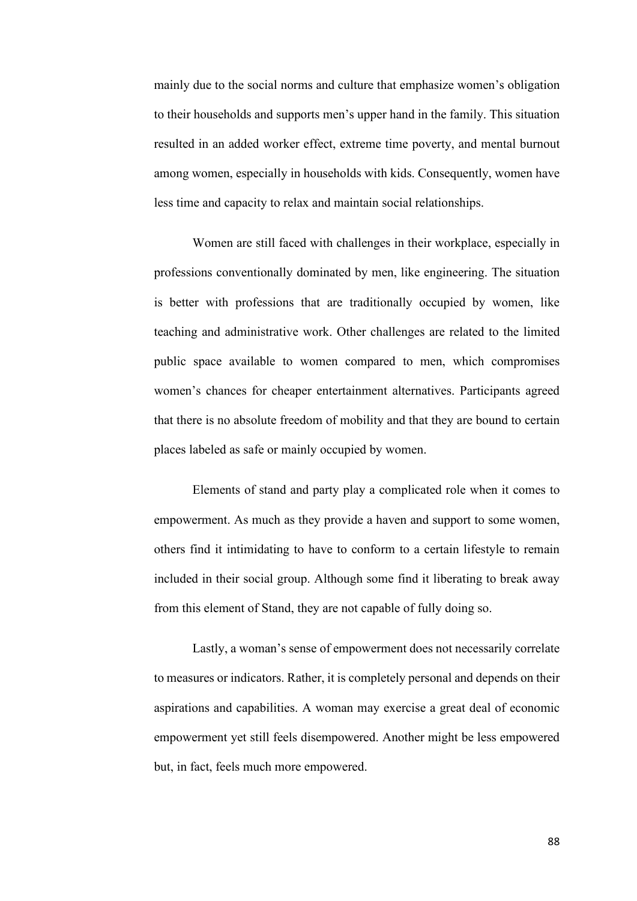mainly due to the social norms and culture that emphasize women's obligation to their households and supports men's upper hand in the family. This situation resulted in an added worker effect, extreme time poverty, and mental burnout among women, especially in households with kids. Consequently, women have less time and capacity to relax and maintain social relationships.

Women are still faced with challenges in their workplace, especially in professions conventionally dominated by men, like engineering. The situation is better with professions that are traditionally occupied by women, like teaching and administrative work. Other challenges are related to the limited public space available to women compared to men, which compromises women's chances for cheaper entertainment alternatives. Participants agreed that there is no absolute freedom of mobility and that they are bound to certain places labeled as safe or mainly occupied by women.

Elements of stand and party play a complicated role when it comes to empowerment. As much as they provide a haven and support to some women, others find it intimidating to have to conform to a certain lifestyle to remain included in their social group. Although some find it liberating to break away from this element of Stand, they are not capable of fully doing so.

Lastly, a woman's sense of empowerment does not necessarily correlate to measures or indicators. Rather, it is completely personal and depends on their aspirations and capabilities. A woman may exercise a great deal of economic empowerment yet still feels disempowered. Another might be less empowered but, in fact, feels much more empowered.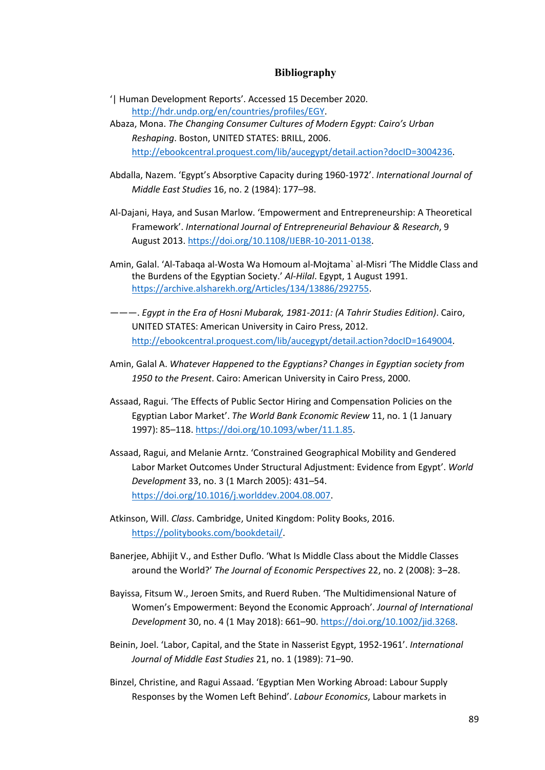## Bibliography

'| Human Development Reports'. Accessed 15 December 2020. http://hdr.undp.org/en/countries/profiles/EGY.

Abaza, Mona. *The Changing Consumer Cultures of Modern Egypt: Cairo's Urban Reshaping*. Boston, UNITED STATES: BRILL, 2006. http://ebookcentral.proquest.com/lib/aucegypt/detail.action?docID=3004236.

Abdalla, Nazem. 'Egypt's Absorptive Capacity during 1960-1972'. *International Journal of Middle East Studies* 16, no. 2 (1984): 177–98.

Al-Dajani, Haya, and Susan Marlow. 'Empowerment and Entrepreneurship: A Theoretical Framework'. *International Journal of Entrepreneurial Behaviour & Research*, 9 August 2013. https://doi.org/10.1108/IJEBR-10-2011-0138.

Amin, Galal. 'Al-Tabaqa al-Wosta Wa Homoum al-Mojtama` al-Misri 'The Middle Class and the Burdens of the Egyptian Society.' *Al-Hilal*. Egypt, 1 August 1991. https://archive.alsharekh.org/Articles/134/13886/292755.

———. *Egypt in the Era of Hosni Mubarak, 1981-2011: (A Tahrir Studies Edition)*. Cairo, UNITED STATES: American University in Cairo Press, 2012. http://ebookcentral.proquest.com/lib/aucegypt/detail.action?docID=1649004.

Amin, Galal A. *Whatever Happened to the Egyptians? Changes in Egyptian society from 1950 to the Present*. Cairo: American University in Cairo Press, 2000.

Assaad, Ragui. 'The Effects of Public Sector Hiring and Compensation Policies on the Egyptian Labor Market'. *The World Bank Economic Review* 11, no. 1 (1 January 1997): 85–118. https://doi.org/10.1093/wber/11.1.85.

Assaad, Ragui, and Melanie Arntz. 'Constrained Geographical Mobility and Gendered Labor Market Outcomes Under Structural Adjustment: Evidence from Egypt'. *World Development* 33, no. 3 (1 March 2005): 431–54. https://doi.org/10.1016/j.worlddev.2004.08.007.

Atkinson, Will. *Class*. Cambridge, United Kingdom: Polity Books, 2016. https://politybooks.com/bookdetail/.

Banerjee, Abhijit V., and Esther Duflo. 'What Is Middle Class about the Middle Classes around the World?' *The Journal of Economic Perspectives* 22, no. 2 (2008): 3–28.

Bayissa, Fitsum W., Jeroen Smits, and Ruerd Ruben. 'The Multidimensional Nature of Women's Empowerment: Beyond the Economic Approach'. *Journal of International Development* 30, no. 4 (1 May 2018): 661–90. https://doi.org/10.1002/jid.3268.

Beinin, Joel. 'Labor, Capital, and the State in Nasserist Egypt, 1952-1961'. *International Journal of Middle East Studies* 21, no. 1 (1989): 71–90.

Binzel, Christine, and Ragui Assaad. 'Egyptian Men Working Abroad: Labour Supply Responses by the Women Left Behind'. *Labour Economics*, Labour markets in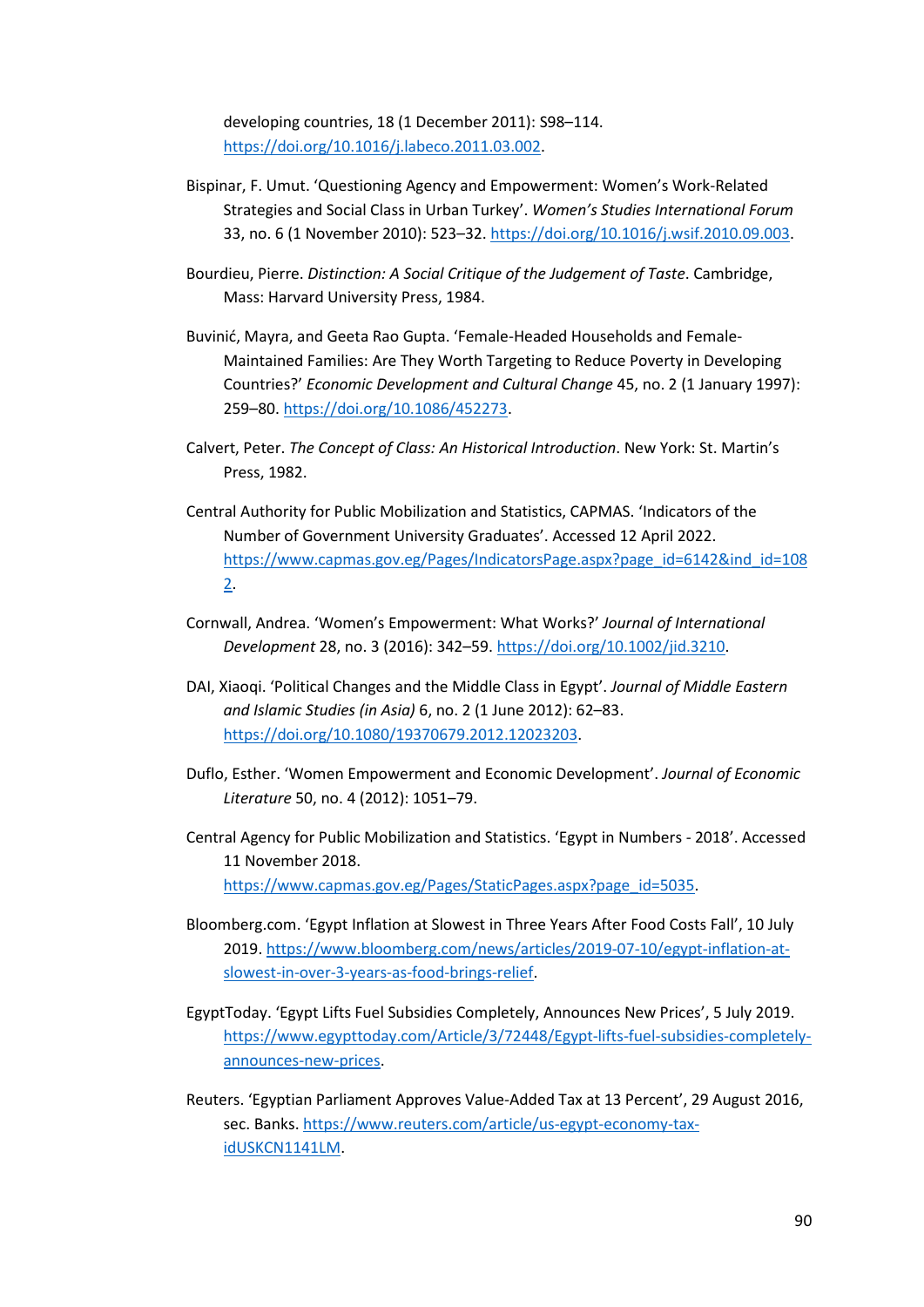developing countries, 18 (1 December 2011): S98–114. https://doi.org/10.1016/j.labeco.2011.03.002.

Bispinar, F. Umut. 'Questioning Agency and Empowerment: Women's Work-Related Strategies and Social Class in Urban Turkey'. *Women's Studies International Forum* 33, no. 6 (1 November 2010): 523–32. https://doi.org/10.1016/j.wsif.2010.09.003.

Bourdieu, Pierre. *Distinction: A Social Critique of the Judgement of Taste*. Cambridge, Mass: Harvard University Press, 1984.

Buvinić, Mayra, and Geeta Rao Gupta. 'Female-Headed Households and Female-Maintained Families: Are They Worth Targeting to Reduce Poverty in Developing Countries?' *Economic Development and Cultural Change* 45, no. 2 (1 January 1997): 259–80. https://doi.org/10.1086/452273.

Calvert, Peter. *The Concept of Class: An Historical Introduction*. New York: St. Martin's Press, 1982.

Central Authority for Public Mobilization and Statistics, CAPMAS. 'Indicators of the Number of Government University Graduates'. Accessed 12 April 2022. https://www.capmas.gov.eg/Pages/IndicatorsPage.aspx?page_id=6142&ind_id=1082.

Cornwall, Andrea. 'Women's Empowerment: What Works?' *Journal of International Development* 28, no. 3 (2016): 342–59. https://doi.org/10.1002/jid.3210.

DAI, Xiaoqi. 'Political Changes and the Middle Class in Egypt'. *Journal of Middle Eastern and Islamic Studies (in Asia)* 6, no. 2 (1 June 2012): 62–83. https://doi.org/10.1080/19370679.2012.12023203.

Duflo, Esther. 'Women Empowerment and Economic Development'. *Journal of Economic Literature* 50, no. 4 (2012): 1051–79.

Central Agency for Public Mobilization and Statistics. 'Egypt in Numbers - 2018'. Accessed 11 November 2018. https://www.capmas.gov.eg/Pages/StaticPages.aspx?page_id=5035.

Bloomberg.com. 'Egypt Inflation at Slowest in Three Years After Food Costs Fall', 10 July 2019. https://www.bloomberg.com/news/articles/2019-07-10/egypt-inflation-at-slowest-in-over-3-years-as-food-brings-relief.

EgyptToday. 'Egypt Lifts Fuel Subsidies Completely, Announces New Prices', 5 July 2019. https://www.egypttoday.com/Article/3/72448/Egypt-lifts-fuel-subsidies-completely-announces-new-prices.

Reuters. 'Egyptian Parliament Approves Value-Added Tax at 13 Percent', 29 August 2016, sec. Banks. https://www.reuters.com/article/us-egypt-economy-tax-idUSKCN1141LM.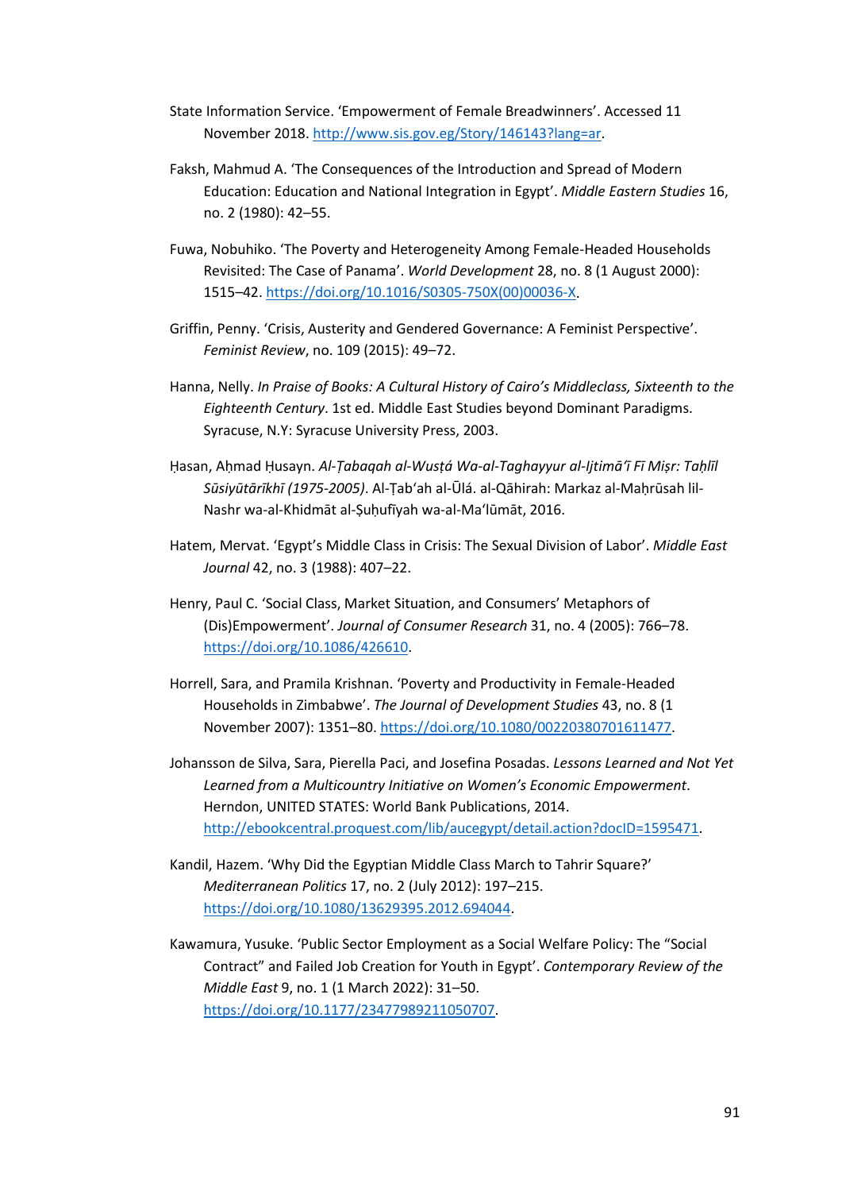State Information Service. 'Empowerment of Female Breadwinners'. Accessed 11 November 2018. http://www.sis.gov.eg/Story/146143?lang=ar.

Faksh, Mahmud A. 'The Consequences of the Introduction and Spread of Modern Education: Education and National Integration in Egypt'. *Middle Eastern Studies* 16, no. 2 (1980): 42–55.

Fuwa, Nobuhiko. 'The Poverty and Heterogeneity Among Female-Headed Households Revisited: The Case of Panama'. *World Development* 28, no. 8 (1 August 2000): 1515–42. https://doi.org/10.1016/S0305-750X(00)00036-X.

Griffin, Penny. 'Crisis, Austerity and Gendered Governance: A Feminist Perspective'. *Feminist Review*, no. 109 (2015): 49–72.

Hanna, Nelly. *In Praise of Books: A Cultural History of Cairo's Middleclass, Sixteenth to the Eighteenth Century*. 1st ed. Middle East Studies beyond Dominant Paradigms. Syracuse, N.Y: Syracuse University Press, 2003.

Ḥasan, Aḥmad Ḥusayn. *Al-Ṭabaqah al-Wusṭá Wa-al-Taghayyur al-Ijtimāʻī Fī Miṣr: Taḥlīl Sūsiyūtārīkhī (1975-2005)*. Al-Ṭabʻah al-Ūlá. al-Qāhirah: Markaz al-Maḥrūsah lil-Nashr wa-al-Khidmāt al-Ṣuḥufīyah wa-al-Maʻlūmāt, 2016.

Hatem, Mervat. 'Egypt's Middle Class in Crisis: The Sexual Division of Labor'. *Middle East Journal* 42, no. 3 (1988): 407–22.

Henry, Paul C. 'Social Class, Market Situation, and Consumers' Metaphors of (Dis)Empowerment'. *Journal of Consumer Research* 31, no. 4 (2005): 766–78. https://doi.org/10.1086/426610.

Horrell, Sara, and Pramila Krishnan. 'Poverty and Productivity in Female-Headed Households in Zimbabwe'. *The Journal of Development Studies* 43, no. 8 (1 November 2007): 1351–80. https://doi.org/10.1080/00220380701611477.

Johansson de Silva, Sara, Pierella Paci, and Josefina Posadas. *Lessons Learned and Not Yet Learned from a Multicountry Initiative on Women's Economic Empowerment*. Herndon, UNITED STATES: World Bank Publications, 2014. http://ebookcentral.proquest.com/lib/aucegypt/detail.action?docID=1595471.

Kandil, Hazem. 'Why Did the Egyptian Middle Class March to Tahrir Square?' *Mediterranean Politics* 17, no. 2 (July 2012): 197–215. https://doi.org/10.1080/13629395.2012.694044.

Kawamura, Yusuke. 'Public Sector Employment as a Social Welfare Policy: The "Social Contract" and Failed Job Creation for Youth in Egypt'. *Contemporary Review of the Middle East* 9, no. 1 (1 March 2022): 31–50. https://doi.org/10.1177/23477989211050707.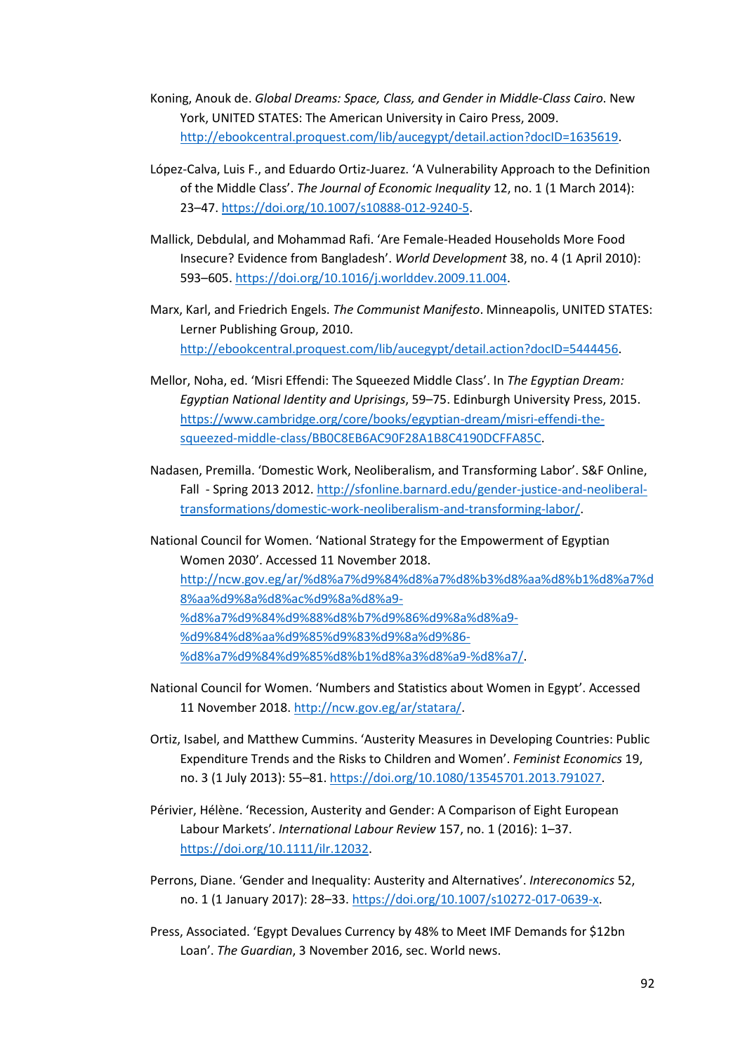Koning, Anouk de. *Global Dreams: Space, Class, and Gender in Middle-Class Cairo*. New York, UNITED STATES: The American University in Cairo Press, 2009. http://ebookcentral.proquest.com/lib/aucegypt/detail.action?docID=1635619.

López-Calva, Luis F., and Eduardo Ortiz-Juarez. 'A Vulnerability Approach to the Definition of the Middle Class'. *The Journal of Economic Inequality* 12, no. 1 (1 March 2014): 23–47. https://doi.org/10.1007/s10888-012-9240-5.

Mallick, Debdulal, and Mohammad Rafi. 'Are Female-Headed Households More Food Insecure? Evidence from Bangladesh'. *World Development* 38, no. 4 (1 April 2010): 593–605. https://doi.org/10.1016/j.worlddev.2009.11.004.

Marx, Karl, and Friedrich Engels. *The Communist Manifesto*. Minneapolis, UNITED STATES: Lerner Publishing Group, 2010. http://ebookcentral.proquest.com/lib/aucegypt/detail.action?docID=5444456.

Mellor, Noha, ed. 'Misri Effendi: The Squeezed Middle Class'. In *The Egyptian Dream: Egyptian National Identity and Uprisings*, 59–75. Edinburgh University Press, 2015. https://www.cambridge.org/core/books/egyptian-dream/misri-effendi-the-squeezed-middle-class/BB0C8EB6AC90F28A1B8C4190DCFFA85C.

Nadasen, Premilla. 'Domestic Work, Neoliberalism, and Transforming Labor'. S&F Online, Fall - Spring 2013 2012. http://sfonline.barnard.edu/gender-justice-and-neoliberal-transformations/domestic-work-neoliberalism-and-transforming-labor/.

National Council for Women. 'National Strategy for the Empowerment of Egyptian Women 2030'. Accessed 11 November 2018. http://ncw.gov.eg/ar/%d8%a7%d9%84%d8%a7%d8%b3%d8%aa%d8%b1%d8%a7%d8%aa%d9%8a%d8%ac%d9%8a%d8%a9-%d8%a7%d9%84%d9%88%d8%b7%d9%86%d9%8a%d8%a9-%d9%84%d8%aa%d9%85%d9%83%d9%8a%d9%86-%d8%a7%d9%84%d9%85%d8%b1%d8%a3%d8%a9-%d8%a7/.

National Council for Women. 'Numbers and Statistics about Women in Egypt'. Accessed 11 November 2018. http://ncw.gov.eg/ar/statara/.

Ortiz, Isabel, and Matthew Cummins. 'Austerity Measures in Developing Countries: Public Expenditure Trends and the Risks to Children and Women'. *Feminist Economics* 19, no. 3 (1 July 2013): 55–81. https://doi.org/10.1080/13545701.2013.791027.

Périvier, Hélène. 'Recession, Austerity and Gender: A Comparison of Eight European Labour Markets'. *International Labour Review* 157, no. 1 (2016): 1–37. https://doi.org/10.1111/ilr.12032.

Perrons, Diane. 'Gender and Inequality: Austerity and Alternatives'. *Intereconomics* 52, no. 1 (1 January 2017): 28–33. https://doi.org/10.1007/s10272-017-0639-x.

Press, Associated. 'Egypt Devalues Currency by 48% to Meet IMF Demands for $12bn Loan'. *The Guardian*, 3 November 2016, sec. World news.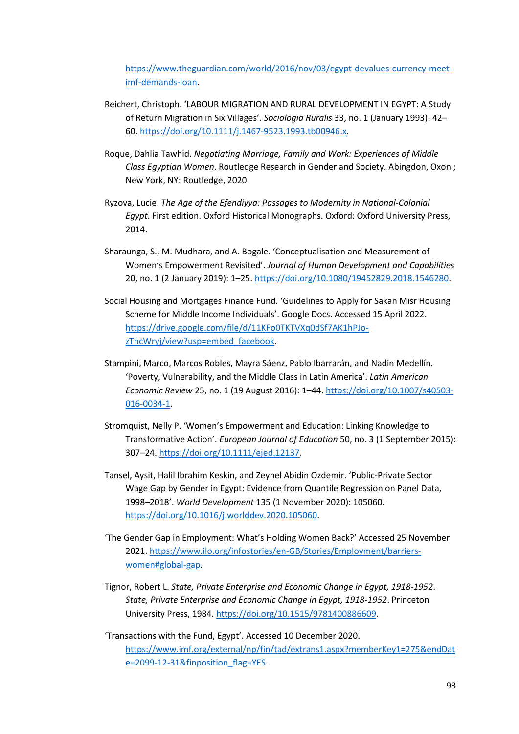https://www.theguardian.com/world/2016/nov/03/egypt-devalues-currency-meet-imf-demands-loan.

Reichert, Christoph. 'LABOUR MIGRATION AND RURAL DEVELOPMENT IN EGYPT: A Study of Return Migration in Six Villages'. *Sociologia Ruralis* 33, no. 1 (January 1993): 42–60. https://doi.org/10.1111/j.1467-9523.1993.tb00946.x.

Roque, Dahlia Tawhid. *Negotiating Marriage, Family and Work: Experiences of Middle Class Egyptian Women*. Routledge Research in Gender and Society. Abingdon, Oxon ; New York, NY: Routledge, 2020.

Ryzova, Lucie. *The Age of the Efendiyya: Passages to Modernity in National-Colonial Egypt*. First edition. Oxford Historical Monographs. Oxford: Oxford University Press, 2014.

Sharaunga, S., M. Mudhara, and A. Bogale. 'Conceptualisation and Measurement of Women's Empowerment Revisited'. *Journal of Human Development and Capabilities* 20, no. 1 (2 January 2019): 1–25. https://doi.org/10.1080/19452829.2018.1546280.

Social Housing and Mortgages Finance Fund. 'Guidelines to Apply for Sakan Misr Housing Scheme for Middle Income Individuals'. Google Docs. Accessed 15 April 2022. https://drive.google.com/file/d/11KFo0TKTVXq0dSf7AK1hPJo-zThcWryj/view?usp=embed_facebook.

Stampini, Marco, Marcos Robles, Mayra Sáenz, Pablo Ibarrarán, and Nadin Medellín. 'Poverty, Vulnerability, and the Middle Class in Latin America'. *Latin American Economic Review* 25, no. 1 (19 August 2016): 1–44. https://doi.org/10.1007/s40503-016-0034-1.

Stromquist, Nelly P. 'Women's Empowerment and Education: Linking Knowledge to Transformative Action'. *European Journal of Education* 50, no. 3 (1 September 2015): 307–24. https://doi.org/10.1111/ejed.12137.

Tansel, Aysit, Halil Ibrahim Keskin, and Zeynel Abidin Ozdemir. 'Public-Private Sector Wage Gap by Gender in Egypt: Evidence from Quantile Regression on Panel Data, 1998–2018'. *World Development* 135 (1 November 2020): 105060. https://doi.org/10.1016/j.worlddev.2020.105060.

'The Gender Gap in Employment: What's Holding Women Back?' Accessed 25 November 2021. https://www.ilo.org/infostories/en-GB/Stories/Employment/barriers-women#global-gap.

Tignor, Robert L. *State, Private Enterprise and Economic Change in Egypt, 1918-1952*. *State, Private Enterprise and Economic Change in Egypt, 1918-1952*. Princeton University Press, 1984. https://doi.org/10.1515/9781400886609.

'Transactions with the Fund, Egypt'. Accessed 10 December 2020. https://www.imf.org/external/np/fin/tad/extrans1.aspx?memberKey1=275&endDate=2099-12-31&finposition_flag=YES.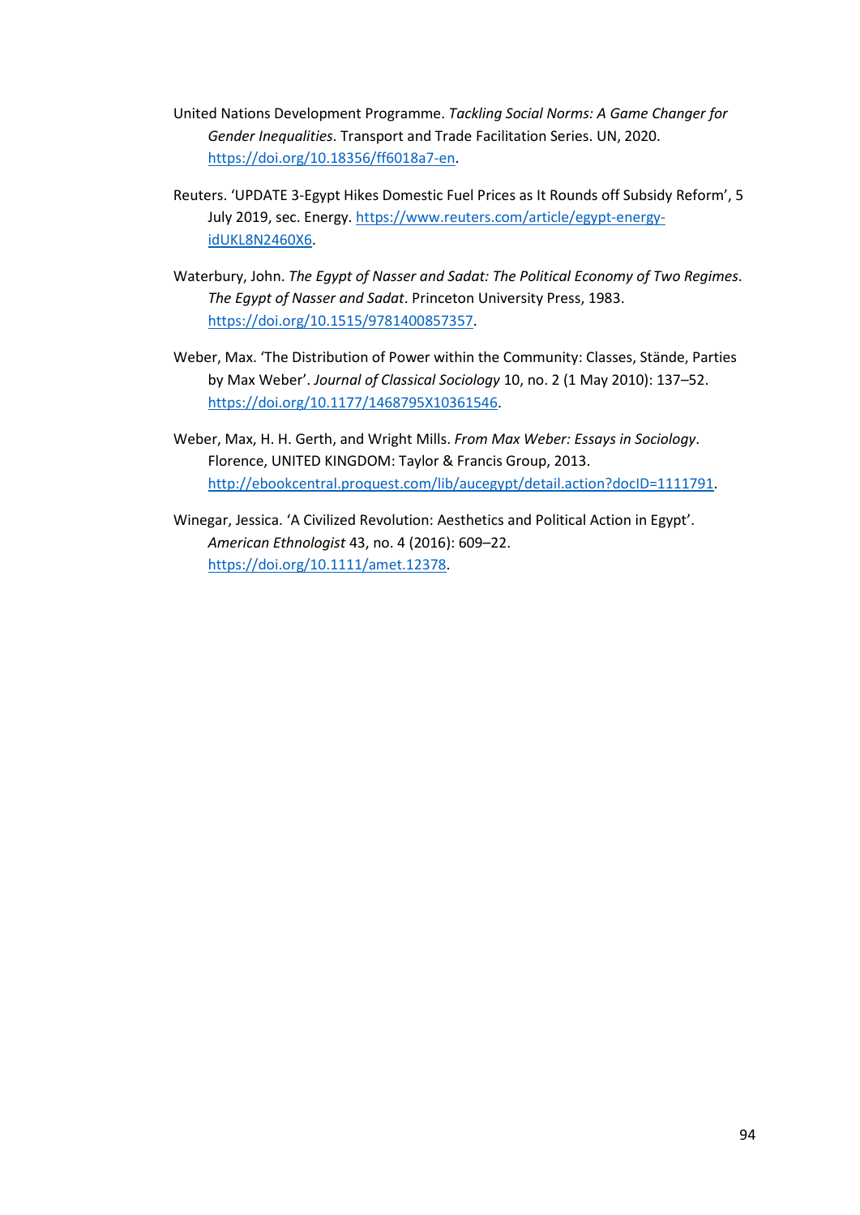United Nations Development Programme. *Tackling Social Norms: A Game Changer for Gender Inequalities*. Transport and Trade Facilitation Series. UN, 2020. https://doi.org/10.18356/ff6018a7-en.

Reuters. 'UPDATE 3-Egypt Hikes Domestic Fuel Prices as It Rounds off Subsidy Reform', 5 July 2019, sec. Energy. https://www.reuters.com/article/egypt-energy-idUKL8N2460X6.

Waterbury, John. *The Egypt of Nasser and Sadat: The Political Economy of Two Regimes*. *The Egypt of Nasser and Sadat*. Princeton University Press, 1983. https://doi.org/10.1515/9781400857357.

Weber, Max. 'The Distribution of Power within the Community: Classes, Stände, Parties by Max Weber'. *Journal of Classical Sociology* 10, no. 2 (1 May 2010): 137–52. https://doi.org/10.1177/1468795X10361546.

Weber, Max, H. H. Gerth, and Wright Mills. *From Max Weber: Essays in Sociology*. Florence, UNITED KINGDOM: Taylor & Francis Group, 2013. http://ebookcentral.proquest.com/lib/aucegypt/detail.action?docID=1111791.

Winegar, Jessica. 'A Civilized Revolution: Aesthetics and Political Action in Egypt'. *American Ethnologist* 43, no. 4 (2016): 609–22. https://doi.org/10.1111/amet.12378.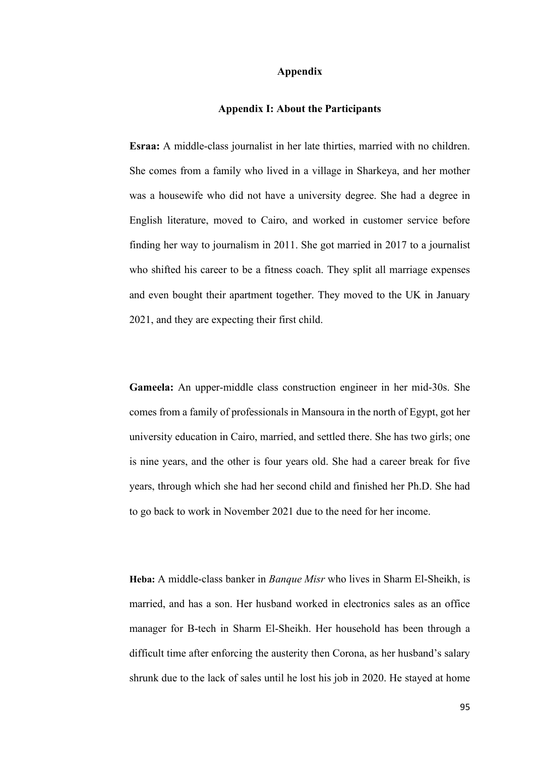# Appendix

## Appendix I: About the Participants

**Esraa:** A middle-class journalist in her late thirties, married with no children. She comes from a family who lived in a village in Sharkeya, and her mother was a housewife who did not have a university degree. She had a degree in English literature, moved to Cairo, and worked in customer service before finding her way to journalism in 2011. She got married in 2017 to a journalist who shifted his career to be a fitness coach. They split all marriage expenses and even bought their apartment together. They moved to the UK in January 2021, and they are expecting their first child.

**Gameela:** An upper-middle class construction engineer in her mid-30s. She comes from a family of professionals in Mansoura in the north of Egypt, got her university education in Cairo, married, and settled there. She has two girls; one is nine years, and the other is four years old. She had a career break for five years, through which she had her second child and finished her Ph.D. She had to go back to work in November 2021 due to the need for her income.

**Heba:** A middle-class banker in *Banque Misr* who lives in Sharm El-Sheikh, is married, and has a son. Her husband worked in electronics sales as an office manager for B-tech in Sharm El-Sheikh. Her household has been through a difficult time after enforcing the austerity then Corona, as her husband's salary shrunk due to the lack of sales until he lost his job in 2020. He stayed at home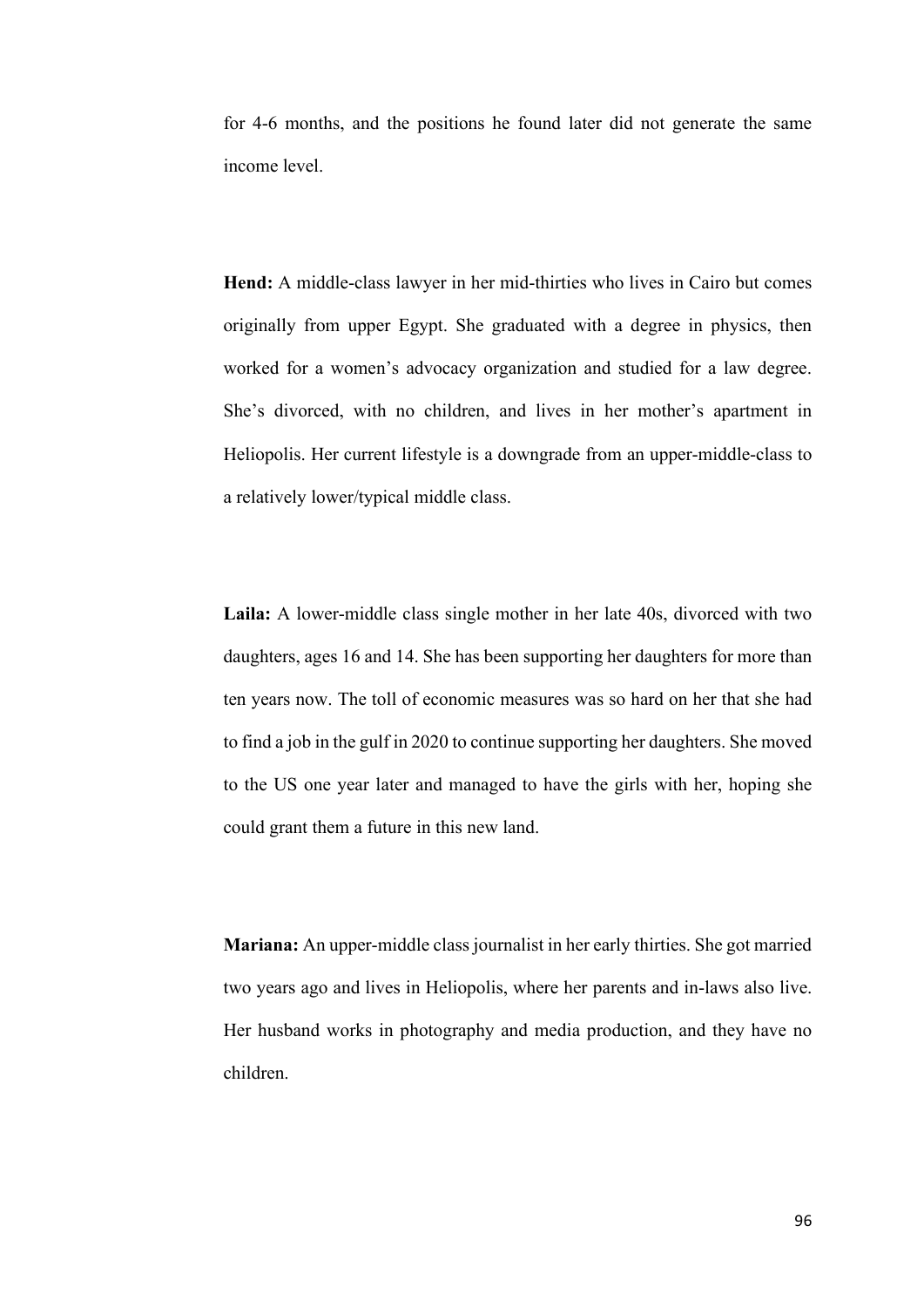for 4-6 months, and the positions he found later did not generate the same income level.

**Hend:** A middle-class lawyer in her mid-thirties who lives in Cairo but comes originally from upper Egypt. She graduated with a degree in physics, then worked for a women's advocacy organization and studied for a law degree. She's divorced, with no children, and lives in her mother's apartment in Heliopolis. Her current lifestyle is a downgrade from an upper-middle-class to a relatively lower/typical middle class.

**Laila:** A lower-middle class single mother in her late 40s, divorced with two daughters, ages 16 and 14. She has been supporting her daughters for more than ten years now. The toll of economic measures was so hard on her that she had to find a job in the gulf in 2020 to continue supporting her daughters. She moved to the US one year later and managed to have the girls with her, hoping she could grant them a future in this new land.

**Mariana:** An upper-middle class journalist in her early thirties. She got married two years ago and lives in Heliopolis, where her parents and in-laws also live. Her husband works in photography and media production, and they have no children.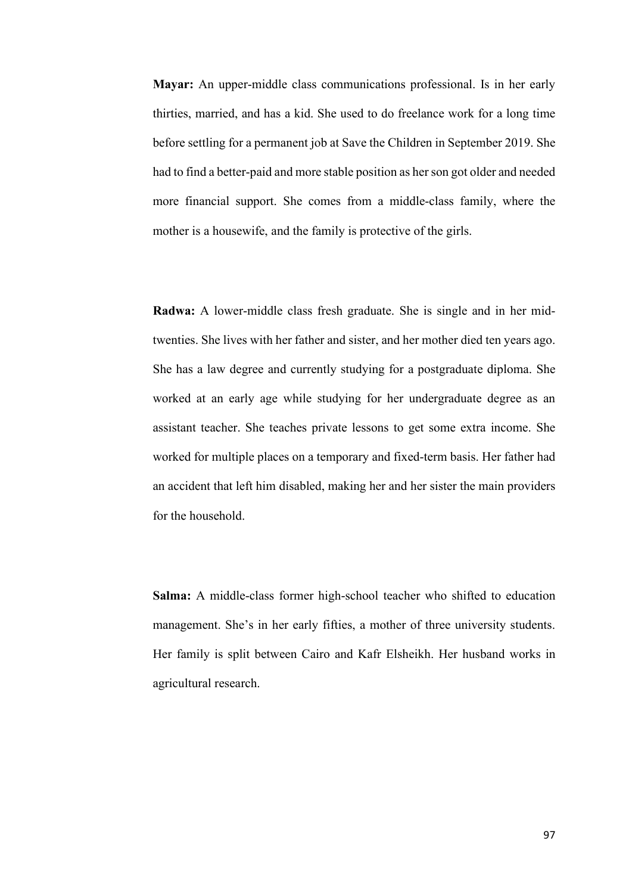**Mayar:** An upper-middle class communications professional. Is in her early thirties, married, and has a kid. She used to do freelance work for a long time before settling for a permanent job at Save the Children in September 2019. She had to find a better-paid and more stable position as her son got older and needed more financial support. She comes from a middle-class family, where the mother is a housewife, and the family is protective of the girls.

**Radwa:** A lower-middle class fresh graduate. She is single and in her mid-twenties. She lives with her father and sister, and her mother died ten years ago. She has a law degree and currently studying for a postgraduate diploma. She worked at an early age while studying for her undergraduate degree as an assistant teacher. She teaches private lessons to get some extra income. She worked for multiple places on a temporary and fixed-term basis. Her father had an accident that left him disabled, making her and her sister the main providers for the household.

**Salma:** A middle-class former high-school teacher who shifted to education management. She's in her early fifties, a mother of three university students. Her family is split between Cairo and Kafr Elsheikh. Her husband works in agricultural research.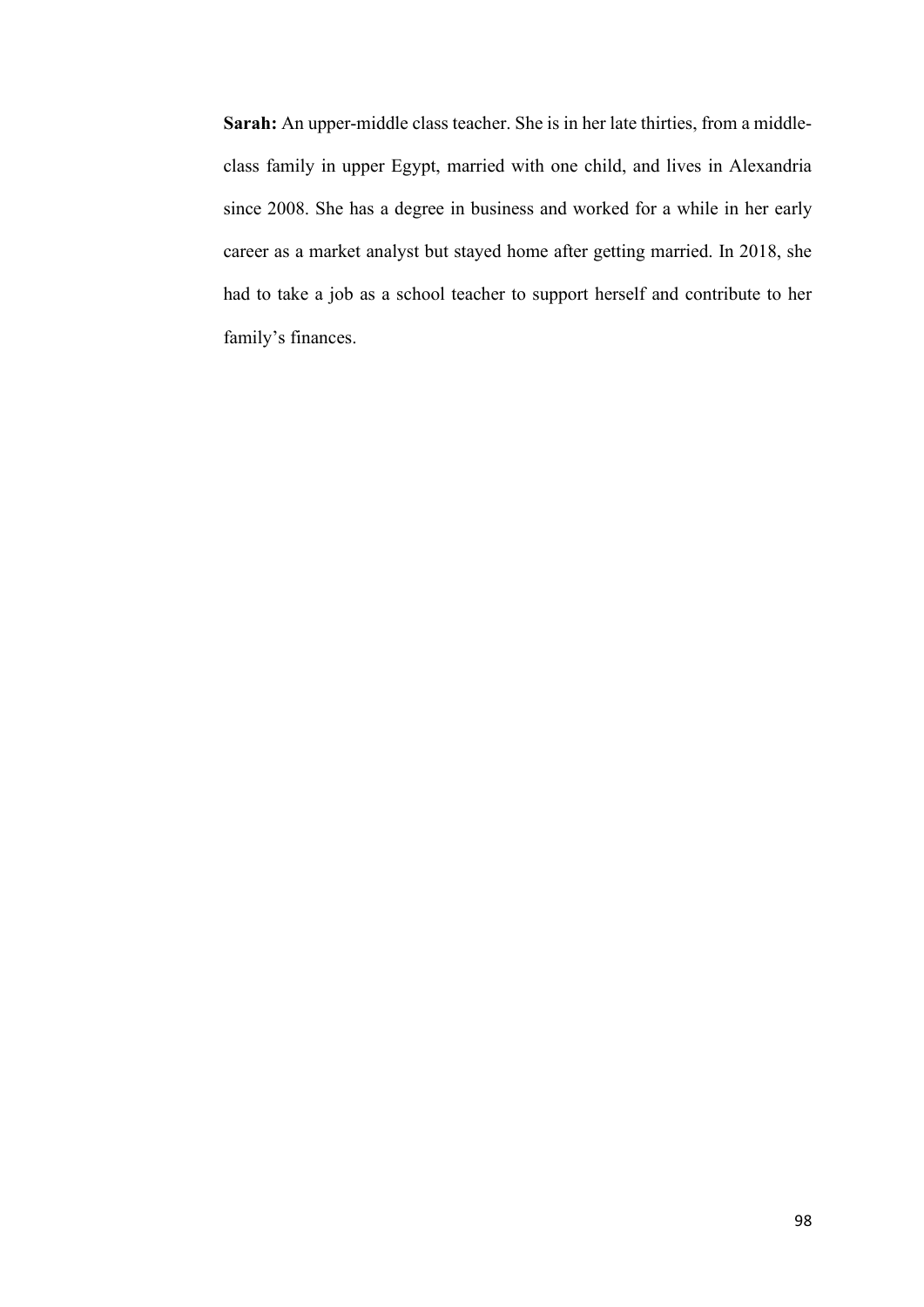**Sarah:** An upper-middle class teacher. She is in her late thirties, from a middle-class family in upper Egypt, married with one child, and lives in Alexandria since 2008. She has a degree in business and worked for a while in her early career as a market analyst but stayed home after getting married. In 2018, she had to take a job as a school teacher to support herself and contribute to her family's finances.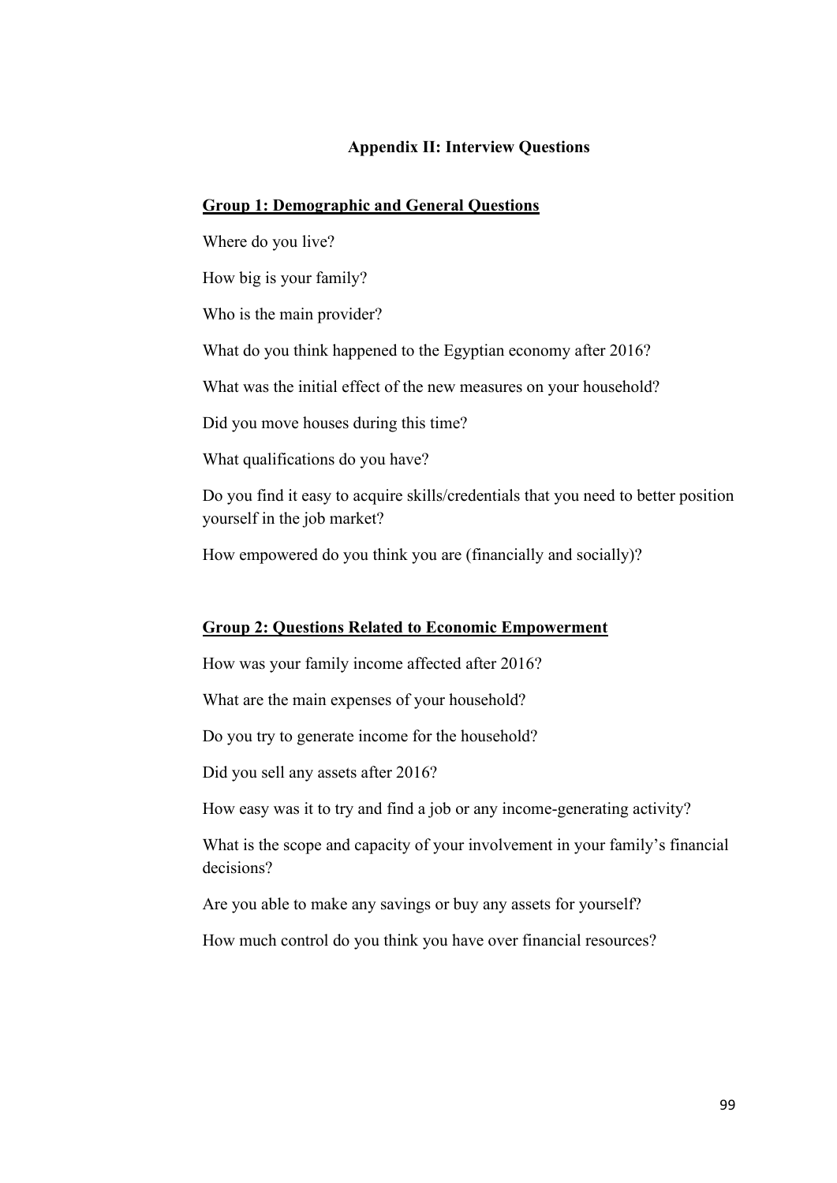## Appendix II: Interview Questions

### Group 1: Demographic and General Questions

Where do you live?

How big is your family?

Who is the main provider?

What do you think happened to the Egyptian economy after 2016?

What was the initial effect of the new measures on your household?

Did you move houses during this time?

What qualifications do you have?

Do you find it easy to acquire skills/credentials that you need to better position yourself in the job market?

How empowered do you think you are (financially and socially)?

### Group 2: Questions Related to Economic Empowerment

How was your family income affected after 2016?

What are the main expenses of your household?

Do you try to generate income for the household?

Did you sell any assets after 2016?

How easy was it to try and find a job or any income-generating activity?

What is the scope and capacity of your involvement in your family's financial decisions?

Are you able to make any savings or buy any assets for yourself?

How much control do you think you have over financial resources?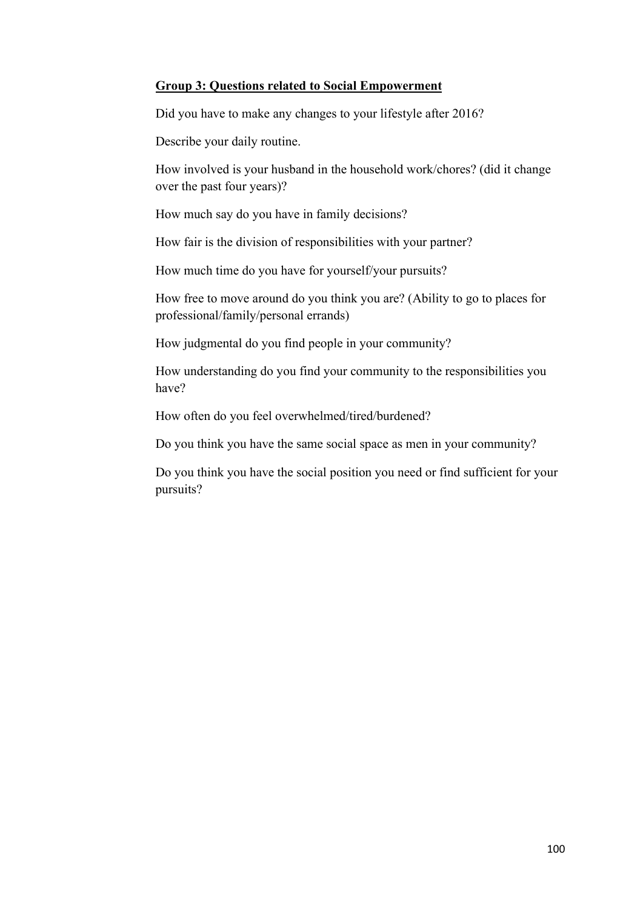**Group 3: Questions related to Social Empowerment**

Did you have to make any changes to your lifestyle after 2016?

Describe your daily routine.

How involved is your husband in the household work/chores? (did it change over the past four years)?

How much say do you have in family decisions?

How fair is the division of responsibilities with your partner?

How much time do you have for yourself/your pursuits?

How free to move around do you think you are? (Ability to go to places for professional/family/personal errands)

How judgmental do you find people in your community?

How understanding do you find your community to the responsibilities you have?

How often do you feel overwhelmed/tired/burdened?

Do you think you have the same social space as men in your community?

Do you think you have the social position you need or find sufficient for your pursuits?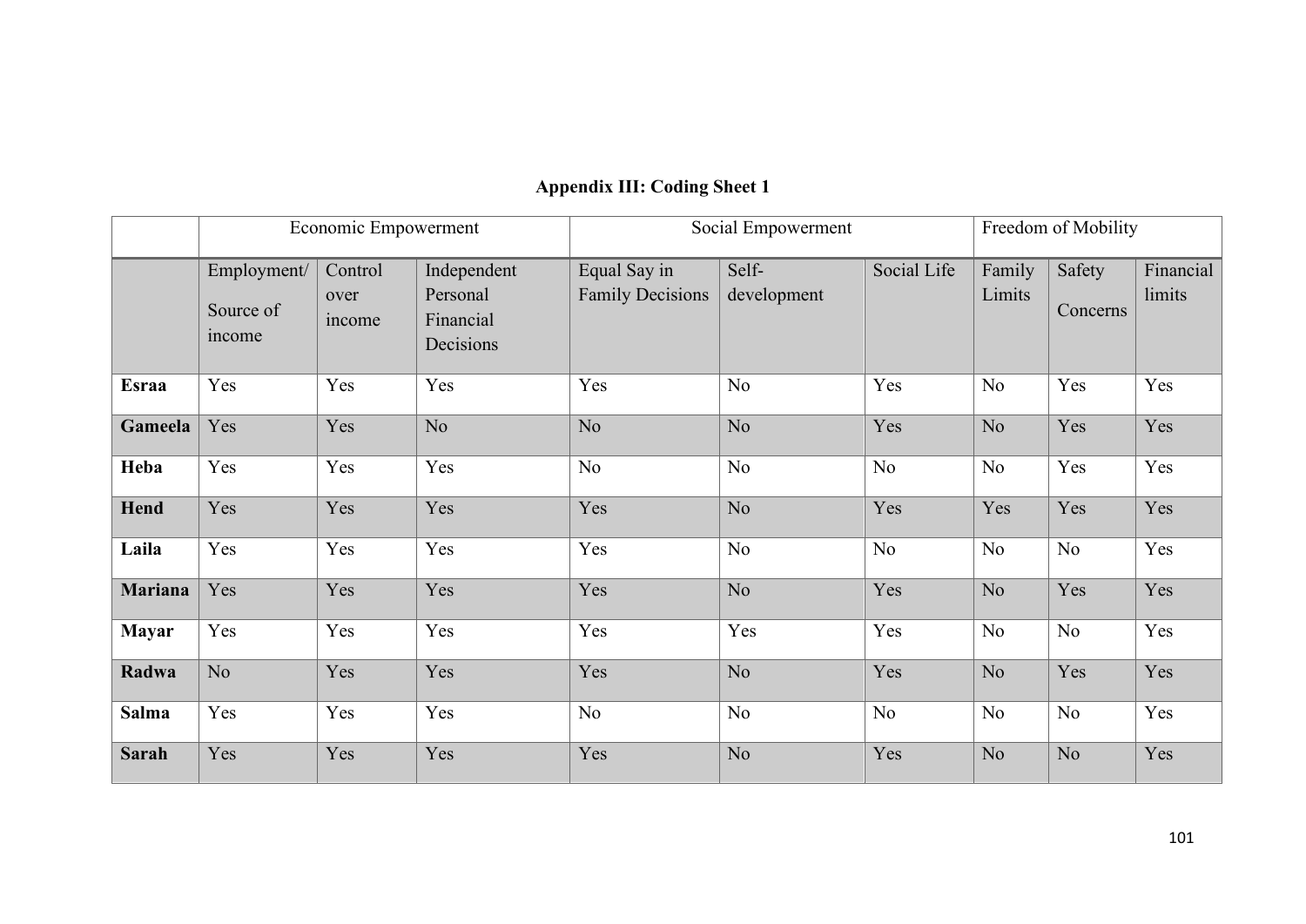**Appendix III: Coding Sheet 1**

| | Economic Empowerment | | | Social Empowerment | | | Freedom of Mobility | | |
|---|---|---|---|---|---|---|---|---|---|
| | Employment/ Source of income | Control over income | Independent Personal Financial Decisions | Equal Say in Family Decisions | Self-development | Social Life | Family Limits | Safety Concerns | Financial limits |
| **Esraa** | Yes | Yes | Yes | Yes | No | Yes | No | Yes | Yes |
| **Gameela** | Yes | Yes | No | No | No | Yes | No | Yes | Yes |
| **Heba** | Yes | Yes | Yes | No | No | No | No | Yes | Yes |
| **Hend** | Yes | Yes | Yes | Yes | No | Yes | Yes | Yes | Yes |
| **Laila** | Yes | Yes | Yes | Yes | No | No | No | No | Yes |
| **Mariana** | Yes | Yes | Yes | Yes | No | Yes | No | Yes | Yes |
| **Mayar** | Yes | Yes | Yes | Yes | Yes | Yes | No | No | Yes |
| **Radwa** | No | Yes | Yes | Yes | No | Yes | No | Yes | Yes |
| **Salma** | Yes | Yes | Yes | No | No | No | No | No | Yes |
| **Sarah** | Yes | Yes | Yes | Yes | No | Yes | No | No | Yes |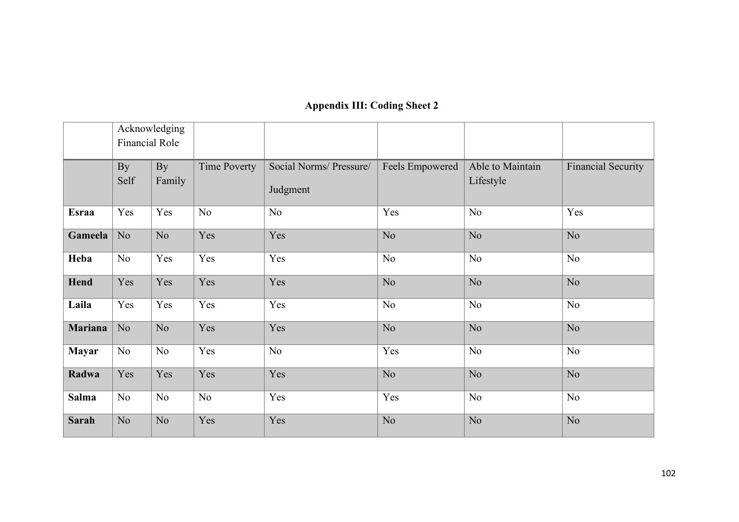**Appendix III: Coding Sheet 2**

| | Acknowledging Financial Role | | | | | | |
|---|---|---|---|---|---|---|---|
| | By Self | By Family | Time Poverty | Social Norms/ Pressure/ Judgment | Feels Empowered | Able to Maintain Lifestyle | Financial Security |
| **Esraa** | Yes | Yes | No | No | Yes | No | Yes |
| **Gameela** | No | No | Yes | Yes | No | No | No |
| **Heba** | No | Yes | Yes | Yes | No | No | No |
| **Hend** | Yes | Yes | Yes | Yes | No | No | No |
| **Laila** | Yes | Yes | Yes | Yes | No | No | No |
| **Mariana** | No | No | Yes | Yes | No | No | No |
| **Mayar** | No | No | Yes | No | Yes | No | No |
| **Radwa** | Yes | Yes | Yes | Yes | No | No | No |
| **Salma** | No | No | No | Yes | Yes | No | No |
| **Sarah** | No | No | Yes | Yes | No | No | No |